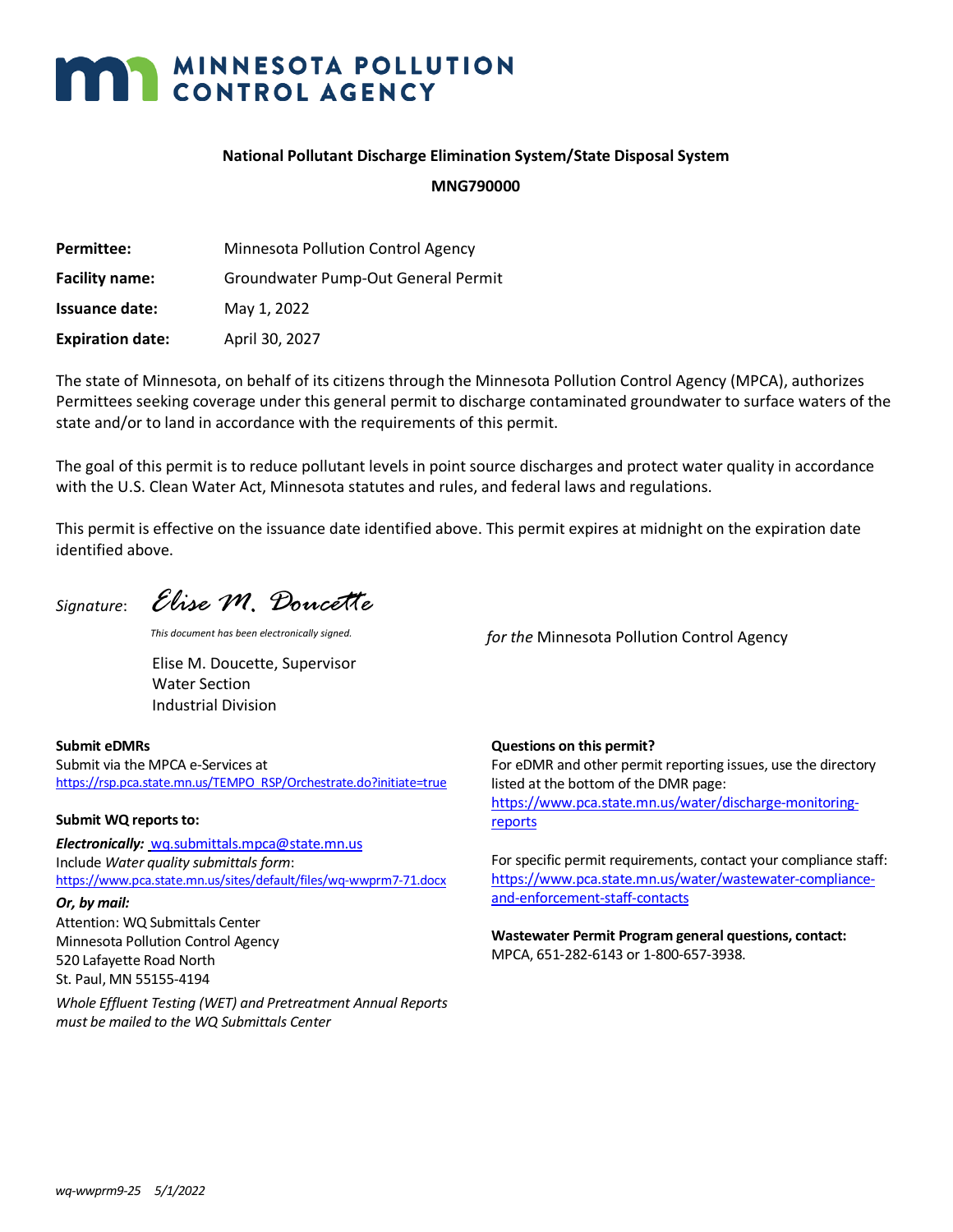# MINNESOTA POLLUTION CONTROL AGENCY

**National Pollutant Discharge Elimination System/State Disposal System**

**MNG790000**

| | |
|---|---|
| **Permittee:** | Minnesota Pollution Control Agency |
| **Facility name:** | Groundwater Pump-Out General Permit |
| **Issuance date:** | May 1, 2022 |
| **Expiration date:** | April 30, 2027 |

The state of Minnesota, on behalf of its citizens through the Minnesota Pollution Control Agency (MPCA), authorizes Permittees seeking coverage under this general permit to discharge contaminated groundwater to surface waters of the state and/or to land in accordance with the requirements of this permit.

The goal of this permit is to reduce pollutant levels in point source discharges and protect water quality in accordance with the U.S. Clean Water Act, Minnesota statutes and rules, and federal laws and regulations.

This permit is effective on the issuance date identified above. This permit expires at midnight on the expiration date identified above.

*Signature*: Elise M. Doucette

*This document has been electronically signed.*

Elise M. Doucette, Supervisor
Water Section
Industrial Division

*for the* Minnesota Pollution Control Agency

**Submit eDMRs**
Submit via the MPCA e-Services at
https://rsp.pca.state.mn.us/TEMPO_RSP/Orchestrate.do?initiate=true

**Submit WQ reports to:**

***Electronically:*** wq.submittals.mpca@state.mn.us
Include *Water quality submittals form*:
https://www.pca.state.mn.us/sites/default/files/wq-wwprm7-71.docx

***Or, by mail:***
Attention: WQ Submittals Center
Minnesota Pollution Control Agency
520 Lafayette Road North
St. Paul, MN 55155-4194

*Whole Effluent Testing (WET) and Pretreatment Annual Reports must be mailed to the WQ Submittals Center*

**Questions on this permit?**
For eDMR and other permit reporting issues, use the directory listed at the bottom of the DMR page:
https://www.pca.state.mn.us/water/discharge-monitoring-reports

For specific permit requirements, contact your compliance staff:
https://www.pca.state.mn.us/water/wastewater-compliance-and-enforcement-staff-contacts

**Wastewater Permit Program general questions, contact:**
MPCA, 651-282-6143 or 1-800-657-3938.

*wq-wwprm9-25 5/1/2022*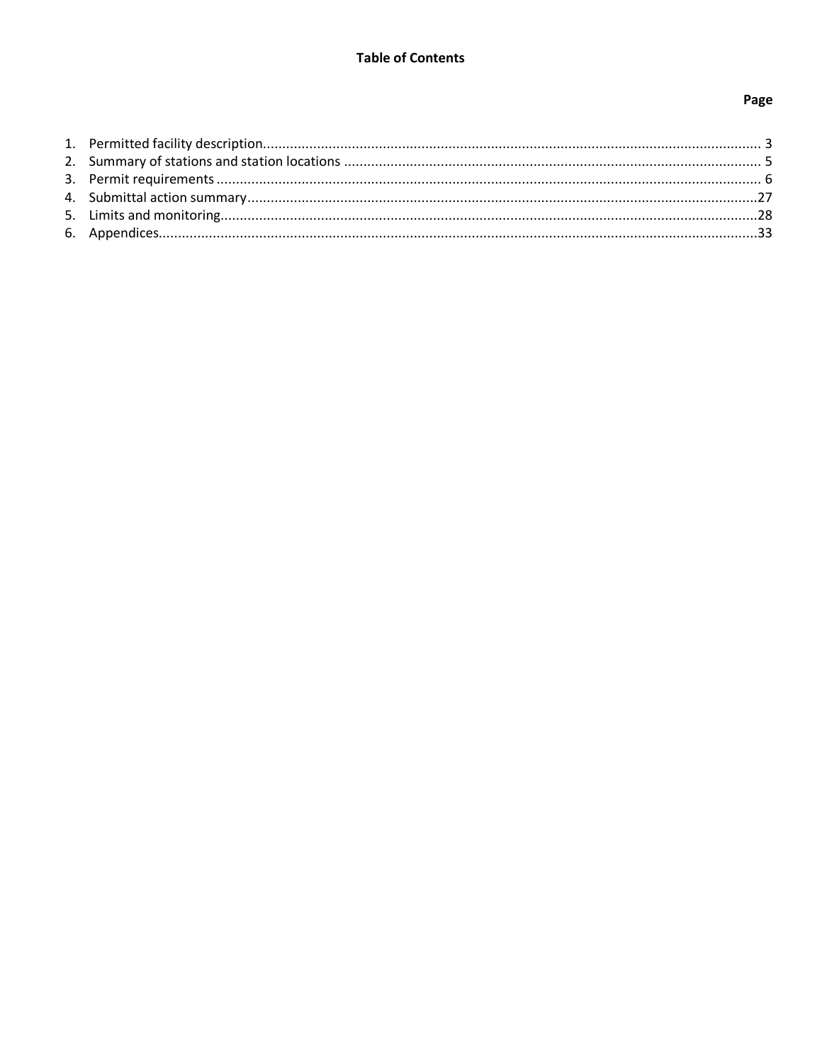**Table of Contents**

| | Page |
| --- | --- |
| 1. Permitted facility description | 3 |
| 2. Summary of stations and station locations | 5 |
| 3. Permit requirements | 6 |
| 4. Submittal action summary | 27 |
| 5. Limits and monitoring | 28 |
| 6. Appendices | 33 |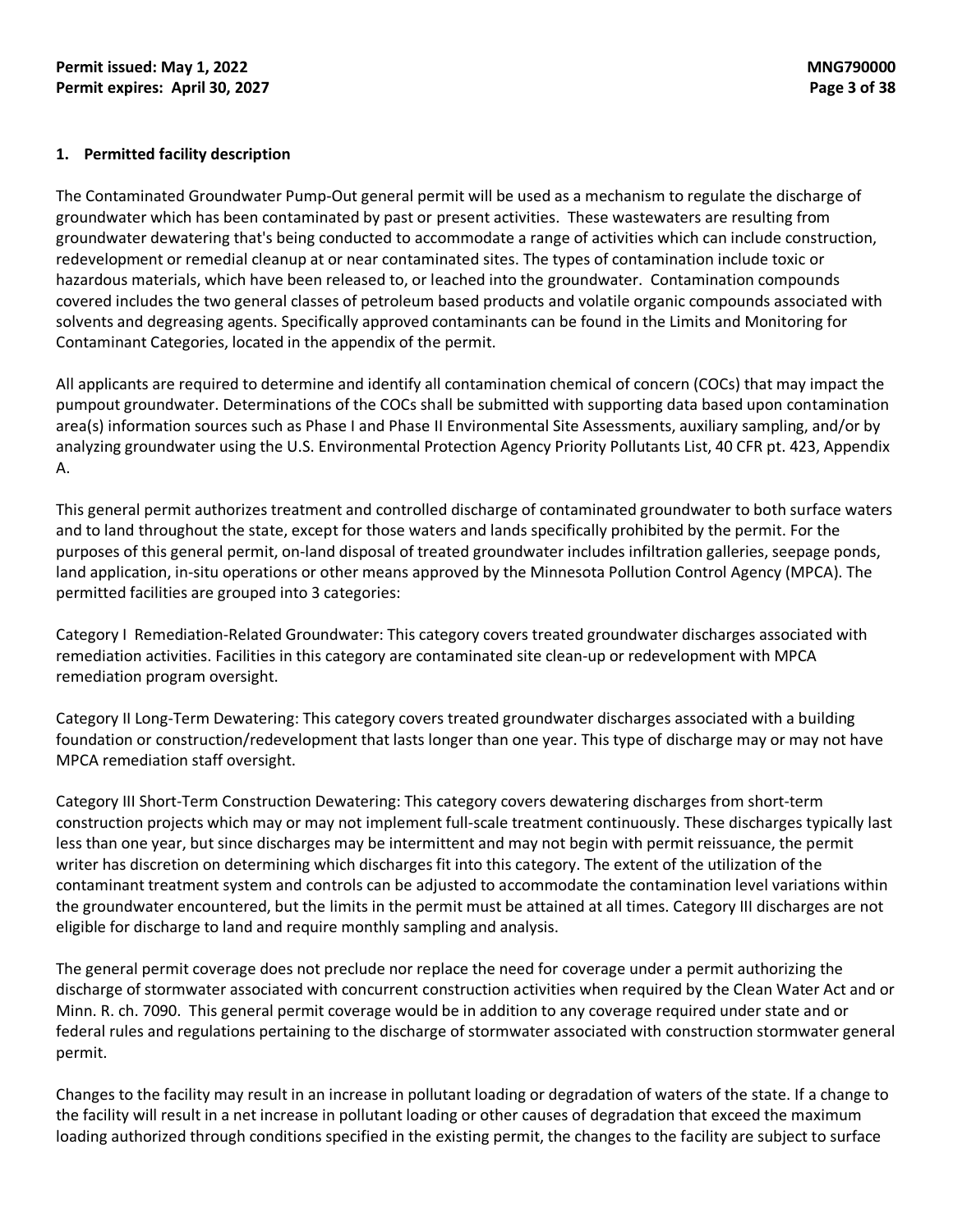## 1. Permitted facility description

The Contaminated Groundwater Pump-Out general permit will be used as a mechanism to regulate the discharge of groundwater which has been contaminated by past or present activities. These wastewaters are resulting from groundwater dewatering that's being conducted to accommodate a range of activities which can include construction, redevelopment or remedial cleanup at or near contaminated sites. The types of contamination include toxic or hazardous materials, which have been released to, or leached into the groundwater. Contamination compounds covered includes the two general classes of petroleum based products and volatile organic compounds associated with solvents and degreasing agents. Specifically approved contaminants can be found in the Limits and Monitoring for Contaminant Categories, located in the appendix of the permit.

All applicants are required to determine and identify all contamination chemical of concern (COCs) that may impact the pumpout groundwater. Determinations of the COCs shall be submitted with supporting data based upon contamination area(s) information sources such as Phase I and Phase II Environmental Site Assessments, auxiliary sampling, and/or by analyzing groundwater using the U.S. Environmental Protection Agency Priority Pollutants List, 40 CFR pt. 423, Appendix A.

This general permit authorizes treatment and controlled discharge of contaminated groundwater to both surface waters and to land throughout the state, except for those waters and lands specifically prohibited by the permit. For the purposes of this general permit, on-land disposal of treated groundwater includes infiltration galleries, seepage ponds, land application, in-situ operations or other means approved by the Minnesota Pollution Control Agency (MPCA). The permitted facilities are grouped into 3 categories:

Category I Remediation-Related Groundwater: This category covers treated groundwater discharges associated with remediation activities. Facilities in this category are contaminated site clean-up or redevelopment with MPCA remediation program oversight.

Category II Long-Term Dewatering: This category covers treated groundwater discharges associated with a building foundation or construction/redevelopment that lasts longer than one year. This type of discharge may or may not have MPCA remediation staff oversight.

Category III Short-Term Construction Dewatering: This category covers dewatering discharges from short-term construction projects which may or may not implement full-scale treatment continuously. These discharges typically last less than one year, but since discharges may be intermittent and may not begin with permit reissuance, the permit writer has discretion on determining which discharges fit into this category. The extent of the utilization of the contaminant treatment system and controls can be adjusted to accommodate the contamination level variations within the groundwater encountered, but the limits in the permit must be attained at all times. Category III discharges are not eligible for discharge to land and require monthly sampling and analysis.

The general permit coverage does not preclude nor replace the need for coverage under a permit authorizing the discharge of stormwater associated with concurrent construction activities when required by the Clean Water Act and or Minn. R. ch. 7090. This general permit coverage would be in addition to any coverage required under state and or federal rules and regulations pertaining to the discharge of stormwater associated with construction stormwater general permit.

Changes to the facility may result in an increase in pollutant loading or degradation of waters of the state. If a change to the facility will result in a net increase in pollutant loading or other causes of degradation that exceed the maximum loading authorized through conditions specified in the existing permit, the changes to the facility are subject to surface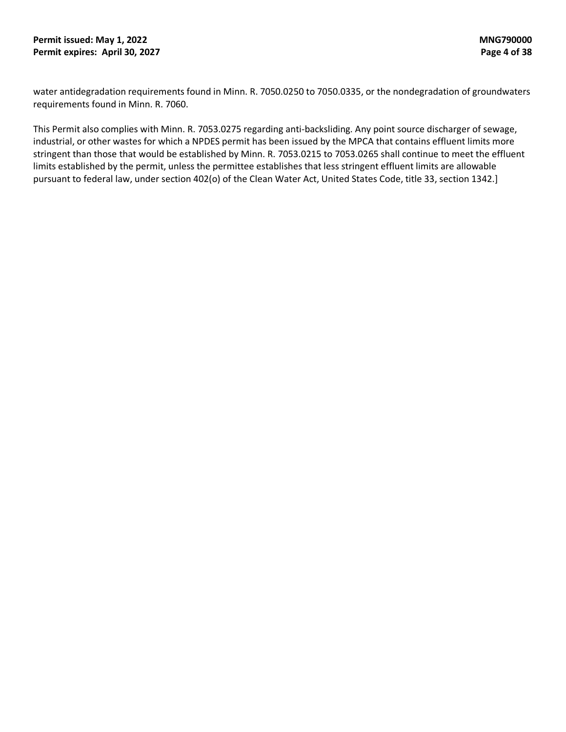water antidegradation requirements found in Minn. R. 7050.0250 to 7050.0335, or the nondegradation of groundwaters requirements found in Minn. R. 7060.

This Permit also complies with Minn. R. 7053.0275 regarding anti-backsliding. Any point source discharger of sewage, industrial, or other wastes for which a NPDES permit has been issued by the MPCA that contains effluent limits more stringent than those that would be established by Minn. R. 7053.0215 to 7053.0265 shall continue to meet the effluent limits established by the permit, unless the permittee establishes that less stringent effluent limits are allowable pursuant to federal law, under section 402(o) of the Clean Water Act, United States Code, title 33, section 1342.]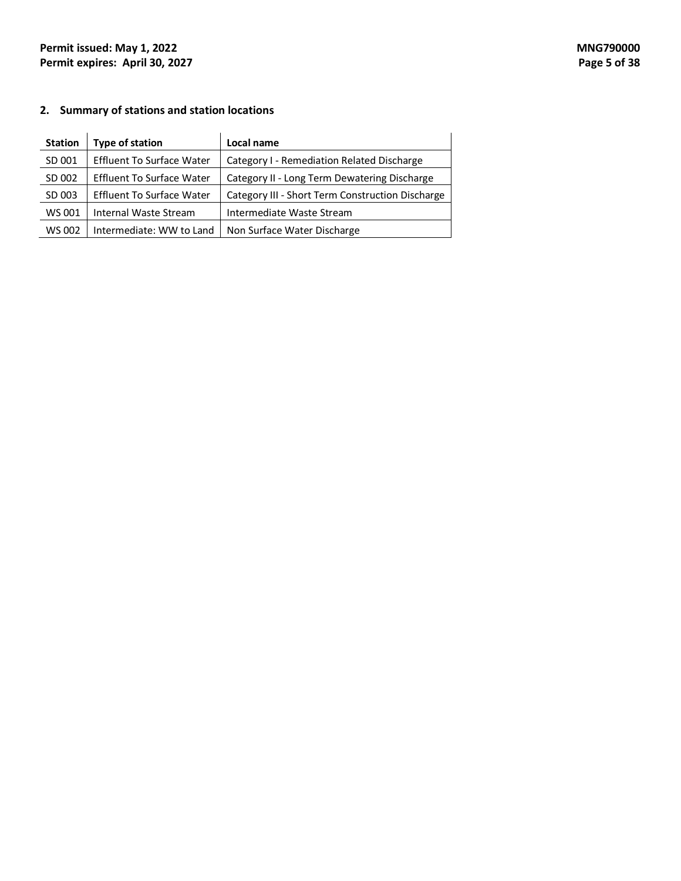## 2. Summary of stations and station locations

| Station | Type of station | Local name |
|---|---|---|
| SD 001 | Effluent To Surface Water | Category I - Remediation Related Discharge |
| SD 002 | Effluent To Surface Water | Category II - Long Term Dewatering Discharge |
| SD 003 | Effluent To Surface Water | Category III - Short Term Construction Discharge |
| WS 001 | Internal Waste Stream | Intermediate Waste Stream |
| WS 002 | Intermediate: WW to Land | Non Surface Water Discharge |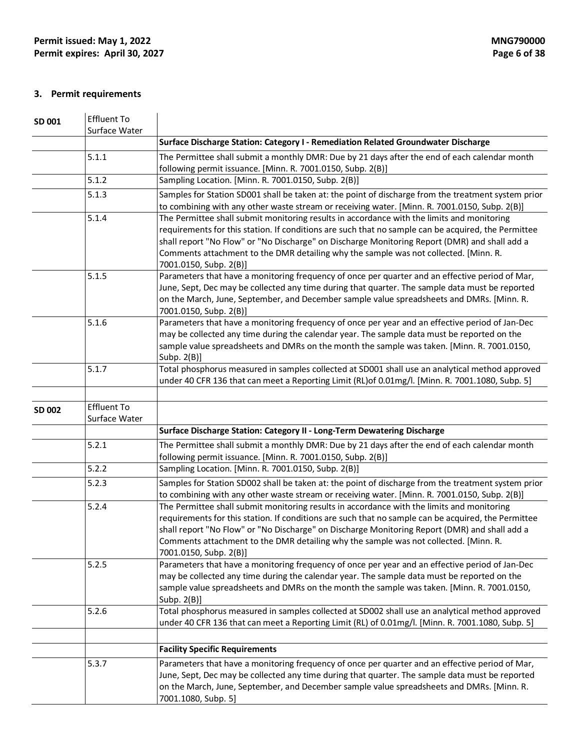## 3. Permit requirements

| | | |
|---|---|---|
| **SD 001** | Effluent To Surface Water | |
| | | **Surface Discharge Station: Category I - Remediation Related Groundwater Discharge** |
| | 5.1.1 | The Permittee shall submit a monthly DMR: Due by 21 days after the end of each calendar month following permit issuance. [Minn. R. 7001.0150, Subp. 2(B)] |
| | 5.1.2 | Sampling Location. [Minn. R. 7001.0150, Subp. 2(B)] |
| | 5.1.3 | Samples for Station SD001 shall be taken at: the point of discharge from the treatment system prior to combining with any other waste stream or receiving water. [Minn. R. 7001.0150, Subp. 2(B)] |
| | 5.1.4 | The Permittee shall submit monitoring results in accordance with the limits and monitoring requirements for this station. If conditions are such that no sample can be acquired, the Permittee shall report "No Flow" or "No Discharge" on Discharge Monitoring Report (DMR) and shall add a Comments attachment to the DMR detailing why the sample was not collected. [Minn. R. 7001.0150, Subp. 2(B)] |
| | 5.1.5 | Parameters that have a monitoring frequency of once per quarter and an effective period of Mar, June, Sept, Dec may be collected any time during that quarter. The sample data must be reported on the March, June, September, and December sample value spreadsheets and DMRs. [Minn. R. 7001.0150, Subp. 2(B)] |
| | 5.1.6 | Parameters that have a monitoring frequency of once per year and an effective period of Jan-Dec may be collected any time during the calendar year. The sample data must be reported on the sample value spreadsheets and DMRs on the month the sample was taken. [Minn. R. 7001.0150, Subp. 2(B)] |
| | 5.1.7 | Total phosphorus measured in samples collected at SD001 shall use an analytical method approved under 40 CFR 136 that can meet a Reporting Limit (RL)of 0.01mg/l. [Minn. R. 7001.1080, Subp. 5] |
| | | |
| **SD 002** | Effluent To Surface Water | |
| | | **Surface Discharge Station: Category II - Long-Term Dewatering Discharge** |
| | 5.2.1 | The Permittee shall submit a monthly DMR: Due by 21 days after the end of each calendar month following permit issuance. [Minn. R. 7001.0150, Subp. 2(B)] |
| | 5.2.2 | Sampling Location. [Minn. R. 7001.0150, Subp. 2(B)] |
| | 5.2.3 | Samples for Station SD002 shall be taken at: the point of discharge from the treatment system prior to combining with any other waste stream or receiving water. [Minn. R. 7001.0150, Subp. 2(B)] |
| | 5.2.4 | The Permittee shall submit monitoring results in accordance with the limits and monitoring requirements for this station. If conditions are such that no sample can be acquired, the Permittee shall report "No Flow" or "No Discharge" on Discharge Monitoring Report (DMR) and shall add a Comments attachment to the DMR detailing why the sample was not collected. [Minn. R. 7001.0150, Subp. 2(B)] |
| | 5.2.5 | Parameters that have a monitoring frequency of once per year and an effective period of Jan-Dec may be collected any time during the calendar year. The sample data must be reported on the sample value spreadsheets and DMRs on the month the sample was taken. [Minn. R. 7001.0150, Subp. 2(B)] |
| | 5.2.6 | Total phosphorus measured in samples collected at SD002 shall use an analytical method approved under 40 CFR 136 that can meet a Reporting Limit (RL) of 0.01mg/l. [Minn. R. 7001.1080, Subp. 5] |
| | | |
| | | **Facility Specific Requirements** |
| | 5.3.7 | Parameters that have a monitoring frequency of once per quarter and an effective period of Mar, June, Sept, Dec may be collected any time during that quarter. The sample data must be reported on the March, June, September, and December sample value spreadsheets and DMRs. [Minn. R. 7001.1080, Subp. 5] |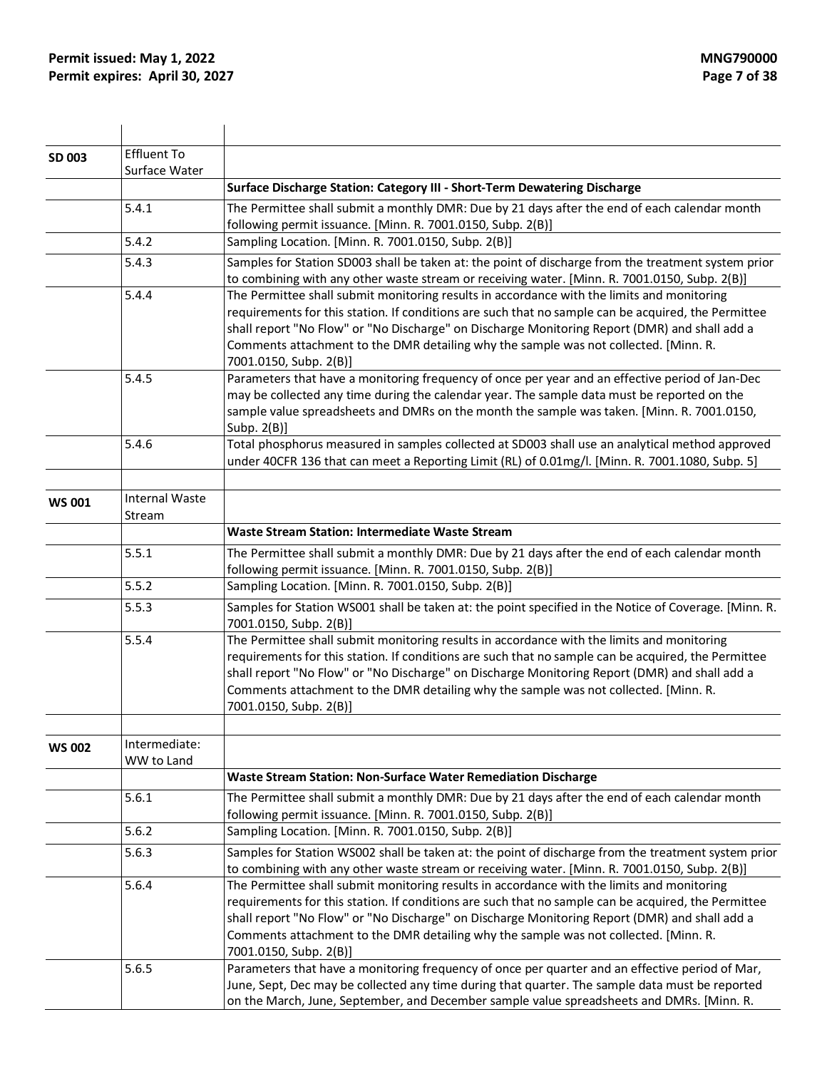| | | |
|---|---|---|
| **SD 003** | Effluent To Surface Water | |
| | | **Surface Discharge Station: Category III - Short-Term Dewatering Discharge** |
| | 5.4.1 | The Permittee shall submit a monthly DMR: Due by 21 days after the end of each calendar month following permit issuance. [Minn. R. 7001.0150, Subp. 2(B)] |
| | 5.4.2 | Sampling Location. [Minn. R. 7001.0150, Subp. 2(B)] |
| | 5.4.3 | Samples for Station SD003 shall be taken at: the point of discharge from the treatment system prior to combining with any other waste stream or receiving water. [Minn. R. 7001.0150, Subp. 2(B)] |
| | 5.4.4 | The Permittee shall submit monitoring results in accordance with the limits and monitoring requirements for this station. If conditions are such that no sample can be acquired, the Permittee shall report "No Flow" or "No Discharge" on Discharge Monitoring Report (DMR) and shall add a Comments attachment to the DMR detailing why the sample was not collected. [Minn. R. 7001.0150, Subp. 2(B)] |
| | 5.4.5 | Parameters that have a monitoring frequency of once per year and an effective period of Jan-Dec may be collected any time during the calendar year. The sample data must be reported on the sample value spreadsheets and DMRs on the month the sample was taken. [Minn. R. 7001.0150, Subp. 2(B)] |
| | 5.4.6 | Total phosphorus measured in samples collected at SD003 shall use an analytical method approved under 40CFR 136 that can meet a Reporting Limit (RL) of 0.01mg/l. [Minn. R. 7001.1080, Subp. 5] |
| | | |
| **WS 001** | Internal Waste Stream | |
| | | **Waste Stream Station: Intermediate Waste Stream** |
| | 5.5.1 | The Permittee shall submit a monthly DMR: Due by 21 days after the end of each calendar month following permit issuance. [Minn. R. 7001.0150, Subp. 2(B)] |
| | 5.5.2 | Sampling Location. [Minn. R. 7001.0150, Subp. 2(B)] |
| | 5.5.3 | Samples for Station WS001 shall be taken at: the point specified in the Notice of Coverage. [Minn. R. 7001.0150, Subp. 2(B)] |
| | 5.5.4 | The Permittee shall submit monitoring results in accordance with the limits and monitoring requirements for this station. If conditions are such that no sample can be acquired, the Permittee shall report "No Flow" or "No Discharge" on Discharge Monitoring Report (DMR) and shall add a Comments attachment to the DMR detailing why the sample was not collected. [Minn. R. 7001.0150, Subp. 2(B)] |
| | | |
| **WS 002** | Intermediate: WW to Land | |
| | | **Waste Stream Station: Non-Surface Water Remediation Discharge** |
| | 5.6.1 | The Permittee shall submit a monthly DMR: Due by 21 days after the end of each calendar month following permit issuance. [Minn. R. 7001.0150, Subp. 2(B)] |
| | 5.6.2 | Sampling Location. [Minn. R. 7001.0150, Subp. 2(B)] |
| | 5.6.3 | Samples for Station WS002 shall be taken at: the point of discharge from the treatment system prior to combining with any other waste stream or receiving water. [Minn. R. 7001.0150, Subp. 2(B)] |
| | 5.6.4 | The Permittee shall submit monitoring results in accordance with the limits and monitoring requirements for this station. If conditions are such that no sample can be acquired, the Permittee shall report "No Flow" or "No Discharge" on Discharge Monitoring Report (DMR) and shall add a Comments attachment to the DMR detailing why the sample was not collected. [Minn. R. 7001.0150, Subp. 2(B)] |
| | 5.6.5 | Parameters that have a monitoring frequency of once per quarter and an effective period of Mar, June, Sept, Dec may be collected any time during that quarter. The sample data must be reported on the March, June, September, and December sample value spreadsheets and DMRs. [Minn. R. |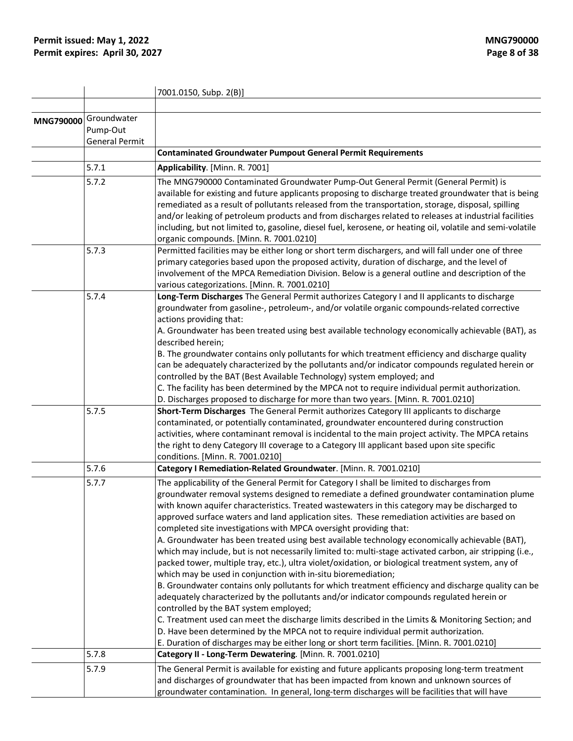| | | |
|---|---|---|
| | | 7001.0150, Subp. 2(B)] |
| | | |
| MNG790000 | Groundwater Pump-Out General Permit | |
| | | **Contaminated Groundwater Pumpout General Permit Requirements** |
| | 5.7.1 | **Applicability**. [Minn. R. 7001] |
| | 5.7.2 | The MNG790000 Contaminated Groundwater Pump-Out General Permit (General Permit) is available for existing and future applicants proposing to discharge treated groundwater that is being remediated as a result of pollutants released from the transportation, storage, disposal, spilling and/or leaking of petroleum products and from discharges related to releases at industrial facilities including, but not limited to, gasoline, diesel fuel, kerosene, or heating oil, volatile and semi-volatile organic compounds. [Minn. R. 7001.0210] |
| | 5.7.3 | Permitted facilities may be either long or short term dischargers, and will fall under one of three primary categories based upon the proposed activity, duration of discharge, and the level of involvement of the MPCA Remediation Division. Below is a general outline and description of the various categorizations. [Minn. R. 7001.0210] |
| | 5.7.4 | **Long-Term Discharges** The General Permit authorizes Category I and II applicants to discharge groundwater from gasoline-, petroleum-, and/or volatile organic compounds-related corrective actions providing that:<br>A. Groundwater has been treated using best available technology economically achievable (BAT), as described herein;<br>B. The groundwater contains only pollutants for which treatment efficiency and discharge quality can be adequately characterized by the pollutants and/or indicator compounds regulated herein or controlled by the BAT (Best Available Technology) system employed; and<br>C. The facility has been determined by the MPCA not to require individual permit authorization.<br>D. Discharges proposed to discharge for more than two years. [Minn. R. 7001.0210] |
| | 5.7.5 | **Short-Term Discharges** The General Permit authorizes Category III applicants to discharge contaminated, or potentially contaminated, groundwater encountered during construction activities, where contaminant removal is incidental to the main project activity. The MPCA retains the right to deny Category III coverage to a Category III applicant based upon site specific conditions. [Minn. R. 7001.0210] |
| | 5.7.6 | **Category I Remediation-Related Groundwater**. [Minn. R. 7001.0210] |
| | 5.7.7 | The applicability of the General Permit for Category I shall be limited to discharges from groundwater removal systems designed to remediate a defined groundwater contamination plume with known aquifer characteristics. Treated wastewaters in this category may be discharged to approved surface waters and land application sites. These remediation activities are based on completed site investigations with MPCA oversight providing that:<br>A. Groundwater has been treated using best available technology economically achievable (BAT), which may include, but is not necessarily limited to: multi-stage activated carbon, air stripping (i.e., packed tower, multiple tray, etc.), ultra violet/oxidation, or biological treatment system, any of which may be used in conjunction with in-situ bioremediation;<br>B. Groundwater contains only pollutants for which treatment efficiency and discharge quality can be adequately characterized by the pollutants and/or indicator compounds regulated herein or controlled by the BAT system employed;<br>C. Treatment used can meet the discharge limits described in the Limits & Monitoring Section; and<br>D. Have been determined by the MPCA not to require individual permit authorization.<br>E. Duration of discharges may be either long or short term facilities. [Minn. R. 7001.0210] |
| | 5.7.8 | **Category II - Long-Term Dewatering**. [Minn. R. 7001.0210] |
| | 5.7.9 | The General Permit is available for existing and future applicants proposing long-term treatment and discharges of groundwater that has been impacted from known and unknown sources of groundwater contamination. In general, long-term discharges will be facilities that will have |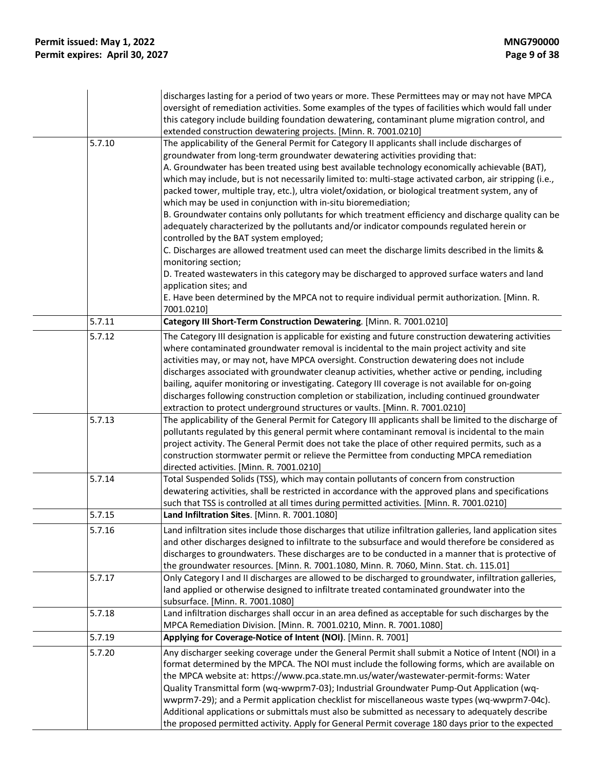| | | |
|---|---|---|
| | | discharges lasting for a period of two years or more. These Permittees may or may not have MPCA oversight of remediation activities. Some examples of the types of facilities which would fall under this category include building foundation dewatering, contaminant plume migration control, and extended construction dewatering projects. [Minn. R. 7001.0210] |
| | 5.7.10 | The applicability of the General Permit for Category II applicants shall include discharges of groundwater from long-term groundwater dewatering activities providing that:<br>A. Groundwater has been treated using best available technology economically achievable (BAT), which may include, but is not necessarily limited to: multi-stage activated carbon, air stripping (i.e., packed tower, multiple tray, etc.), ultra violet/oxidation, or biological treatment system, any of which may be used in conjunction with in-situ bioremediation;<br>B. Groundwater contains only pollutants for which treatment efficiency and discharge quality can be adequately characterized by the pollutants and/or indicator compounds regulated herein or controlled by the BAT system employed;<br>C. Discharges are allowed treatment used can meet the discharge limits described in the limits & monitoring section;<br>D. Treated wastewaters in this category may be discharged to approved surface waters and land application sites; and<br>E. Have been determined by the MPCA not to require individual permit authorization. [Minn. R. 7001.0210] |
| | 5.7.11 | **Category III Short-Term Construction Dewatering**. [Minn. R. 7001.0210] |
| | 5.7.12 | The Category III designation is applicable for existing and future construction dewatering activities where contaminated groundwater removal is incidental to the main project activity and site activities may, or may not, have MPCA oversight. Construction dewatering does not include discharges associated with groundwater cleanup activities, whether active or pending, including bailing, aquifer monitoring or investigating. Category III coverage is not available for on-going discharges following construction completion or stabilization, including continued groundwater extraction to protect underground structures or vaults. [Minn. R. 7001.0210] |
| | 5.7.13 | The applicability of the General Permit for Category III applicants shall be limited to the discharge of pollutants regulated by this general permit where contaminant removal is incidental to the main project activity. The General Permit does not take the place of other required permits, such as a construction stormwater permit or relieve the Permittee from conducting MPCA remediation directed activities. [Minn. R. 7001.0210] |
| | 5.7.14 | Total Suspended Solids (TSS), which may contain pollutants of concern from construction dewatering activities, shall be restricted in accordance with the approved plans and specifications such that TSS is controlled at all times during permitted activities. [Minn. R. 7001.0210] |
| | 5.7.15 | **Land Infiltration Sites**. [Minn. R. 7001.1080] |
| | 5.7.16 | Land infiltration sites include those discharges that utilize infiltration galleries, land application sites and other discharges designed to infiltrate to the subsurface and would therefore be considered as discharges to groundwaters. These discharges are to be conducted in a manner that is protective of the groundwater resources. [Minn. R. 7001.1080, Minn. R. 7060, Minn. Stat. ch. 115.01] |
| | 5.7.17 | Only Category I and II discharges are allowed to be discharged to groundwater, infiltration galleries, land applied or otherwise designed to infiltrate treated contaminated groundwater into the subsurface. [Minn. R. 7001.1080] |
| | 5.7.18 | Land infiltration discharges shall occur in an area defined as acceptable for such discharges by the MPCA Remediation Division. [Minn. R. 7001.0210, Minn. R. 7001.1080] |
| | 5.7.19 | **Applying for Coverage-Notice of Intent (NOI)**. [Minn. R. 7001] |
| | 5.7.20 | Any discharger seeking coverage under the General Permit shall submit a Notice of Intent (NOI) in a format determined by the MPCA. The NOI must include the following forms, which are available on the MPCA website at: https://www.pca.state.mn.us/water/wastewater-permit-forms: Water Quality Transmittal form (wq-wwprm7-03); Industrial Groundwater Pump-Out Application (wq-wwprm7-29); and a Permit application checklist for miscellaneous waste types (wq-wwprm7-04c). Additional applications or submittals must also be submitted as necessary to adequately describe the proposed permitted activity. Apply for General Permit coverage 180 days prior to the expected |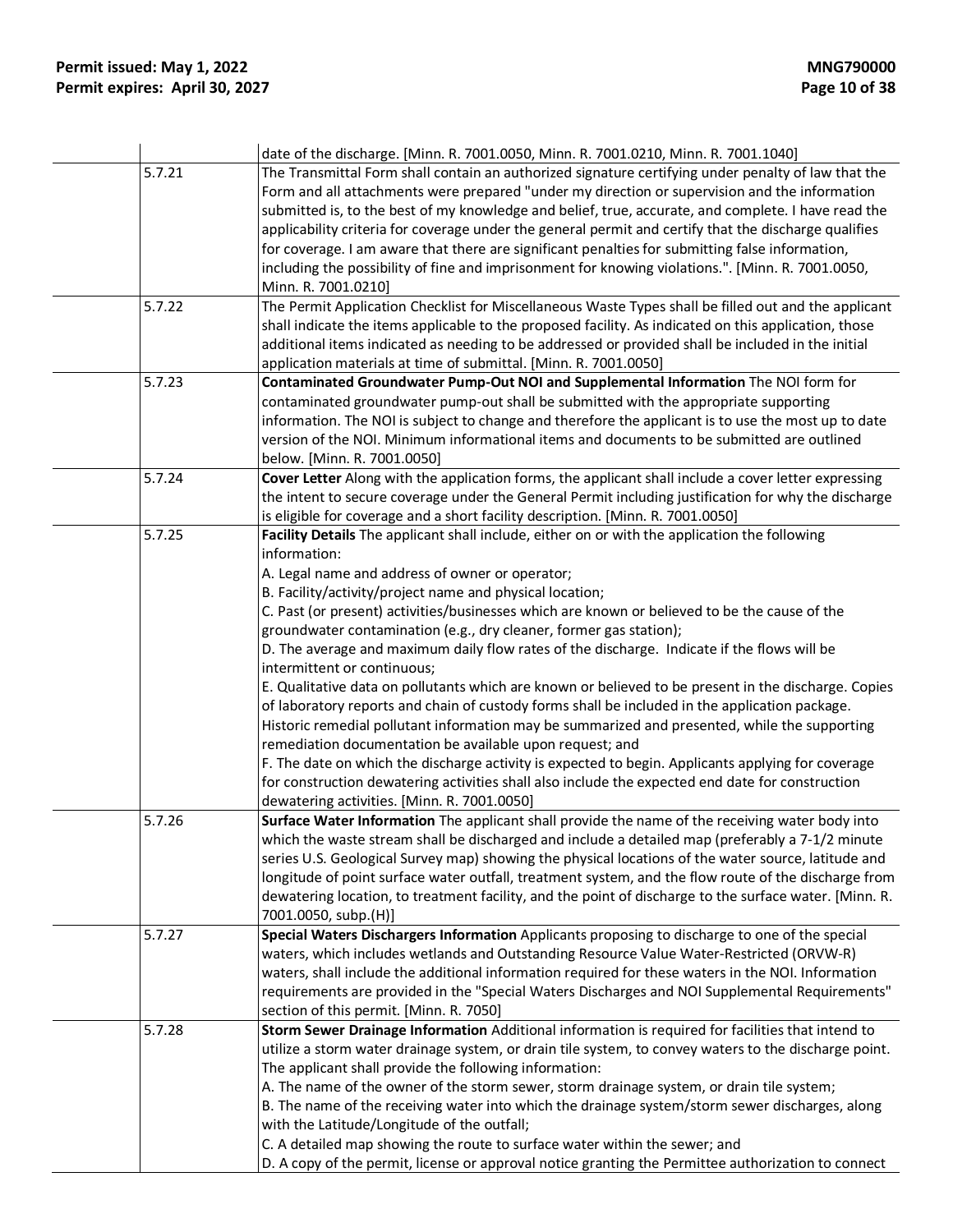| | | |
|---|---|---|
| | | date of the discharge. [Minn. R. 7001.0050, Minn. R. 7001.0210, Minn. R. 7001.1040] |
| | 5.7.21 | The Transmittal Form shall contain an authorized signature certifying under penalty of law that the Form and all attachments were prepared "under my direction or supervision and the information submitted is, to the best of my knowledge and belief, true, accurate, and complete. I have read the applicability criteria for coverage under the general permit and certify that the discharge qualifies for coverage. I am aware that there are significant penalties for submitting false information, including the possibility of fine and imprisonment for knowing violations.". [Minn. R. 7001.0050, Minn. R. 7001.0210] |
| | 5.7.22 | The Permit Application Checklist for Miscellaneous Waste Types shall be filled out and the applicant shall indicate the items applicable to the proposed facility. As indicated on this application, those additional items indicated as needing to be addressed or provided shall be included in the initial application materials at time of submittal. [Minn. R. 7001.0050] |
| | 5.7.23 | **Contaminated Groundwater Pump-Out NOI and Supplemental Information** The NOI form for contaminated groundwater pump-out shall be submitted with the appropriate supporting information. The NOI is subject to change and therefore the applicant is to use the most up to date version of the NOI. Minimum informational items and documents to be submitted are outlined below. [Minn. R. 7001.0050] |
| | 5.7.24 | **Cover Letter** Along with the application forms, the applicant shall include a cover letter expressing the intent to secure coverage under the General Permit including justification for why the discharge is eligible for coverage and a short facility description. [Minn. R. 7001.0050] |
| | 5.7.25 | **Facility Details** The applicant shall include, either on or with the application the following information:<br>A. Legal name and address of owner or operator;<br>B. Facility/activity/project name and physical location;<br>C. Past (or present) activities/businesses which are known or believed to be the cause of the groundwater contamination (e.g., dry cleaner, former gas station);<br>D. The average and maximum daily flow rates of the discharge. Indicate if the flows will be intermittent or continuous;<br>E. Qualitative data on pollutants which are known or believed to be present in the discharge. Copies of laboratory reports and chain of custody forms shall be included in the application package. Historic remedial pollutant information may be summarized and presented, while the supporting remediation documentation be available upon request; and<br>F. The date on which the discharge activity is expected to begin. Applicants applying for coverage for construction dewatering activities shall also include the expected end date for construction dewatering activities. [Minn. R. 7001.0050] |
| | 5.7.26 | **Surface Water Information** The applicant shall provide the name of the receiving water body into which the waste stream shall be discharged and include a detailed map (preferably a 7-1/2 minute series U.S. Geological Survey map) showing the physical locations of the water source, latitude and longitude of point surface water outfall, treatment system, and the flow route of the discharge from dewatering location, to treatment facility, and the point of discharge to the surface water. [Minn. R. 7001.0050, subp.(H)] |
| | 5.7.27 | **Special Waters Dischargers Information** Applicants proposing to discharge to one of the special waters, which includes wetlands and Outstanding Resource Value Water-Restricted (ORVW-R) waters, shall include the additional information required for these waters in the NOI. Information requirements are provided in the "Special Waters Discharges and NOI Supplemental Requirements" section of this permit. [Minn. R. 7050] |
| | 5.7.28 | **Storm Sewer Drainage Information** Additional information is required for facilities that intend to utilize a storm water drainage system, or drain tile system, to convey waters to the discharge point. The applicant shall provide the following information:<br>A. The name of the owner of the storm sewer, storm drainage system, or drain tile system;<br>B. The name of the receiving water into which the drainage system/storm sewer discharges, along with the Latitude/Longitude of the outfall;<br>C. A detailed map showing the route to surface water within the sewer; and<br>D. A copy of the permit, license or approval notice granting the Permittee authorization to connect |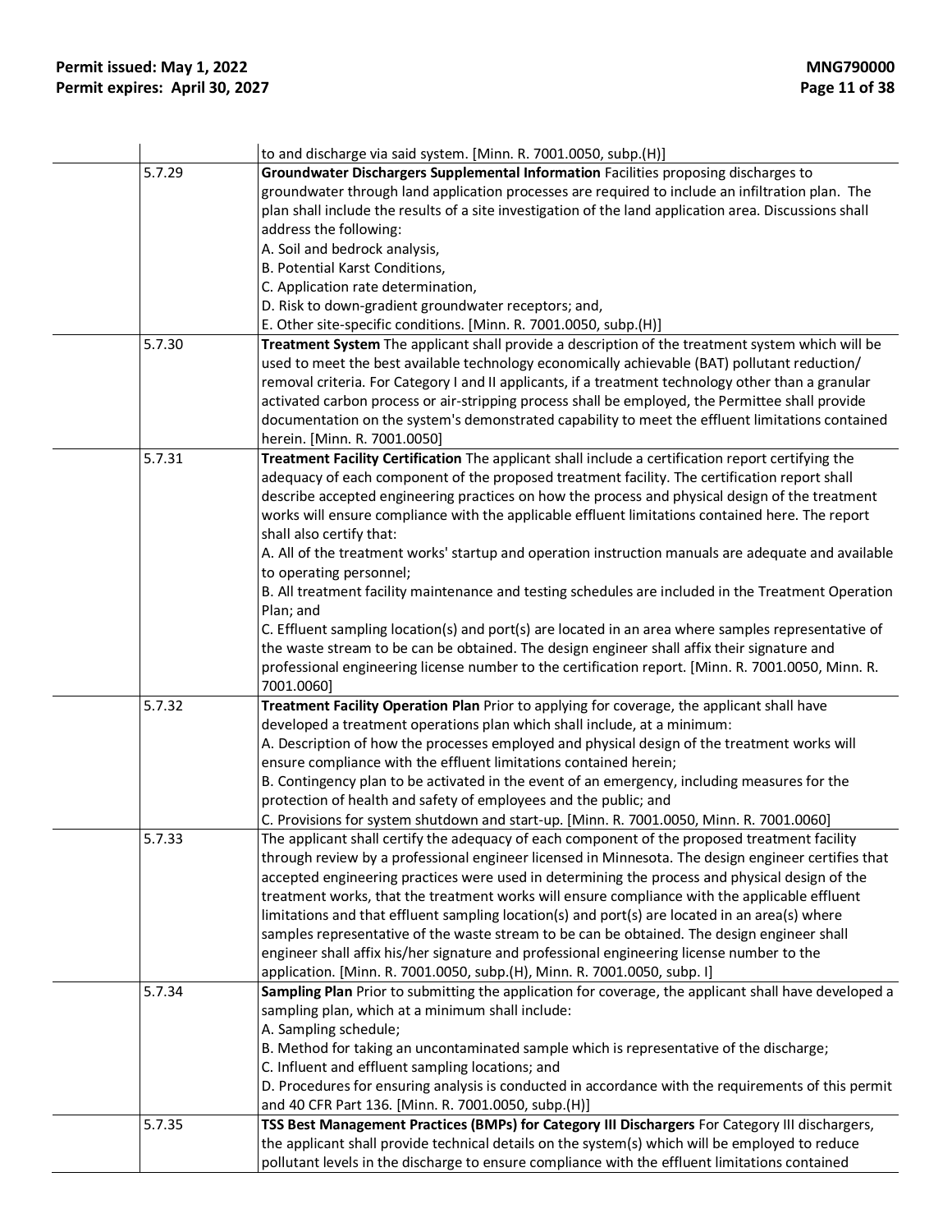| | | |
|---|---|---|
| | | to and discharge via said system. [Minn. R. 7001.0050, subp.(H)] |
| | 5.7.29 | **Groundwater Dischargers Supplemental Information** Facilities proposing discharges to groundwater through land application processes are required to include an infiltration plan. The plan shall include the results of a site investigation of the land application area. Discussions shall address the following:<br>A. Soil and bedrock analysis,<br>B. Potential Karst Conditions,<br>C. Application rate determination,<br>D. Risk to down-gradient groundwater receptors; and,<br>E. Other site-specific conditions. [Minn. R. 7001.0050, subp.(H)] |
| | 5.7.30 | **Treatment System** The applicant shall provide a description of the treatment system which will be used to meet the best available technology economically achievable (BAT) pollutant reduction/ removal criteria. For Category I and II applicants, if a treatment technology other than a granular activated carbon process or air-stripping process shall be employed, the Permittee shall provide documentation on the system's demonstrated capability to meet the effluent limitations contained herein. [Minn. R. 7001.0050] |
| | 5.7.31 | **Treatment Facility Certification** The applicant shall include a certification report certifying the adequacy of each component of the proposed treatment facility. The certification report shall describe accepted engineering practices on how the process and physical design of the treatment works will ensure compliance with the applicable effluent limitations contained here. The report shall also certify that:<br>A. All of the treatment works' startup and operation instruction manuals are adequate and available to operating personnel;<br>B. All treatment facility maintenance and testing schedules are included in the Treatment Operation Plan; and<br>C. Effluent sampling location(s) and port(s) are located in an area where samples representative of the waste stream to be can be obtained. The design engineer shall affix their signature and professional engineering license number to the certification report. [Minn. R. 7001.0050, Minn. R. 7001.0060] |
| | 5.7.32 | **Treatment Facility Operation Plan** Prior to applying for coverage, the applicant shall have developed a treatment operations plan which shall include, at a minimum:<br>A. Description of how the processes employed and physical design of the treatment works will ensure compliance with the effluent limitations contained herein;<br>B. Contingency plan to be activated in the event of an emergency, including measures for the protection of health and safety of employees and the public; and<br>C. Provisions for system shutdown and start-up. [Minn. R. 7001.0050, Minn. R. 7001.0060] |
| | 5.7.33 | The applicant shall certify the adequacy of each component of the proposed treatment facility through review by a professional engineer licensed in Minnesota. The design engineer certifies that accepted engineering practices were used in determining the process and physical design of the treatment works, that the treatment works will ensure compliance with the applicable effluent limitations and that effluent sampling location(s) and port(s) are located in an area(s) where samples representative of the waste stream to be can be obtained. The design engineer shall engineer shall affix his/her signature and professional engineering license number to the application. [Minn. R. 7001.0050, subp.(H), Minn. R. 7001.0050, subp. I] |
| | 5.7.34 | **Sampling Plan** Prior to submitting the application for coverage, the applicant shall have developed a sampling plan, which at a minimum shall include:<br>A. Sampling schedule;<br>B. Method for taking an uncontaminated sample which is representative of the discharge;<br>C. Influent and effluent sampling locations; and<br>D. Procedures for ensuring analysis is conducted in accordance with the requirements of this permit and 40 CFR Part 136. [Minn. R. 7001.0050, subp.(H)] |
| | 5.7.35 | **TSS Best Management Practices (BMPs) for Category III Dischargers** For Category III dischargers, the applicant shall provide technical details on the system(s) which will be employed to reduce pollutant levels in the discharge to ensure compliance with the effluent limitations contained |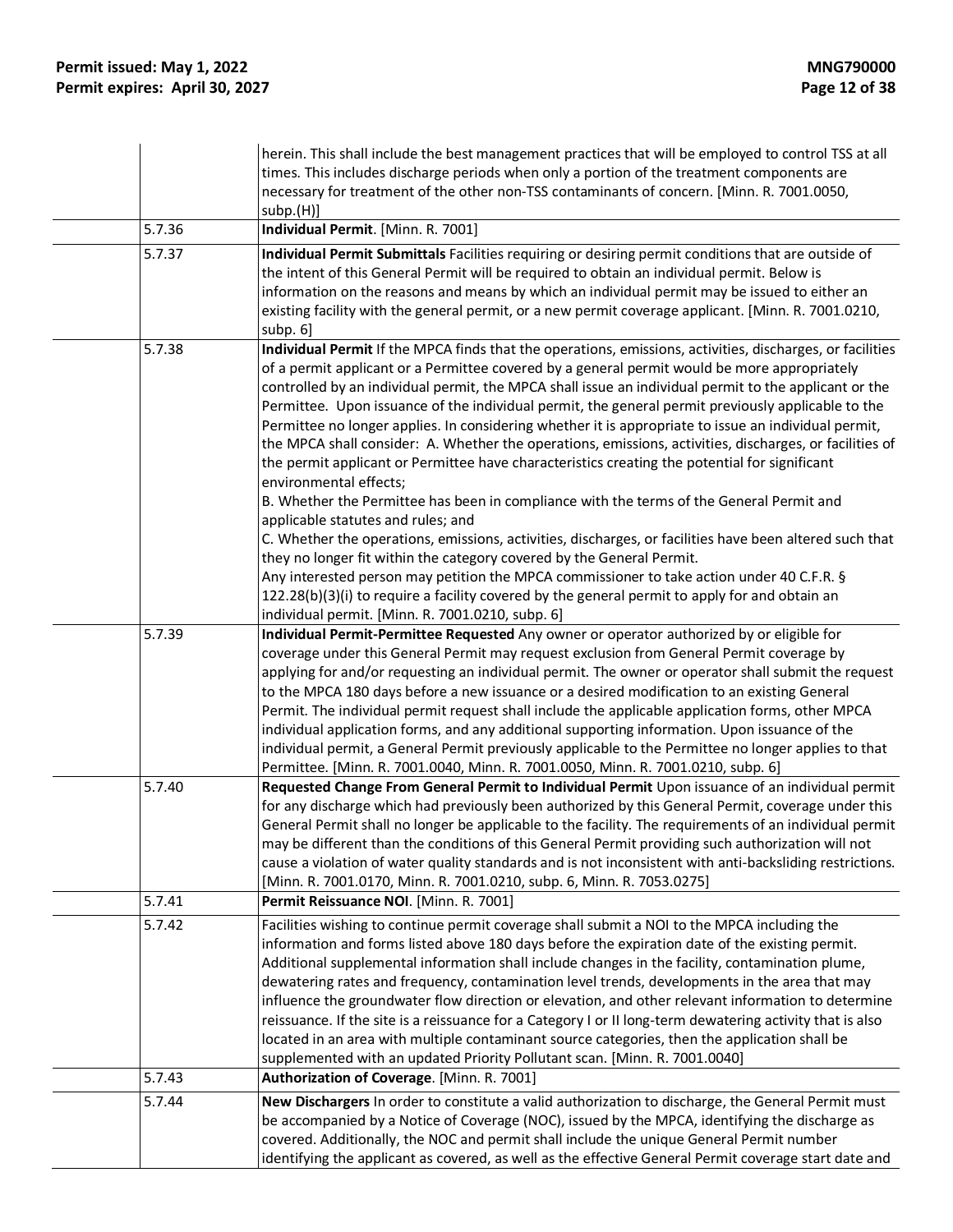| | | |
|---|---|---|
| | | herein. This shall include the best management practices that will be employed to control TSS at all times. This includes discharge periods when only a portion of the treatment components are necessary for treatment of the other non-TSS contaminants of concern. [Minn. R. 7001.0050, subp.(H)] |
| | 5.7.36 | **Individual Permit**. [Minn. R. 7001] |
| | 5.7.37 | **Individual Permit Submittals** Facilities requiring or desiring permit conditions that are outside of the intent of this General Permit will be required to obtain an individual permit. Below is information on the reasons and means by which an individual permit may be issued to either an existing facility with the general permit, or a new permit coverage applicant. [Minn. R. 7001.0210, subp. 6] |
| | 5.7.38 | **Individual Permit** If the MPCA finds that the operations, emissions, activities, discharges, or facilities of a permit applicant or a Permittee covered by a general permit would be more appropriately controlled by an individual permit, the MPCA shall issue an individual permit to the applicant or the Permittee. Upon issuance of the individual permit, the general permit previously applicable to the Permittee no longer applies. In considering whether it is appropriate to issue an individual permit, the MPCA shall consider: A. Whether the operations, emissions, activities, discharges, or facilities of the permit applicant or Permittee have characteristics creating the potential for significant environmental effects;<br>B. Whether the Permittee has been in compliance with the terms of the General Permit and applicable statutes and rules; and<br>C. Whether the operations, emissions, activities, discharges, or facilities have been altered such that they no longer fit within the category covered by the General Permit.<br>Any interested person may petition the MPCA commissioner to take action under 40 C.F.R. § 122.28(b)(3)(i) to require a facility covered by the general permit to apply for and obtain an individual permit. [Minn. R. 7001.0210, subp. 6] |
| | 5.7.39 | **Individual Permit-Permittee Requested** Any owner or operator authorized by or eligible for coverage under this General Permit may request exclusion from General Permit coverage by applying for and/or requesting an individual permit. The owner or operator shall submit the request to the MPCA 180 days before a new issuance or a desired modification to an existing General Permit. The individual permit request shall include the applicable application forms, other MPCA individual application forms, and any additional supporting information. Upon issuance of the individual permit, a General Permit previously applicable to the Permittee no longer applies to that Permittee. [Minn. R. 7001.0040, Minn. R. 7001.0050, Minn. R. 7001.0210, subp. 6] |
| | 5.7.40 | **Requested Change From General Permit to Individual Permit** Upon issuance of an individual permit for any discharge which had previously been authorized by this General Permit, coverage under this General Permit shall no longer be applicable to the facility. The requirements of an individual permit may be different than the conditions of this General Permit providing such authorization will not cause a violation of water quality standards and is not inconsistent with anti-backsliding restrictions. [Minn. R. 7001.0170, Minn. R. 7001.0210, subp. 6, Minn. R. 7053.0275] |
| | 5.7.41 | **Permit Reissuance NOI**. [Minn. R. 7001] |
| | 5.7.42 | Facilities wishing to continue permit coverage shall submit a NOI to the MPCA including the information and forms listed above 180 days before the expiration date of the existing permit. Additional supplemental information shall include changes in the facility, contamination plume, dewatering rates and frequency, contamination level trends, developments in the area that may influence the groundwater flow direction or elevation, and other relevant information to determine reissuance. If the site is a reissuance for a Category I or II long-term dewatering activity that is also located in an area with multiple contaminant source categories, then the application shall be supplemented with an updated Priority Pollutant scan. [Minn. R. 7001.0040] |
| | 5.7.43 | **Authorization of Coverage**. [Minn. R. 7001] |
| | 5.7.44 | **New Dischargers** In order to constitute a valid authorization to discharge, the General Permit must be accompanied by a Notice of Coverage (NOC), issued by the MPCA, identifying the discharge as covered. Additionally, the NOC and permit shall include the unique General Permit number identifying the applicant as covered, as well as the effective General Permit coverage start date and |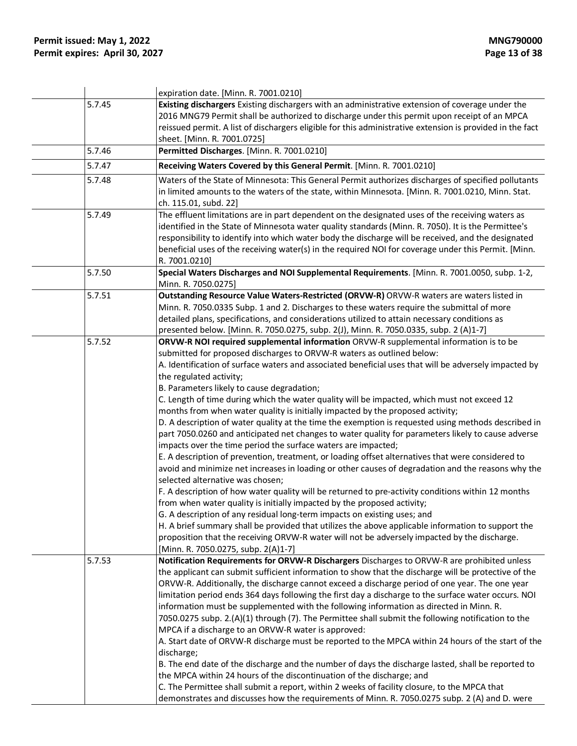| | | |
|---|---|---|
| | | expiration date. [Minn. R. 7001.0210] |
| | 5.7.45 | **Existing dischargers** Existing dischargers with an administrative extension of coverage under the 2016 MNG79 Permit shall be authorized to discharge under this permit upon receipt of an MPCA reissued permit. A list of dischargers eligible for this administrative extension is provided in the fact sheet. [Minn. R. 7001.0725] |
| | 5.7.46 | **Permitted Discharges**. [Minn. R. 7001.0210] |
| | 5.7.47 | **Receiving Waters Covered by this General Permit**. [Minn. R. 7001.0210] |
| | 5.7.48 | Waters of the State of Minnesota: This General Permit authorizes discharges of specified pollutants in limited amounts to the waters of the state, within Minnesota. [Minn. R. 7001.0210, Minn. Stat. ch. 115.01, subd. 22] |
| | 5.7.49 | The effluent limitations are in part dependent on the designated uses of the receiving waters as identified in the State of Minnesota water quality standards (Minn. R. 7050). It is the Permittee's responsibility to identify into which water body the discharge will be received, and the designated beneficial uses of the receiving water(s) in the required NOI for coverage under this Permit. [Minn. R. 7001.0210] |
| | 5.7.50 | **Special Waters Discharges and NOI Supplemental Requirements**. [Minn. R. 7001.0050, subp. 1-2, Minn. R. 7050.0275] |
| | 5.7.51 | **Outstanding Resource Value Waters-Restricted (ORVW-R)** ORVW-R waters are waters listed in Minn. R. 7050.0335 Subp. 1 and 2. Discharges to these waters require the submittal of more detailed plans, specifications, and considerations utilized to attain necessary conditions as presented below. [Minn. R. 7050.0275, subp. 2(J), Minn. R. 7050.0335, subp. 2 (A)1-7] |
| | 5.7.52 | **ORVW-R NOI required supplemental information** ORVW-R supplemental information is to be submitted for proposed discharges to ORVW-R waters as outlined below:<br>A. Identification of surface waters and associated beneficial uses that will be adversely impacted by the regulated activity;<br>B. Parameters likely to cause degradation;<br>C. Length of time during which the water quality will be impacted, which must not exceed 12 months from when water quality is initially impacted by the proposed activity;<br>D. A description of water quality at the time the exemption is requested using methods described in part 7050.0260 and anticipated net changes to water quality for parameters likely to cause adverse impacts over the time period the surface waters are impacted;<br>E. A description of prevention, treatment, or loading offset alternatives that were considered to avoid and minimize net increases in loading or other causes of degradation and the reasons why the selected alternative was chosen;<br>F. A description of how water quality will be returned to pre-activity conditions within 12 months from when water quality is initially impacted by the proposed activity;<br>G. A description of any residual long-term impacts on existing uses; and<br>H. A brief summary shall be provided that utilizes the above applicable information to support the proposition that the receiving ORVW-R water will not be adversely impacted by the discharge. [Minn. R. 7050.0275, subp. 2(A)1-7] |
| | 5.7.53 | **Notification Requirements for ORVW-R Dischargers** Discharges to ORVW-R are prohibited unless the applicant can submit sufficient information to show that the discharge will be protective of the ORVW-R. Additionally, the discharge cannot exceed a discharge period of one year. The one year limitation period ends 364 days following the first day a discharge to the surface water occurs. NOI information must be supplemented with the following information as directed in Minn. R. 7050.0275 subp. 2.(A)(1) through (7). The Permittee shall submit the following notification to the MPCA if a discharge to an ORVW-R water is approved:<br>A. Start date of ORVW-R discharge must be reported to the MPCA within 24 hours of the start of the discharge;<br>B. The end date of the discharge and the number of days the discharge lasted, shall be reported to the MPCA within 24 hours of the discontinuation of the discharge; and<br>C. The Permittee shall submit a report, within 2 weeks of facility closure, to the MPCA that demonstrates and discusses how the requirements of Minn. R. 7050.0275 subp. 2 (A) and D. were |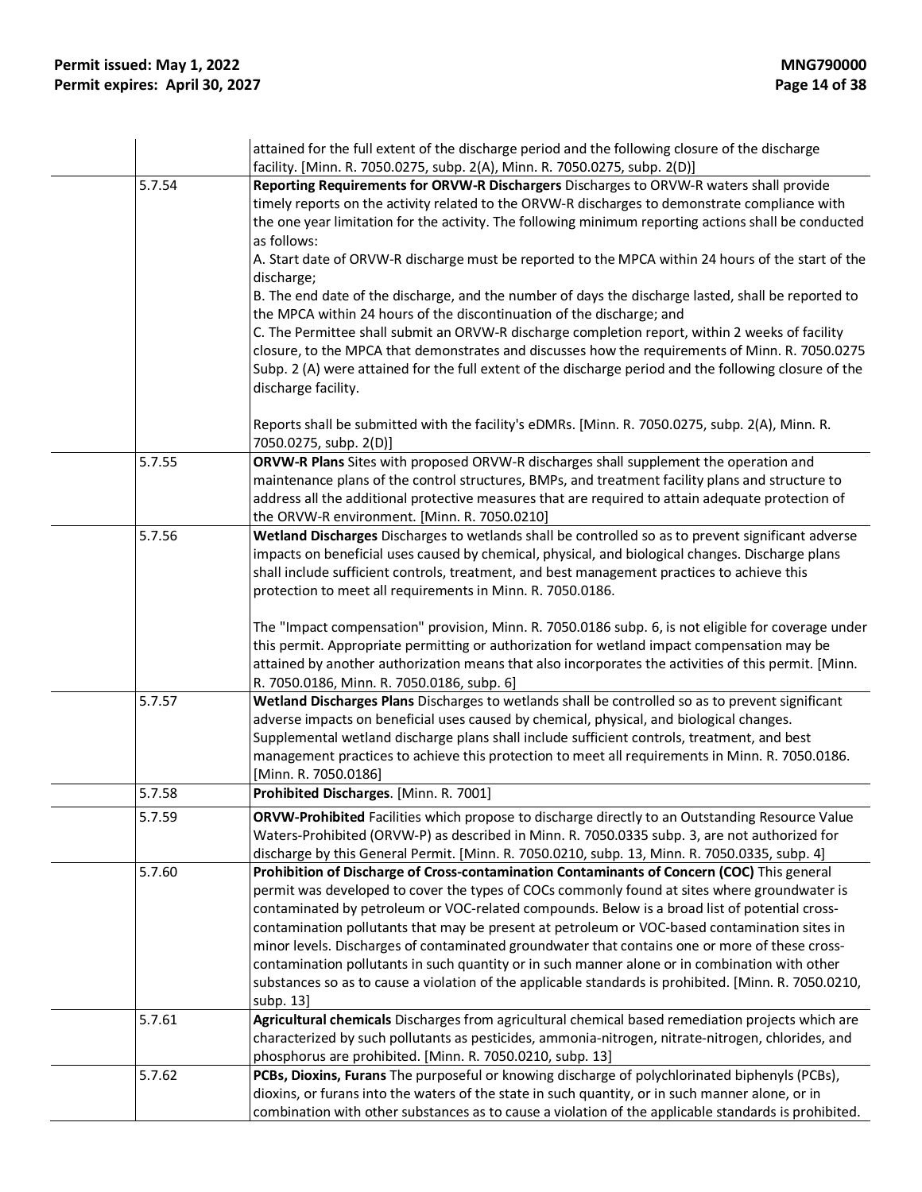| | | |
|---|---|---|
| | | attained for the full extent of the discharge period and the following closure of the discharge facility. [Minn. R. 7050.0275, subp. 2(A), Minn. R. 7050.0275, subp. 2(D)] |
| | 5.7.54 | **Reporting Requirements for ORVW-R Dischargers** Discharges to ORVW-R waters shall provide timely reports on the activity related to the ORVW-R discharges to demonstrate compliance with the one year limitation for the activity. The following minimum reporting actions shall be conducted as follows:<br>A. Start date of ORVW-R discharge must be reported to the MPCA within 24 hours of the start of the discharge;<br>B. The end date of the discharge, and the number of days the discharge lasted, shall be reported to the MPCA within 24 hours of the discontinuation of the discharge; and<br>C. The Permittee shall submit an ORVW-R discharge completion report, within 2 weeks of facility closure, to the MPCA that demonstrates and discusses how the requirements of Minn. R. 7050.0275 Subp. 2 (A) were attained for the full extent of the discharge period and the following closure of the discharge facility.<br><br>Reports shall be submitted with the facility's eDMRs. [Minn. R. 7050.0275, subp. 2(A), Minn. R. 7050.0275, subp. 2(D)] |
| | 5.7.55 | **ORVW-R Plans** Sites with proposed ORVW-R discharges shall supplement the operation and maintenance plans of the control structures, BMPs, and treatment facility plans and structure to address all the additional protective measures that are required to attain adequate protection of the ORVW-R environment. [Minn. R. 7050.0210] |
| | 5.7.56 | **Wetland Discharges** Discharges to wetlands shall be controlled so as to prevent significant adverse impacts on beneficial uses caused by chemical, physical, and biological changes. Discharge plans shall include sufficient controls, treatment, and best management practices to achieve this protection to meet all requirements in Minn. R. 7050.0186.<br><br>The "Impact compensation" provision, Minn. R. 7050.0186 subp. 6, is not eligible for coverage under this permit. Appropriate permitting or authorization for wetland impact compensation may be attained by another authorization means that also incorporates the activities of this permit. [Minn. R. 7050.0186, Minn. R. 7050.0186, subp. 6] |
| | 5.7.57 | **Wetland Discharges Plans** Discharges to wetlands shall be controlled so as to prevent significant adverse impacts on beneficial uses caused by chemical, physical, and biological changes. Supplemental wetland discharge plans shall include sufficient controls, treatment, and best management practices to achieve this protection to meet all requirements in Minn. R. 7050.0186. [Minn. R. 7050.0186] |
| | 5.7.58 | **Prohibited Discharges**. [Minn. R. 7001] |
| | 5.7.59 | **ORVW-Prohibited** Facilities which propose to discharge directly to an Outstanding Resource Value Waters-Prohibited (ORVW-P) as described in Minn. R. 7050.0335 subp. 3, are not authorized for discharge by this General Permit. [Minn. R. 7050.0210, subp. 13, Minn. R. 7050.0335, subp. 4] |
| | 5.7.60 | **Prohibition of Discharge of Cross-contamination Contaminants of Concern (COC)** This general permit was developed to cover the types of COCs commonly found at sites where groundwater is contaminated by petroleum or VOC-related compounds. Below is a broad list of potential cross-contamination pollutants that may be present at petroleum or VOC-based contamination sites in minor levels. Discharges of contaminated groundwater that contains one or more of these cross-contamination pollutants in such quantity or in such manner alone or in combination with other substances so as to cause a violation of the applicable standards is prohibited. [Minn. R. 7050.0210, subp. 13] |
| | 5.7.61 | **Agricultural chemicals** Discharges from agricultural chemical based remediation projects which are characterized by such pollutants as pesticides, ammonia-nitrogen, nitrate-nitrogen, chlorides, and phosphorus are prohibited. [Minn. R. 7050.0210, subp. 13] |
| | 5.7.62 | **PCBs, Dioxins, Furans** The purposeful or knowing discharge of polychlorinated biphenyls (PCBs), dioxins, or furans into the waters of the state in such quantity, or in such manner alone, or in combination with other substances as to cause a violation of the applicable standards is prohibited. |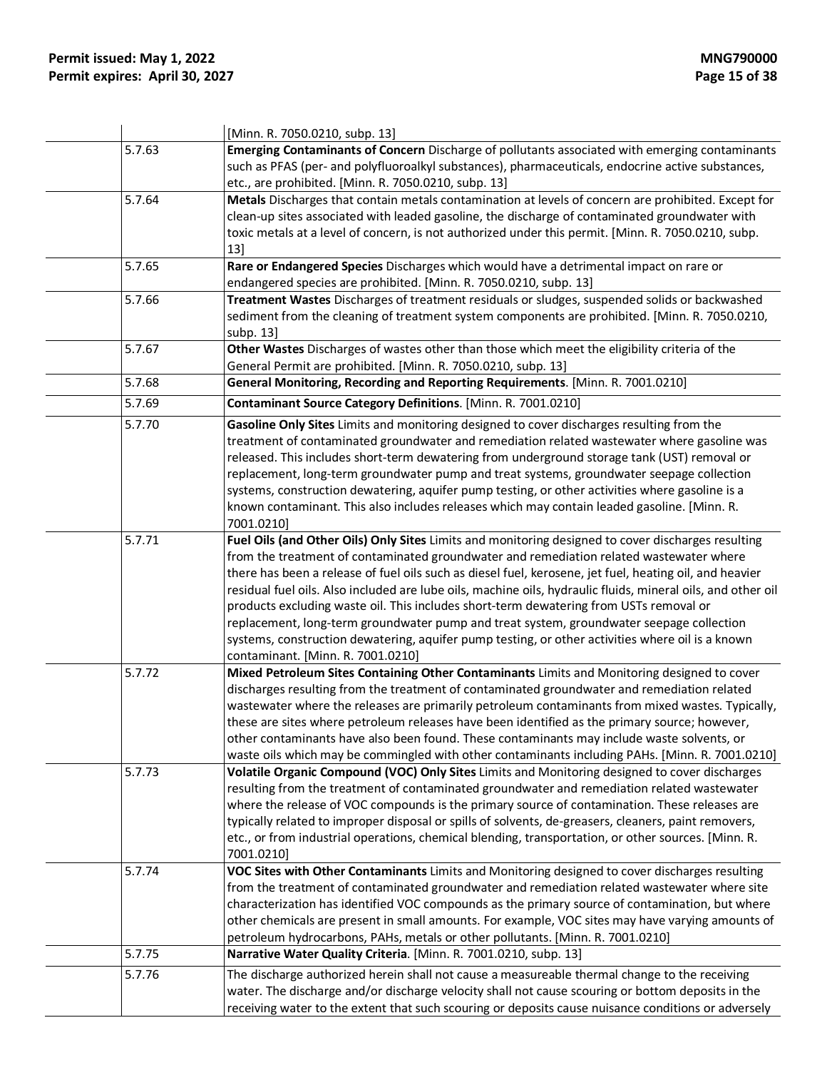| | | |
|---|---|---|
| | | [Minn. R. 7050.0210, subp. 13] |
| | 5.7.63 | **Emerging Contaminants of Concern** Discharge of pollutants associated with emerging contaminants such as PFAS (per- and polyfluoroalkyl substances), pharmaceuticals, endocrine active substances, etc., are prohibited. [Minn. R. 7050.0210, subp. 13] |
| | 5.7.64 | **Metals** Discharges that contain metals contamination at levels of concern are prohibited. Except for clean-up sites associated with leaded gasoline, the discharge of contaminated groundwater with toxic metals at a level of concern, is not authorized under this permit. [Minn. R. 7050.0210, subp. 13] |
| | 5.7.65 | **Rare or Endangered Species** Discharges which would have a detrimental impact on rare or endangered species are prohibited. [Minn. R. 7050.0210, subp. 13] |
| | 5.7.66 | **Treatment Wastes** Discharges of treatment residuals or sludges, suspended solids or backwashed sediment from the cleaning of treatment system components are prohibited. [Minn. R. 7050.0210, subp. 13] |
| | 5.7.67 | **Other Wastes** Discharges of wastes other than those which meet the eligibility criteria of the General Permit are prohibited. [Minn. R. 7050.0210, subp. 13] |
| | 5.7.68 | **General Monitoring, Recording and Reporting Requirements**. [Minn. R. 7001.0210] |
| | 5.7.69 | **Contaminant Source Category Definitions**. [Minn. R. 7001.0210] |
| | 5.7.70 | **Gasoline Only Sites** Limits and monitoring designed to cover discharges resulting from the treatment of contaminated groundwater and remediation related wastewater where gasoline was released. This includes short-term dewatering from underground storage tank (UST) removal or replacement, long-term groundwater pump and treat systems, groundwater seepage collection systems, construction dewatering, aquifer pump testing, or other activities where gasoline is a known contaminant. This also includes releases which may contain leaded gasoline. [Minn. R. 7001.0210] |
| | 5.7.71 | **Fuel Oils (and Other Oils) Only Sites** Limits and monitoring designed to cover discharges resulting from the treatment of contaminated groundwater and remediation related wastewater where there has been a release of fuel oils such as diesel fuel, kerosene, jet fuel, heating oil, and heavier residual fuel oils. Also included are lube oils, machine oils, hydraulic fluids, mineral oils, and other oil products excluding waste oil. This includes short-term dewatering from USTs removal or replacement, long-term groundwater pump and treat system, groundwater seepage collection systems, construction dewatering, aquifer pump testing, or other activities where oil is a known contaminant. [Minn. R. 7001.0210] |
| | 5.7.72 | **Mixed Petroleum Sites Containing Other Contaminants** Limits and Monitoring designed to cover discharges resulting from the treatment of contaminated groundwater and remediation related wastewater where the releases are primarily petroleum contaminants from mixed wastes. Typically, these are sites where petroleum releases have been identified as the primary source; however, other contaminants have also been found. These contaminants may include waste solvents, or waste oils which may be commingled with other contaminants including PAHs. [Minn. R. 7001.0210] |
| | 5.7.73 | **Volatile Organic Compound (VOC) Only Sites** Limits and Monitoring designed to cover discharges resulting from the treatment of contaminated groundwater and remediation related wastewater where the release of VOC compounds is the primary source of contamination. These releases are typically related to improper disposal or spills of solvents, de-greasers, cleaners, paint removers, etc., or from industrial operations, chemical blending, transportation, or other sources. [Minn. R. 7001.0210] |
| | 5.7.74 | **VOC Sites with Other Contaminants** Limits and Monitoring designed to cover discharges resulting from the treatment of contaminated groundwater and remediation related wastewater where site characterization has identified VOC compounds as the primary source of contamination, but where other chemicals are present in small amounts. For example, VOC sites may have varying amounts of petroleum hydrocarbons, PAHs, metals or other pollutants. [Minn. R. 7001.0210] |
| | 5.7.75 | **Narrative Water Quality Criteria**. [Minn. R. 7001.0210, subp. 13] |
| | 5.7.76 | The discharge authorized herein shall not cause a measureable thermal change to the receiving water. The discharge and/or discharge velocity shall not cause scouring or bottom deposits in the receiving water to the extent that such scouring or deposits cause nuisance conditions or adversely |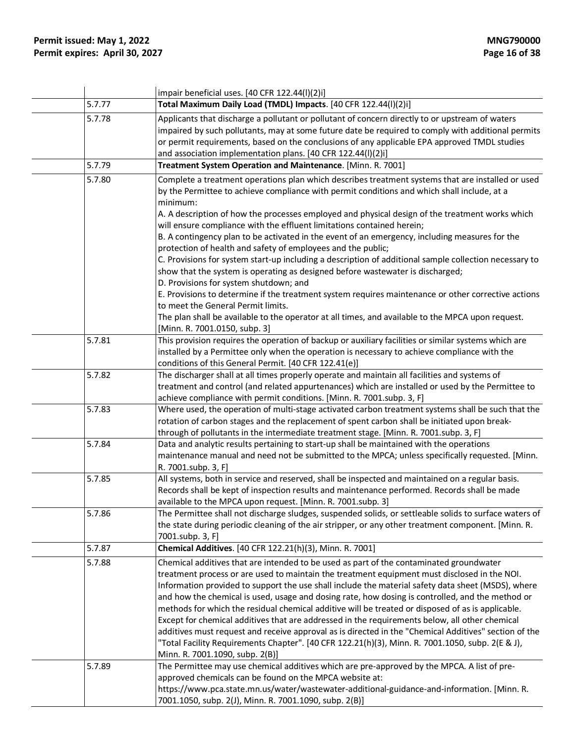| | | |
|---|---|---|
| | | impair beneficial uses. [40 CFR 122.44(l)(2)i] |
| | 5.7.77 | **Total Maximum Daily Load (TMDL) Impacts**. [40 CFR 122.44(l)(2)i] |
| | 5.7.78 | Applicants that discharge a pollutant or pollutant of concern directly to or upstream of waters impaired by such pollutants, may at some future date be required to comply with additional permits or permit requirements, based on the conclusions of any applicable EPA approved TMDL studies and association implementation plans. [40 CFR 122.44(l)(2)i] |
| | 5.7.79 | **Treatment System Operation and Maintenance**. [Minn. R. 7001] |
| | 5.7.80 | Complete a treatment operations plan which describes treatment systems that are installed or used by the Permittee to achieve compliance with permit conditions and which shall include, at a minimum:<br>A. A description of how the processes employed and physical design of the treatment works which will ensure compliance with the effluent limitations contained herein;<br>B. A contingency plan to be activated in the event of an emergency, including measures for the protection of health and safety of employees and the public;<br>C. Provisions for system start-up including a description of additional sample collection necessary to show that the system is operating as designed before wastewater is discharged;<br>D. Provisions for system shutdown; and<br>E. Provisions to determine if the treatment system requires maintenance or other corrective actions to meet the General Permit limits.<br>The plan shall be available to the operator at all times, and available to the MPCA upon request. [Minn. R. 7001.0150, subp. 3] |
| | 5.7.81 | This provision requires the operation of backup or auxiliary facilities or similar systems which are installed by a Permittee only when the operation is necessary to achieve compliance with the conditions of this General Permit. [40 CFR 122.41(e)] |
| | 5.7.82 | The discharger shall at all times properly operate and maintain all facilities and systems of treatment and control (and related appurtenances) which are installed or used by the Permittee to achieve compliance with permit conditions. [Minn. R. 7001.subp. 3, F] |
| | 5.7.83 | Where used, the operation of multi-stage activated carbon treatment systems shall be such that the rotation of carbon stages and the replacement of spent carbon shall be initiated upon break-through of pollutants in the intermediate treatment stage. [Minn. R. 7001.subp. 3, F] |
| | 5.7.84 | Data and analytic results pertaining to start-up shall be maintained with the operations maintenance manual and need not be submitted to the MPCA; unless specifically requested. [Minn. R. 7001.subp. 3, F] |
| | 5.7.85 | All systems, both in service and reserved, shall be inspected and maintained on a regular basis. Records shall be kept of inspection results and maintenance performed. Records shall be made available to the MPCA upon request. [Minn. R. 7001.subp. 3] |
| | 5.7.86 | The Permittee shall not discharge sludges, suspended solids, or settleable solids to surface waters of the state during periodic cleaning of the air stripper, or any other treatment component. [Minn. R. 7001.subp. 3, F] |
| | 5.7.87 | **Chemical Additives**. [40 CFR 122.21(h)(3), Minn. R. 7001] |
| | 5.7.88 | Chemical additives that are intended to be used as part of the contaminated groundwater treatment process or are used to maintain the treatment equipment must disclosed in the NOI. Information provided to support the use shall include the material safety data sheet (MSDS), where and how the chemical is used, usage and dosing rate, how dosing is controlled, and the method or methods for which the residual chemical additive will be treated or disposed of as is applicable. Except for chemical additives that are addressed in the requirements below, all other chemical additives must request and receive approval as is directed in the "Chemical Additives" section of the "Total Facility Requirements Chapter". [40 CFR 122.21(h)(3), Minn. R. 7001.1050, subp. 2(E & J), Minn. R. 7001.1090, subp. 2(B)] |
| | 5.7.89 | The Permittee may use chemical additives which are pre-approved by the MPCA. A list of pre-approved chemicals can be found on the MPCA website at: https://www.pca.state.mn.us/water/wastewater-additional-guidance-and-information. [Minn. R. 7001.1050, subp. 2(J), Minn. R. 7001.1090, subp. 2(B)] |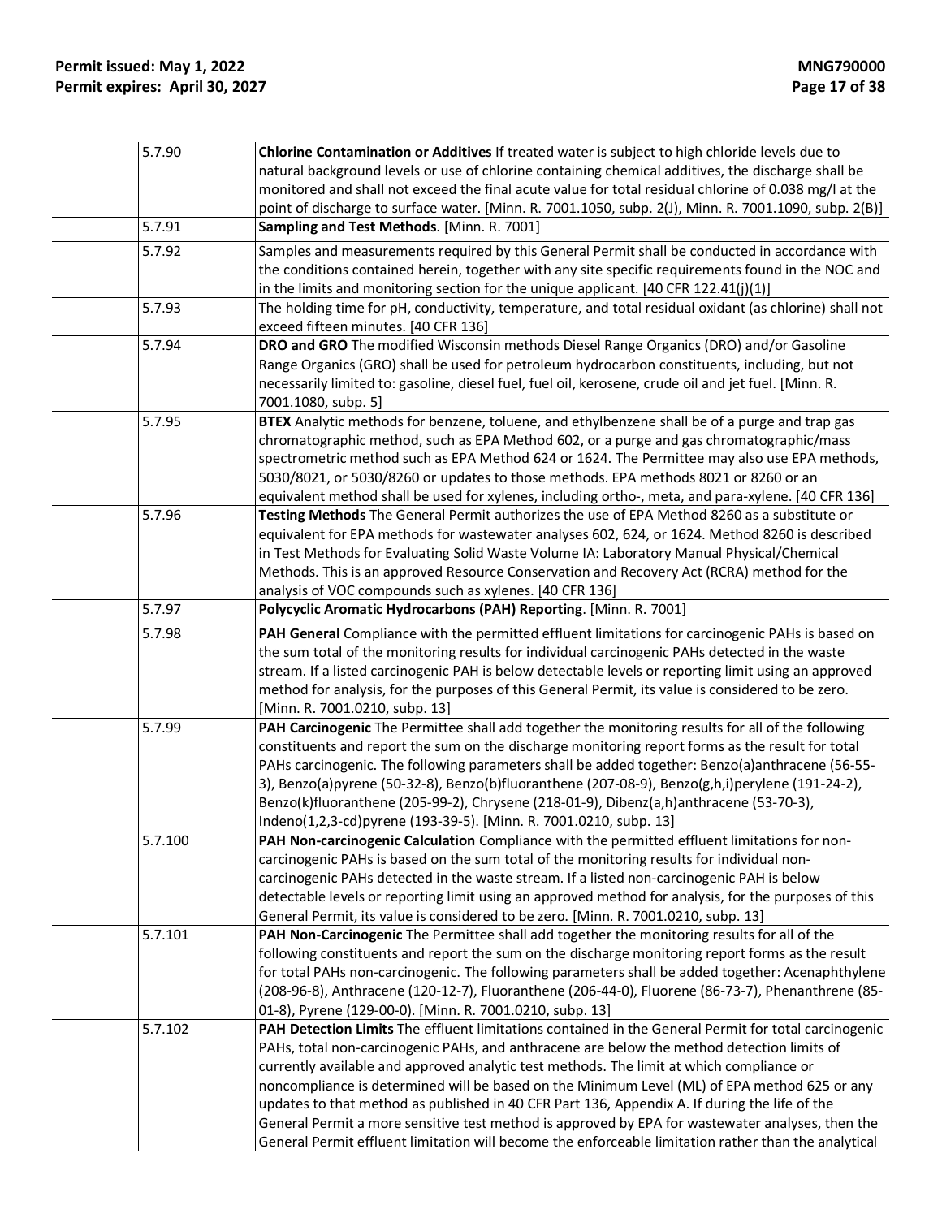| | |
|---|---|
| 5.7.90 | **Chlorine Contamination or Additives** If treated water is subject to high chloride levels due to natural background levels or use of chlorine containing chemical additives, the discharge shall be monitored and shall not exceed the final acute value for total residual chlorine of 0.038 mg/l at the point of discharge to surface water. [Minn. R. 7001.1050, subp. 2(J), Minn. R. 7001.1090, subp. 2(B)] |
| 5.7.91 | **Sampling and Test Methods**. [Minn. R. 7001] |
| 5.7.92 | Samples and measurements required by this General Permit shall be conducted in accordance with the conditions contained herein, together with any site specific requirements found in the NOC and in the limits and monitoring section for the unique applicant. [40 CFR 122.41(j)(1)] |
| 5.7.93 | The holding time for pH, conductivity, temperature, and total residual oxidant (as chlorine) shall not exceed fifteen minutes. [40 CFR 136] |
| 5.7.94 | **DRO and GRO** The modified Wisconsin methods Diesel Range Organics (DRO) and/or Gasoline Range Organics (GRO) shall be used for petroleum hydrocarbon constituents, including, but not necessarily limited to: gasoline, diesel fuel, fuel oil, kerosene, crude oil and jet fuel. [Minn. R. 7001.1080, subp. 5] |
| 5.7.95 | **BTEX** Analytic methods for benzene, toluene, and ethylbenzene shall be of a purge and trap gas chromatographic method, such as EPA Method 602, or a purge and gas chromatographic/mass spectrometric method such as EPA Method 624 or 1624. The Permittee may also use EPA methods, 5030/8021, or 5030/8260 or updates to those methods. EPA methods 8021 or 8260 or an equivalent method shall be used for xylenes, including ortho-, meta, and para-xylene. [40 CFR 136] |
| 5.7.96 | **Testing Methods** The General Permit authorizes the use of EPA Method 8260 as a substitute or equivalent for EPA methods for wastewater analyses 602, 624, or 1624. Method 8260 is described in Test Methods for Evaluating Solid Waste Volume IA: Laboratory Manual Physical/Chemical Methods. This is an approved Resource Conservation and Recovery Act (RCRA) method for the analysis of VOC compounds such as xylenes. [40 CFR 136] |
| 5.7.97 | **Polycyclic Aromatic Hydrocarbons (PAH) Reporting**. [Minn. R. 7001] |
| 5.7.98 | **PAH General** Compliance with the permitted effluent limitations for carcinogenic PAHs is based on the sum total of the monitoring results for individual carcinogenic PAHs detected in the waste stream. If a listed carcinogenic PAH is below detectable levels or reporting limit using an approved method for analysis, for the purposes of this General Permit, its value is considered to be zero. [Minn. R. 7001.0210, subp. 13] |
| 5.7.99 | **PAH Carcinogenic** The Permittee shall add together the monitoring results for all of the following constituents and report the sum on the discharge monitoring report forms as the result for total PAHs carcinogenic. The following parameters shall be added together: Benzo(a)anthracene (56-55-3), Benzo(a)pyrene (50-32-8), Benzo(b)fluoranthene (207-08-9), Benzo(g,h,i)perylene (191-24-2), Benzo(k)fluoranthene (205-99-2), Chrysene (218-01-9), Dibenz(a,h)anthracene (53-70-3), Indeno(1,2,3-cd)pyrene (193-39-5). [Minn. R. 7001.0210, subp. 13] |
| 5.7.100 | **PAH Non-carcinogenic Calculation** Compliance with the permitted effluent limitations for non-carcinogenic PAHs is based on the sum total of the monitoring results for individual non-carcinogenic PAHs detected in the waste stream. If a listed non-carcinogenic PAH is below detectable levels or reporting limit using an approved method for analysis, for the purposes of this General Permit, its value is considered to be zero. [Minn. R. 7001.0210, subp. 13] |
| 5.7.101 | **PAH Non-Carcinogenic** The Permittee shall add together the monitoring results for all of the following constituents and report the sum on the discharge monitoring report forms as the result for total PAHs non-carcinogenic. The following parameters shall be added together: Acenaphthylene (208-96-8), Anthracene (120-12-7), Fluoranthene (206-44-0), Fluorene (86-73-7), Phenanthrene (85-01-8), Pyrene (129-00-0). [Minn. R. 7001.0210, subp. 13] |
| 5.7.102 | **PAH Detection Limits** The effluent limitations contained in the General Permit for total carcinogenic PAHs, total non-carcinogenic PAHs, and anthracene are below the method detection limits of currently available and approved analytic test methods. The limit at which compliance or noncompliance is determined will be based on the Minimum Level (ML) of EPA method 625 or any updates to that method as published in 40 CFR Part 136, Appendix A. If during the life of the General Permit a more sensitive test method is approved by EPA for wastewater analyses, then the General Permit effluent limitation will become the enforceable limitation rather than the analytical |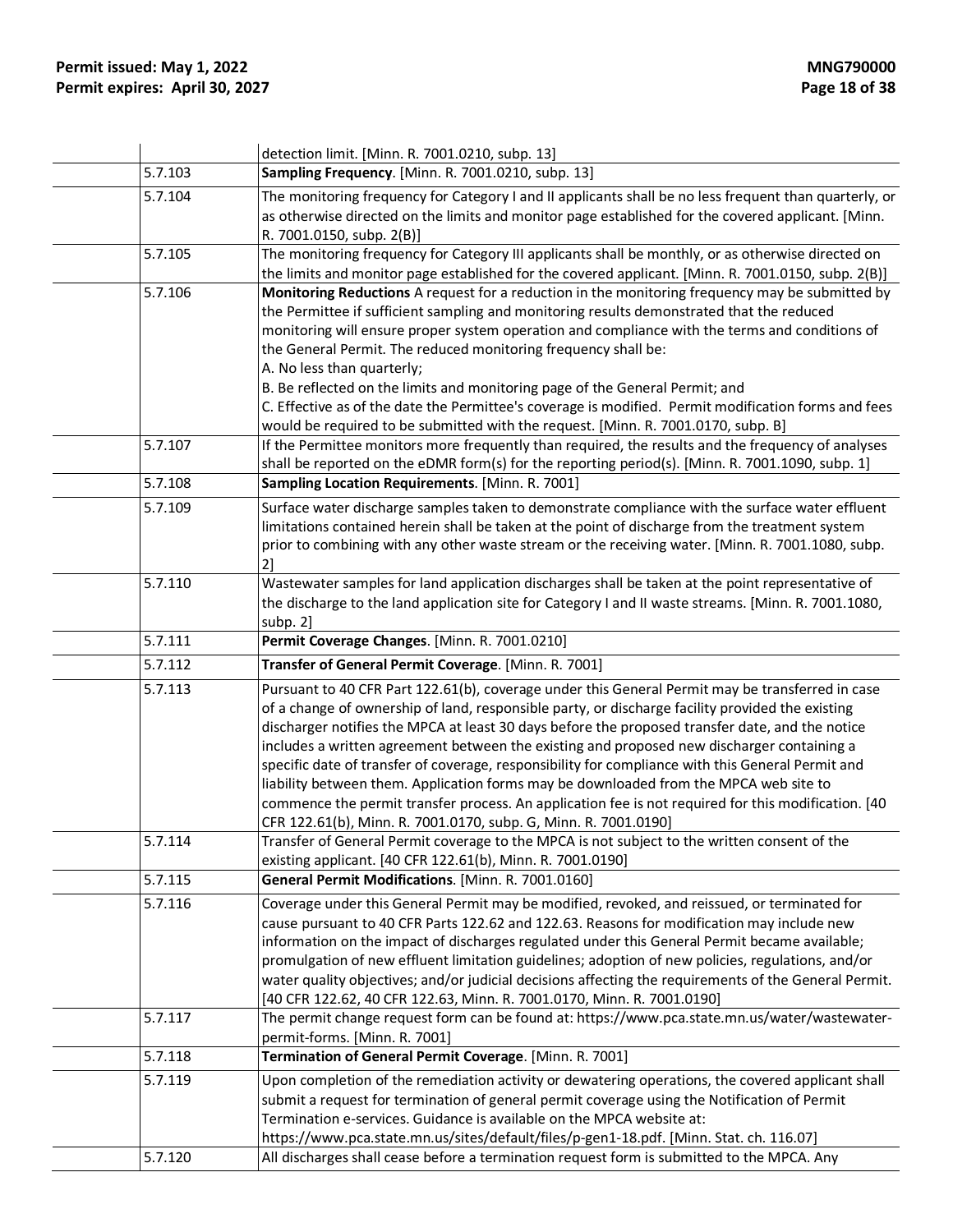| | | |
|---|---|---|
| | | detection limit. [Minn. R. 7001.0210, subp. 13] |
| | 5.7.103 | **Sampling Frequency**. [Minn. R. 7001.0210, subp. 13] |
| | 5.7.104 | The monitoring frequency for Category I and II applicants shall be no less frequent than quarterly, or as otherwise directed on the limits and monitor page established for the covered applicant. [Minn. R. 7001.0150, subp. 2(B)] |
| | 5.7.105 | The monitoring frequency for Category III applicants shall be monthly, or as otherwise directed on the limits and monitor page established for the covered applicant. [Minn. R. 7001.0150, subp. 2(B)] |
| | 5.7.106 | **Monitoring Reductions** A request for a reduction in the monitoring frequency may be submitted by the Permittee if sufficient sampling and monitoring results demonstrated that the reduced monitoring will ensure proper system operation and compliance with the terms and conditions of the General Permit. The reduced monitoring frequency shall be:<br>A. No less than quarterly;<br>B. Be reflected on the limits and monitoring page of the General Permit; and<br>C. Effective as of the date the Permittee's coverage is modified. Permit modification forms and fees would be required to be submitted with the request. [Minn. R. 7001.0170, subp. B] |
| | 5.7.107 | If the Permittee monitors more frequently than required, the results and the frequency of analyses shall be reported on the eDMR form(s) for the reporting period(s). [Minn. R. 7001.1090, subp. 1] |
| | 5.7.108 | **Sampling Location Requirements**. [Minn. R. 7001] |
| | 5.7.109 | Surface water discharge samples taken to demonstrate compliance with the surface water effluent limitations contained herein shall be taken at the point of discharge from the treatment system prior to combining with any other waste stream or the receiving water. [Minn. R. 7001.1080, subp. 2] |
| | 5.7.110 | Wastewater samples for land application discharges shall be taken at the point representative of the discharge to the land application site for Category I and II waste streams. [Minn. R. 7001.1080, subp. 2] |
| | 5.7.111 | **Permit Coverage Changes**. [Minn. R. 7001.0210] |
| | 5.7.112 | **Transfer of General Permit Coverage**. [Minn. R. 7001] |
| | 5.7.113 | Pursuant to 40 CFR Part 122.61(b), coverage under this General Permit may be transferred in case of a change of ownership of land, responsible party, or discharge facility provided the existing discharger notifies the MPCA at least 30 days before the proposed transfer date, and the notice includes a written agreement between the existing and proposed new discharger containing a specific date of transfer of coverage, responsibility for compliance with this General Permit and liability between them. Application forms may be downloaded from the MPCA web site to commence the permit transfer process. An application fee is not required for this modification. [40 CFR 122.61(b), Minn. R. 7001.0170, subp. G, Minn. R. 7001.0190] |
| | 5.7.114 | Transfer of General Permit coverage to the MPCA is not subject to the written consent of the existing applicant. [40 CFR 122.61(b), Minn. R. 7001.0190] |
| | 5.7.115 | **General Permit Modifications**. [Minn. R. 7001.0160] |
| | 5.7.116 | Coverage under this General Permit may be modified, revoked, and reissued, or terminated for cause pursuant to 40 CFR Parts 122.62 and 122.63. Reasons for modification may include new information on the impact of discharges regulated under this General Permit became available; promulgation of new effluent limitation guidelines; adoption of new policies, regulations, and/or water quality objectives; and/or judicial decisions affecting the requirements of the General Permit. [40 CFR 122.62, 40 CFR 122.63, Minn. R. 7001.0170, Minn. R. 7001.0190] |
| | 5.7.117 | The permit change request form can be found at: https://www.pca.state.mn.us/water/wastewater-permit-forms. [Minn. R. 7001] |
| | 5.7.118 | **Termination of General Permit Coverage**. [Minn. R. 7001] |
| | 5.7.119 | Upon completion of the remediation activity or dewatering operations, the covered applicant shall submit a request for termination of general permit coverage using the Notification of Permit Termination e-services. Guidance is available on the MPCA website at: https://www.pca.state.mn.us/sites/default/files/p-gen1-18.pdf. [Minn. Stat. ch. 116.07] |
| | 5.7.120 | All discharges shall cease before a termination request form is submitted to the MPCA. Any |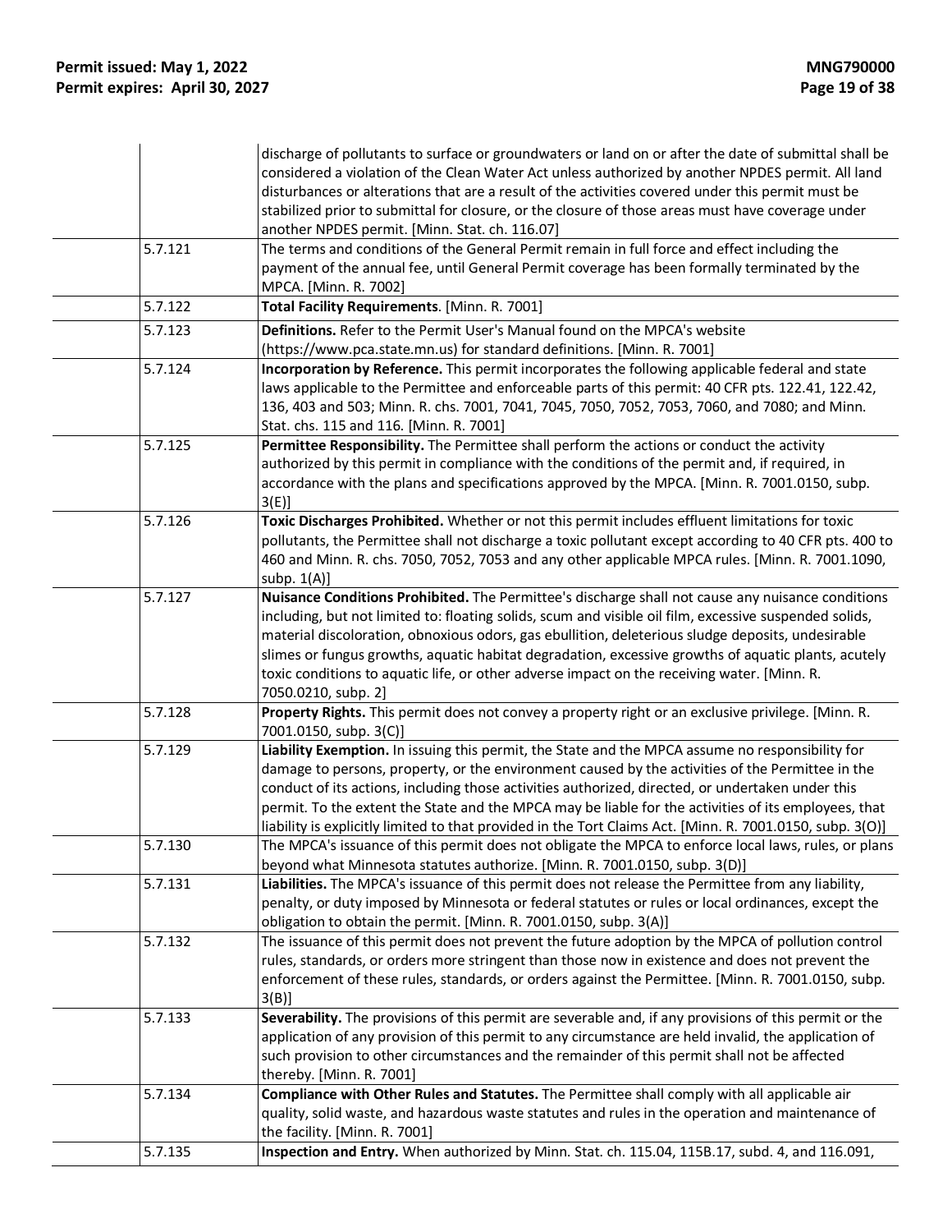| | | |
|---|---|---|
| | | discharge of pollutants to surface or groundwaters or land on or after the date of submittal shall be considered a violation of the Clean Water Act unless authorized by another NPDES permit. All land disturbances or alterations that are a result of the activities covered under this permit must be stabilized prior to submittal for closure, or the closure of those areas must have coverage under another NPDES permit. [Minn. Stat. ch. 116.07] |
| | 5.7.121 | The terms and conditions of the General Permit remain in full force and effect including the payment of the annual fee, until General Permit coverage has been formally terminated by the MPCA. [Minn. R. 7002] |
| | 5.7.122 | **Total Facility Requirements**. [Minn. R. 7001] |
| | 5.7.123 | **Definitions.** Refer to the Permit User's Manual found on the MPCA's website (https://www.pca.state.mn.us) for standard definitions. [Minn. R. 7001] |
| | 5.7.124 | **Incorporation by Reference.** This permit incorporates the following applicable federal and state laws applicable to the Permittee and enforceable parts of this permit: 40 CFR pts. 122.41, 122.42, 136, 403 and 503; Minn. R. chs. 7001, 7041, 7045, 7050, 7052, 7053, 7060, and 7080; and Minn. Stat. chs. 115 and 116. [Minn. R. 7001] |
| | 5.7.125 | **Permittee Responsibility.** The Permittee shall perform the actions or conduct the activity authorized by this permit in compliance with the conditions of the permit and, if required, in accordance with the plans and specifications approved by the MPCA. [Minn. R. 7001.0150, subp. 3(E)] |
| | 5.7.126 | **Toxic Discharges Prohibited.** Whether or not this permit includes effluent limitations for toxic pollutants, the Permittee shall not discharge a toxic pollutant except according to 40 CFR pts. 400 to 460 and Minn. R. chs. 7050, 7052, 7053 and any other applicable MPCA rules. [Minn. R. 7001.1090, subp. 1(A)] |
| | 5.7.127 | **Nuisance Conditions Prohibited.** The Permittee's discharge shall not cause any nuisance conditions including, but not limited to: floating solids, scum and visible oil film, excessive suspended solids, material discoloration, obnoxious odors, gas ebullition, deleterious sludge deposits, undesirable slimes or fungus growths, aquatic habitat degradation, excessive growths of aquatic plants, acutely toxic conditions to aquatic life, or other adverse impact on the receiving water. [Minn. R. 7050.0210, subp. 2] |
| | 5.7.128 | **Property Rights.** This permit does not convey a property right or an exclusive privilege. [Minn. R. 7001.0150, subp. 3(C)] |
| | 5.7.129 | **Liability Exemption.** In issuing this permit, the State and the MPCA assume no responsibility for damage to persons, property, or the environment caused by the activities of the Permittee in the conduct of its actions, including those activities authorized, directed, or undertaken under this permit. To the extent the State and the MPCA may be liable for the activities of its employees, that liability is explicitly limited to that provided in the Tort Claims Act. [Minn. R. 7001.0150, subp. 3(O)] |
| | 5.7.130 | The MPCA's issuance of this permit does not obligate the MPCA to enforce local laws, rules, or plans beyond what Minnesota statutes authorize. [Minn. R. 7001.0150, subp. 3(D)] |
| | 5.7.131 | **Liabilities.** The MPCA's issuance of this permit does not release the Permittee from any liability, penalty, or duty imposed by Minnesota or federal statutes or rules or local ordinances, except the obligation to obtain the permit. [Minn. R. 7001.0150, subp. 3(A)] |
| | 5.7.132 | The issuance of this permit does not prevent the future adoption by the MPCA of pollution control rules, standards, or orders more stringent than those now in existence and does not prevent the enforcement of these rules, standards, or orders against the Permittee. [Minn. R. 7001.0150, subp. 3(B)] |
| | 5.7.133 | **Severability.** The provisions of this permit are severable and, if any provisions of this permit or the application of any provision of this permit to any circumstance are held invalid, the application of such provision to other circumstances and the remainder of this permit shall not be affected thereby. [Minn. R. 7001] |
| | 5.7.134 | **Compliance with Other Rules and Statutes.** The Permittee shall comply with all applicable air quality, solid waste, and hazardous waste statutes and rules in the operation and maintenance of the facility. [Minn. R. 7001] |
| | 5.7.135 | **Inspection and Entry.** When authorized by Minn. Stat. ch. 115.04, 115B.17, subd. 4, and 116.091, |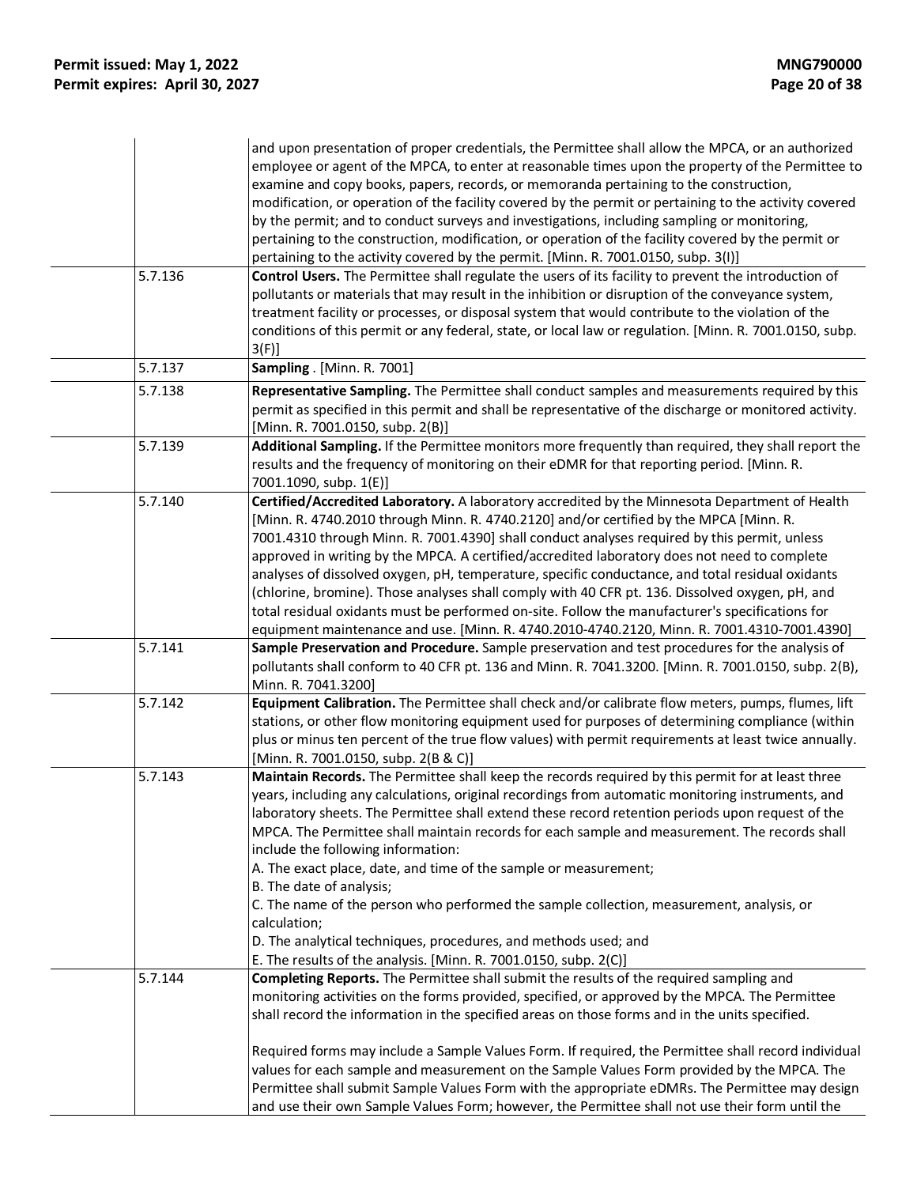| | | |
|---|---|---|
| | | and upon presentation of proper credentials, the Permittee shall allow the MPCA, or an authorized employee or agent of the MPCA, to enter at reasonable times upon the property of the Permittee to examine and copy books, papers, records, or memoranda pertaining to the construction, modification, or operation of the facility covered by the permit or pertaining to the activity covered by the permit; and to conduct surveys and investigations, including sampling or monitoring, pertaining to the construction, modification, or operation of the facility covered by the permit or pertaining to the activity covered by the permit. [Minn. R. 7001.0150, subp. 3(I)] |
| | 5.7.136 | **Control Users.** The Permittee shall regulate the users of its facility to prevent the introduction of pollutants or materials that may result in the inhibition or disruption of the conveyance system, treatment facility or processes, or disposal system that would contribute to the violation of the conditions of this permit or any federal, state, or local law or regulation. [Minn. R. 7001.0150, subp. 3(F)] |
| | 5.7.137 | **Sampling** . [Minn. R. 7001] |
| | 5.7.138 | **Representative Sampling.** The Permittee shall conduct samples and measurements required by this permit as specified in this permit and shall be representative of the discharge or monitored activity. [Minn. R. 7001.0150, subp. 2(B)] |
| | 5.7.139 | **Additional Sampling.** If the Permittee monitors more frequently than required, they shall report the results and the frequency of monitoring on their eDMR for that reporting period. [Minn. R. 7001.1090, subp. 1(E)] |
| | 5.7.140 | **Certified/Accredited Laboratory.** A laboratory accredited by the Minnesota Department of Health [Minn. R. 4740.2010 through Minn. R. 4740.2120] and/or certified by the MPCA [Minn. R. 7001.4310 through Minn. R. 7001.4390] shall conduct analyses required by this permit, unless approved in writing by the MPCA. A certified/accredited laboratory does not need to complete analyses of dissolved oxygen, pH, temperature, specific conductance, and total residual oxidants (chlorine, bromine). Those analyses shall comply with 40 CFR pt. 136. Dissolved oxygen, pH, and total residual oxidants must be performed on-site. Follow the manufacturer's specifications for equipment maintenance and use. [Minn. R. 4740.2010-4740.2120, Minn. R. 7001.4310-7001.4390] |
| | 5.7.141 | **Sample Preservation and Procedure.** Sample preservation and test procedures for the analysis of pollutants shall conform to 40 CFR pt. 136 and Minn. R. 7041.3200. [Minn. R. 7001.0150, subp. 2(B), Minn. R. 7041.3200] |
| | 5.7.142 | **Equipment Calibration.** The Permittee shall check and/or calibrate flow meters, pumps, flumes, lift stations, or other flow monitoring equipment used for purposes of determining compliance (within plus or minus ten percent of the true flow values) with permit requirements at least twice annually. [Minn. R. 7001.0150, subp. 2(B & C)] |
| | 5.7.143 | **Maintain Records.** The Permittee shall keep the records required by this permit for at least three years, including any calculations, original recordings from automatic monitoring instruments, and laboratory sheets. The Permittee shall extend these record retention periods upon request of the MPCA. The Permittee shall maintain records for each sample and measurement. The records shall include the following information:<br>A. The exact place, date, and time of the sample or measurement;<br>B. The date of analysis;<br>C. The name of the person who performed the sample collection, measurement, analysis, or calculation;<br>D. The analytical techniques, procedures, and methods used; and<br>E. The results of the analysis. [Minn. R. 7001.0150, subp. 2(C)] |
| | 5.7.144 | **Completing Reports.** The Permittee shall submit the results of the required sampling and monitoring activities on the forms provided, specified, or approved by the MPCA. The Permittee shall record the information in the specified areas on those forms and in the units specified.<br><br>Required forms may include a Sample Values Form. If required, the Permittee shall record individual values for each sample and measurement on the Sample Values Form provided by the MPCA. The Permittee shall submit Sample Values Form with the appropriate eDMRs. The Permittee may design and use their own Sample Values Form; however, the Permittee shall not use their form until the |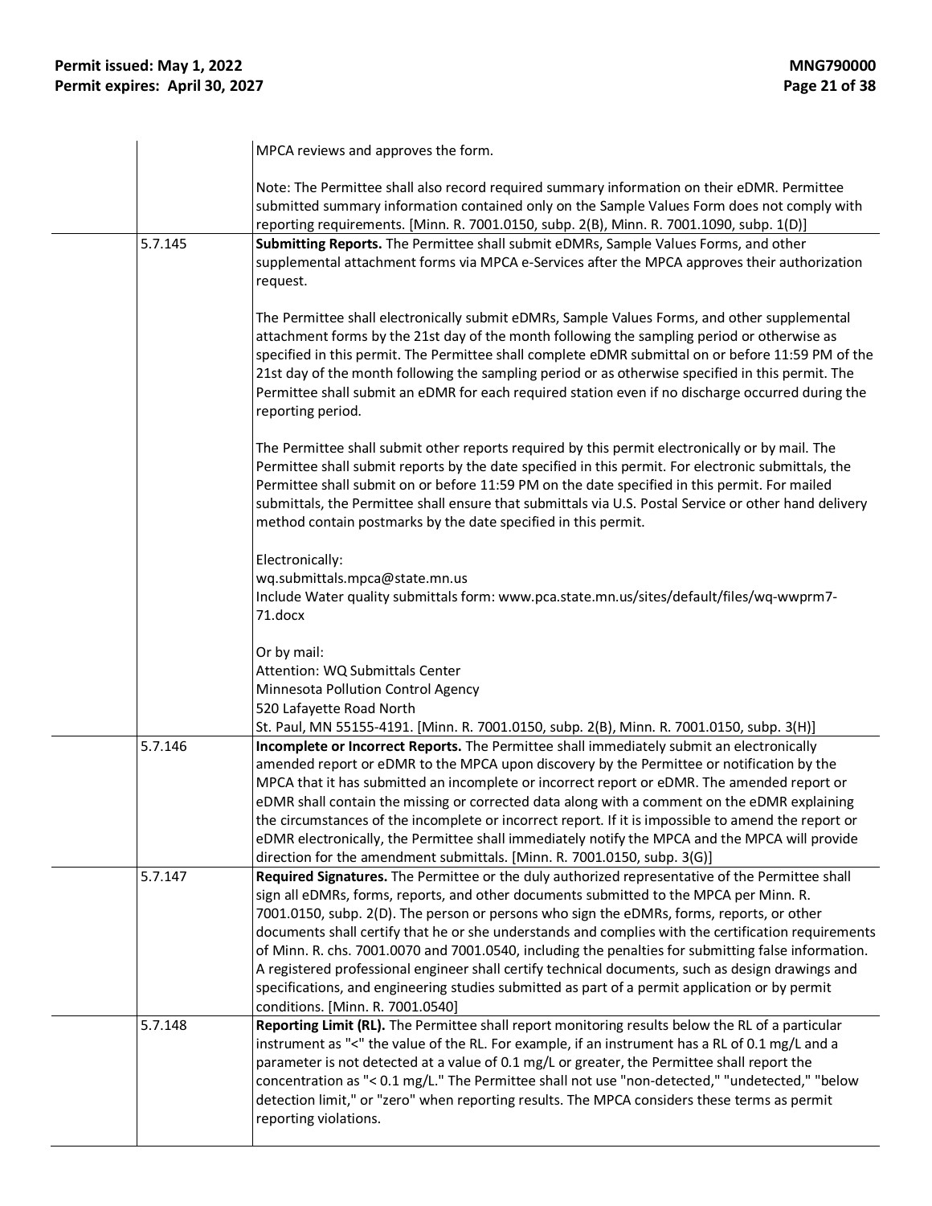| | | |
|---|---|---|
| | | MPCA reviews and approves the form.<br><br>Note: The Permittee shall also record required summary information on their eDMR. Permittee submitted summary information contained only on the Sample Values Form does not comply with reporting requirements. [Minn. R. 7001.0150, subp. 2(B), Minn. R. 7001.1090, subp. 1(D)] |
| | 5.7.145 | **Submitting Reports.** The Permittee shall submit eDMRs, Sample Values Forms, and other supplemental attachment forms via MPCA e-Services after the MPCA approves their authorization request.<br><br>The Permittee shall electronically submit eDMRs, Sample Values Forms, and other supplemental attachment forms by the 21st day of the month following the sampling period or otherwise as specified in this permit. The Permittee shall complete eDMR submittal on or before 11:59 PM of the 21st day of the month following the sampling period or as otherwise specified in this permit. The Permittee shall submit an eDMR for each required station even if no discharge occurred during the reporting period.<br><br>The Permittee shall submit other reports required by this permit electronically or by mail. The Permittee shall submit reports by the date specified in this permit. For electronic submittals, the Permittee shall submit on or before 11:59 PM on the date specified in this permit. For mailed submittals, the Permittee shall ensure that submittals via U.S. Postal Service or other hand delivery method contain postmarks by the date specified in this permit.<br><br>Electronically:<br>wq.submittals.mpca@state.mn.us<br>Include Water quality submittals form: www.pca.state.mn.us/sites/default/files/wq-wwprm7-71.docx<br><br>Or by mail:<br>Attention: WQ Submittals Center<br>Minnesota Pollution Control Agency<br>520 Lafayette Road North<br>St. Paul, MN 55155-4191. [Minn. R. 7001.0150, subp. 2(B), Minn. R. 7001.0150, subp. 3(H)] |
| | 5.7.146 | **Incomplete or Incorrect Reports.** The Permittee shall immediately submit an electronically amended report or eDMR to the MPCA upon discovery by the Permittee or notification by the MPCA that it has submitted an incomplete or incorrect report or eDMR. The amended report or eDMR shall contain the missing or corrected data along with a comment on the eDMR explaining the circumstances of the incomplete or incorrect report. If it is impossible to amend the report or eDMR electronically, the Permittee shall immediately notify the MPCA and the MPCA will provide direction for the amendment submittals. [Minn. R. 7001.0150, subp. 3(G)] |
| | 5.7.147 | **Required Signatures.** The Permittee or the duly authorized representative of the Permittee shall sign all eDMRs, forms, reports, and other documents submitted to the MPCA per Minn. R. 7001.0150, subp. 2(D). The person or persons who sign the eDMRs, forms, reports, or other documents shall certify that he or she understands and complies with the certification requirements of Minn. R. chs. 7001.0070 and 7001.0540, including the penalties for submitting false information. A registered professional engineer shall certify technical documents, such as design drawings and specifications, and engineering studies submitted as part of a permit application or by permit conditions. [Minn. R. 7001.0540] |
| | 5.7.148 | **Reporting Limit (RL).** The Permittee shall report monitoring results below the RL of a particular instrument as "<" the value of the RL. For example, if an instrument has a RL of 0.1 mg/L and a parameter is not detected at a value of 0.1 mg/L or greater, the Permittee shall report the concentration as "< 0.1 mg/L." The Permittee shall not use "non-detected," "undetected," "below detection limit," or "zero" when reporting results. The MPCA considers these terms as permit reporting violations. |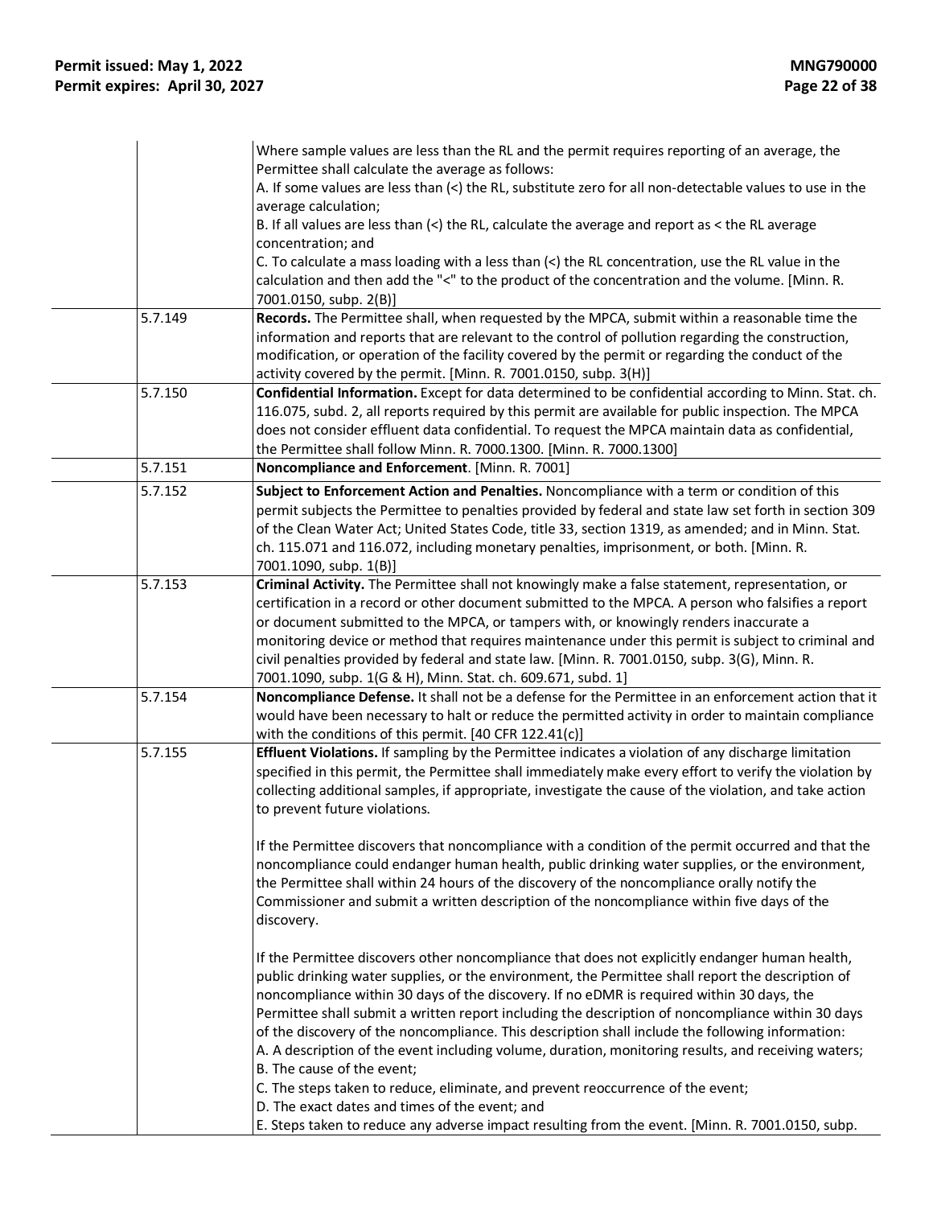| | | |
|---|---|---|
| | | Where sample values are less than the RL and the permit requires reporting of an average, the Permittee shall calculate the average as follows:<br>A. If some values are less than (<) the RL, substitute zero for all non-detectable values to use in the average calculation;<br>B. If all values are less than (<) the RL, calculate the average and report as < the RL average concentration; and<br>C. To calculate a mass loading with a less than (<) the RL concentration, use the RL value in the calculation and then add the "<" to the product of the concentration and the volume. [Minn. R. 7001.0150, subp. 2(B)] |
| | 5.7.149 | **Records.** The Permittee shall, when requested by the MPCA, submit within a reasonable time the information and reports that are relevant to the control of pollution regarding the construction, modification, or operation of the facility covered by the permit or regarding the conduct of the activity covered by the permit. [Minn. R. 7001.0150, subp. 3(H)] |
| | 5.7.150 | **Confidential Information.** Except for data determined to be confidential according to Minn. Stat. ch. 116.075, subd. 2, all reports required by this permit are available for public inspection. The MPCA does not consider effluent data confidential. To request the MPCA maintain data as confidential, the Permittee shall follow Minn. R. 7000.1300. [Minn. R. 7000.1300] |
| | 5.7.151 | **Noncompliance and Enforcement**. [Minn. R. 7001] |
| | 5.7.152 | **Subject to Enforcement Action and Penalties.** Noncompliance with a term or condition of this permit subjects the Permittee to penalties provided by federal and state law set forth in section 309 of the Clean Water Act; United States Code, title 33, section 1319, as amended; and in Minn. Stat. ch. 115.071 and 116.072, including monetary penalties, imprisonment, or both. [Minn. R. 7001.1090, subp. 1(B)] |
| | 5.7.153 | **Criminal Activity.** The Permittee shall not knowingly make a false statement, representation, or certification in a record or other document submitted to the MPCA. A person who falsifies a report or document submitted to the MPCA, or tampers with, or knowingly renders inaccurate a monitoring device or method that requires maintenance under this permit is subject to criminal and civil penalties provided by federal and state law. [Minn. R. 7001.0150, subp. 3(G), Minn. R. 7001.1090, subp. 1(G & H), Minn. Stat. ch. 609.671, subd. 1] |
| | 5.7.154 | **Noncompliance Defense.** It shall not be a defense for the Permittee in an enforcement action that it would have been necessary to halt or reduce the permitted activity in order to maintain compliance with the conditions of this permit. [40 CFR 122.41(c)] |
| | 5.7.155 | **Effluent Violations.** If sampling by the Permittee indicates a violation of any discharge limitation specified in this permit, the Permittee shall immediately make every effort to verify the violation by collecting additional samples, if appropriate, investigate the cause of the violation, and take action to prevent future violations.<br><br>If the Permittee discovers that noncompliance with a condition of the permit occurred and that the noncompliance could endanger human health, public drinking water supplies, or the environment, the Permittee shall within 24 hours of the discovery of the noncompliance orally notify the Commissioner and submit a written description of the noncompliance within five days of the discovery.<br><br>If the Permittee discovers other noncompliance that does not explicitly endanger human health, public drinking water supplies, or the environment, the Permittee shall report the description of noncompliance within 30 days of the discovery. If no eDMR is required within 30 days, the Permittee shall submit a written report including the description of noncompliance within 30 days of the discovery of the noncompliance. This description shall include the following information:<br>A. A description of the event including volume, duration, monitoring results, and receiving waters;<br>B. The cause of the event;<br>C. The steps taken to reduce, eliminate, and prevent reoccurrence of the event;<br>D. The exact dates and times of the event; and<br>E. Steps taken to reduce any adverse impact resulting from the event. [Minn. R. 7001.0150, subp. |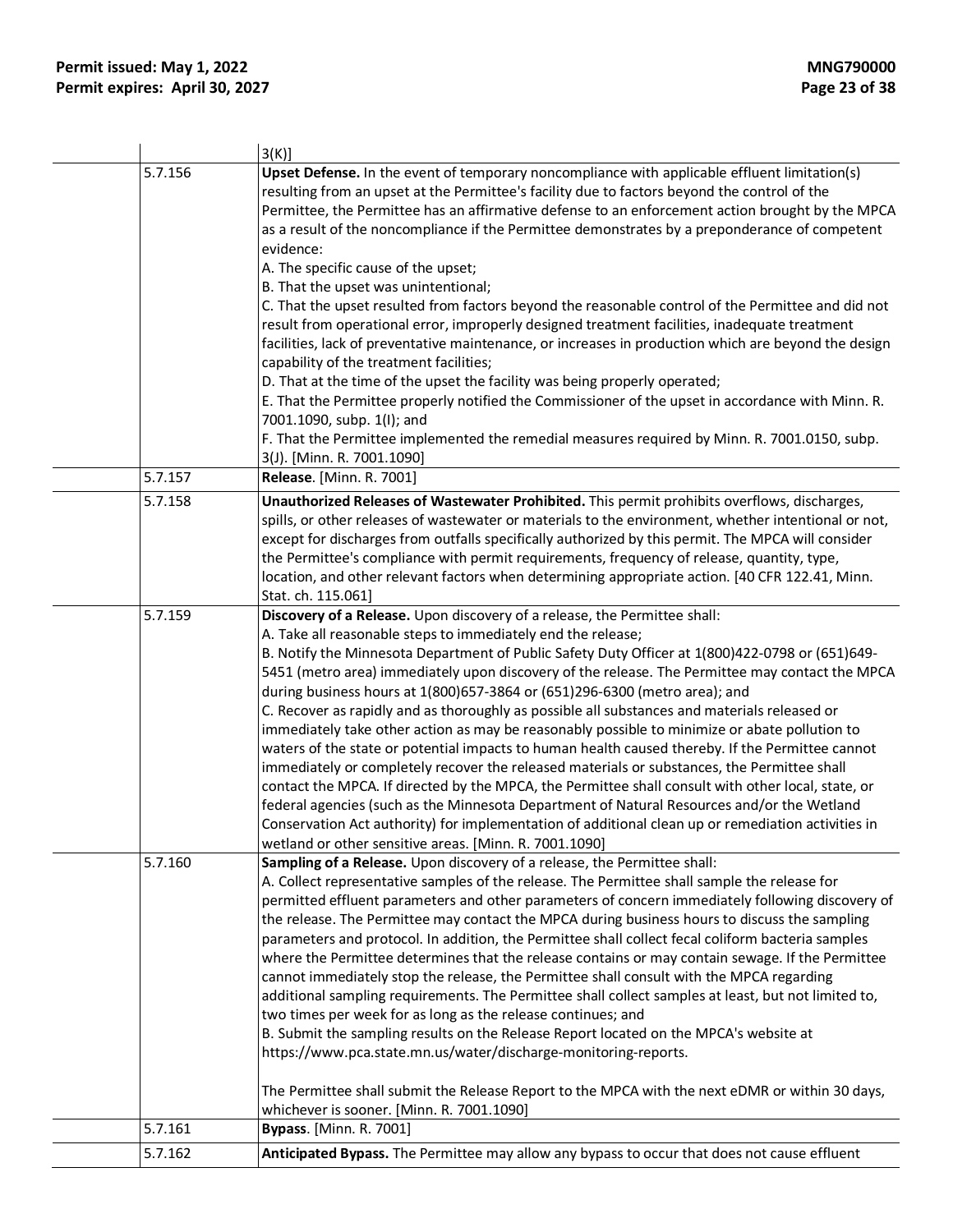| | | |
|---|---|---|
| | | 3(K)] |
| | 5.7.156 | **Upset Defense.** In the event of temporary noncompliance with applicable effluent limitation(s) resulting from an upset at the Permittee's facility due to factors beyond the control of the Permittee, the Permittee has an affirmative defense to an enforcement action brought by the MPCA as a result of the noncompliance if the Permittee demonstrates by a preponderance of competent evidence:<br>A. The specific cause of the upset;<br>B. That the upset was unintentional;<br>C. That the upset resulted from factors beyond the reasonable control of the Permittee and did not result from operational error, improperly designed treatment facilities, inadequate treatment facilities, lack of preventative maintenance, or increases in production which are beyond the design capability of the treatment facilities;<br>D. That at the time of the upset the facility was being properly operated;<br>E. That the Permittee properly notified the Commissioner of the upset in accordance with Minn. R. 7001.1090, subp. 1(I); and<br>F. That the Permittee implemented the remedial measures required by Minn. R. 7001.0150, subp. 3(J). [Minn. R. 7001.1090] |
| | 5.7.157 | **Release**. [Minn. R. 7001] |
| | 5.7.158 | **Unauthorized Releases of Wastewater Prohibited.** This permit prohibits overflows, discharges, spills, or other releases of wastewater or materials to the environment, whether intentional or not, except for discharges from outfalls specifically authorized by this permit. The MPCA will consider the Permittee's compliance with permit requirements, frequency of release, quantity, type, location, and other relevant factors when determining appropriate action. [40 CFR 122.41, Minn. Stat. ch. 115.061] |
| | 5.7.159 | **Discovery of a Release.** Upon discovery of a release, the Permittee shall:<br>A. Take all reasonable steps to immediately end the release;<br>B. Notify the Minnesota Department of Public Safety Duty Officer at 1(800)422-0798 or (651)649-5451 (metro area) immediately upon discovery of the release. The Permittee may contact the MPCA during business hours at 1(800)657-3864 or (651)296-6300 (metro area); and<br>C. Recover as rapidly and as thoroughly as possible all substances and materials released or immediately take other action as may be reasonably possible to minimize or abate pollution to waters of the state or potential impacts to human health caused thereby. If the Permittee cannot immediately or completely recover the released materials or substances, the Permittee shall contact the MPCA. If directed by the MPCA, the Permittee shall consult with other local, state, or federal agencies (such as the Minnesota Department of Natural Resources and/or the Wetland Conservation Act authority) for implementation of additional clean up or remediation activities in wetland or other sensitive areas. [Minn. R. 7001.1090] |
| | 5.7.160 | **Sampling of a Release.** Upon discovery of a release, the Permittee shall:<br>A. Collect representative samples of the release. The Permittee shall sample the release for permitted effluent parameters and other parameters of concern immediately following discovery of the release. The Permittee may contact the MPCA during business hours to discuss the sampling parameters and protocol. In addition, the Permittee shall collect fecal coliform bacteria samples where the Permittee determines that the release contains or may contain sewage. If the Permittee cannot immediately stop the release, the Permittee shall consult with the MPCA regarding additional sampling requirements. The Permittee shall collect samples at least, but not limited to, two times per week for as long as the release continues; and<br>B. Submit the sampling results on the Release Report located on the MPCA's website at https://www.pca.state.mn.us/water/discharge-monitoring-reports.<br><br>The Permittee shall submit the Release Report to the MPCA with the next eDMR or within 30 days, whichever is sooner. [Minn. R. 7001.1090] |
| | 5.7.161 | **Bypass**. [Minn. R. 7001] |
| | 5.7.162 | **Anticipated Bypass.** The Permittee may allow any bypass to occur that does not cause effluent |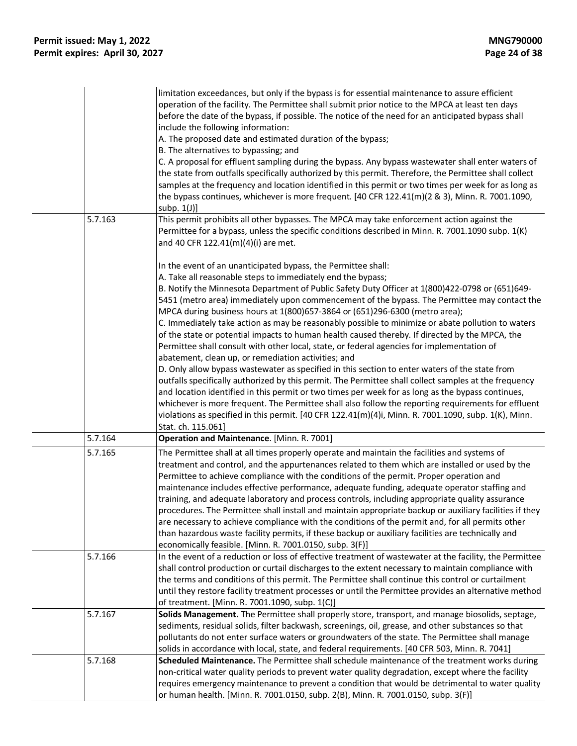| | | |
|---|---|---|
| | | limitation exceedances, but only if the bypass is for essential maintenance to assure efficient operation of the facility. The Permittee shall submit prior notice to the MPCA at least ten days before the date of the bypass, if possible. The notice of the need for an anticipated bypass shall include the following information:<br>A. The proposed date and estimated duration of the bypass;<br>B. The alternatives to bypassing; and<br>C. A proposal for effluent sampling during the bypass. Any bypass wastewater shall enter waters of the state from outfalls specifically authorized by this permit. Therefore, the Permittee shall collect samples at the frequency and location identified in this permit or two times per week for as long as the bypass continues, whichever is more frequent. [40 CFR 122.41(m)(2 & 3), Minn. R. 7001.1090, subp. 1(J)] |
| | 5.7.163 | This permit prohibits all other bypasses. The MPCA may take enforcement action against the Permittee for a bypass, unless the specific conditions described in Minn. R. 7001.1090 subp. 1(K) and 40 CFR 122.41(m)(4)(i) are met.<br><br>In the event of an unanticipated bypass, the Permittee shall:<br>A. Take all reasonable steps to immediately end the bypass;<br>B. Notify the Minnesota Department of Public Safety Duty Officer at 1(800)422-0798 or (651)649-5451 (metro area) immediately upon commencement of the bypass. The Permittee may contact the MPCA during business hours at 1(800)657-3864 or (651)296-6300 (metro area);<br>C. Immediately take action as may be reasonably possible to minimize or abate pollution to waters of the state or potential impacts to human health caused thereby. If directed by the MPCA, the Permittee shall consult with other local, state, or federal agencies for implementation of abatement, clean up, or remediation activities; and<br>D. Only allow bypass wastewater as specified in this section to enter waters of the state from outfalls specifically authorized by this permit. The Permittee shall collect samples at the frequency and location identified in this permit or two times per week for as long as the bypass continues, whichever is more frequent. The Permittee shall also follow the reporting requirements for effluent violations as specified in this permit. [40 CFR 122.41(m)(4)i, Minn. R. 7001.1090, subp. 1(K), Minn. Stat. ch. 115.061] |
| | 5.7.164 | **Operation and Maintenance**. [Minn. R. 7001] |
| | 5.7.165 | The Permittee shall at all times properly operate and maintain the facilities and systems of treatment and control, and the appurtenances related to them which are installed or used by the Permittee to achieve compliance with the conditions of the permit. Proper operation and maintenance includes effective performance, adequate funding, adequate operator staffing and training, and adequate laboratory and process controls, including appropriate quality assurance procedures. The Permittee shall install and maintain appropriate backup or auxiliary facilities if they are necessary to achieve compliance with the conditions of the permit and, for all permits other than hazardous waste facility permits, if these backup or auxiliary facilities are technically and economically feasible. [Minn. R. 7001.0150, subp. 3(F)] |
| | 5.7.166 | In the event of a reduction or loss of effective treatment of wastewater at the facility, the Permittee shall control production or curtail discharges to the extent necessary to maintain compliance with the terms and conditions of this permit. The Permittee shall continue this control or curtailment until they restore facility treatment processes or until the Permittee provides an alternative method of treatment. [Minn. R. 7001.1090, subp. 1(C)] |
| | 5.7.167 | **Solids Management.** The Permittee shall properly store, transport, and manage biosolids, septage, sediments, residual solids, filter backwash, screenings, oil, grease, and other substances so that pollutants do not enter surface waters or groundwaters of the state. The Permittee shall manage solids in accordance with local, state, and federal requirements. [40 CFR 503, Minn. R. 7041] |
| | 5.7.168 | **Scheduled Maintenance.** The Permittee shall schedule maintenance of the treatment works during non-critical water quality periods to prevent water quality degradation, except where the facility requires emergency maintenance to prevent a condition that would be detrimental to water quality or human health. [Minn. R. 7001.0150, subp. 2(B), Minn. R. 7001.0150, subp. 3(F)] |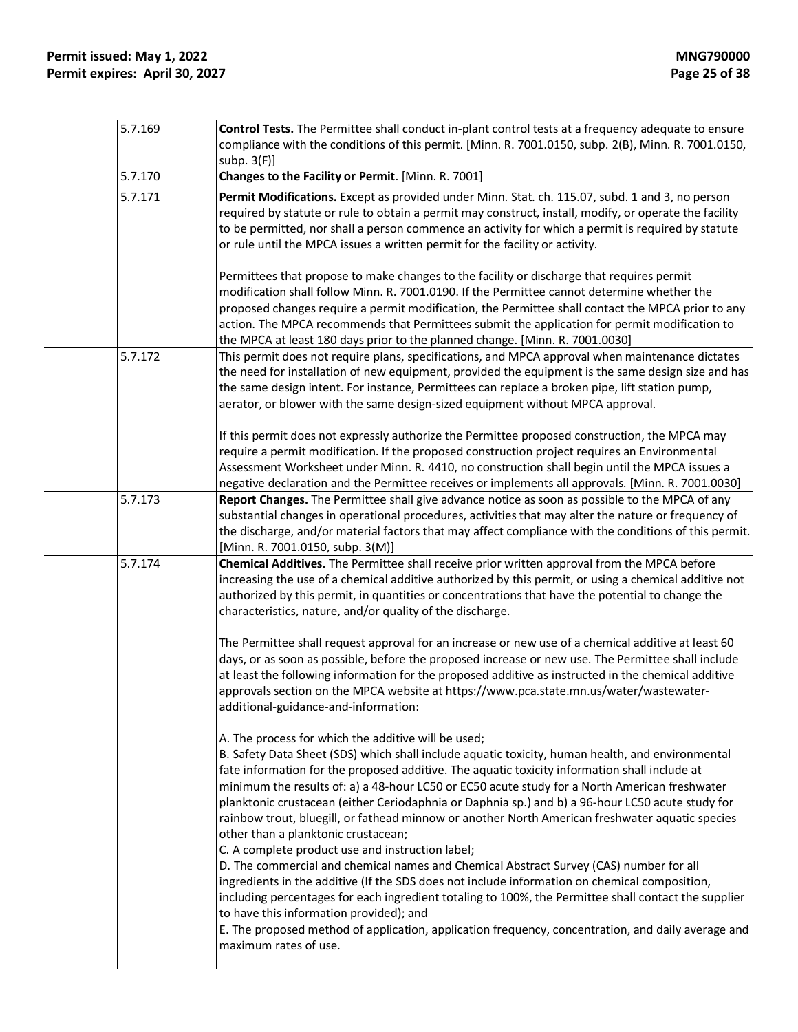| | | |
|---|---|---|
| | 5.7.169 | **Control Tests.** The Permittee shall conduct in-plant control tests at a frequency adequate to ensure compliance with the conditions of this permit. [Minn. R. 7001.0150, subp. 2(B), Minn. R. 7001.0150, subp. 3(F)] |
| | 5.7.170 | **Changes to the Facility or Permit**. [Minn. R. 7001] |
| | 5.7.171 | **Permit Modifications.** Except as provided under Minn. Stat. ch. 115.07, subd. 1 and 3, no person required by statute or rule to obtain a permit may construct, install, modify, or operate the facility to be permitted, nor shall a person commence an activity for which a permit is required by statute or rule until the MPCA issues a written permit for the facility or activity.<br><br>Permittees that propose to make changes to the facility or discharge that requires permit modification shall follow Minn. R. 7001.0190. If the Permittee cannot determine whether the proposed changes require a permit modification, the Permittee shall contact the MPCA prior to any action. The MPCA recommends that Permittees submit the application for permit modification to the MPCA at least 180 days prior to the planned change. [Minn. R. 7001.0030] |
| | 5.7.172 | This permit does not require plans, specifications, and MPCA approval when maintenance dictates the need for installation of new equipment, provided the equipment is the same design size and has the same design intent. For instance, Permittees can replace a broken pipe, lift station pump, aerator, or blower with the same design-sized equipment without MPCA approval.<br><br>If this permit does not expressly authorize the Permittee proposed construction, the MPCA may require a permit modification. If the proposed construction project requires an Environmental Assessment Worksheet under Minn. R. 4410, no construction shall begin until the MPCA issues a negative declaration and the Permittee receives or implements all approvals. [Minn. R. 7001.0030] |
| | 5.7.173 | **Report Changes.** The Permittee shall give advance notice as soon as possible to the MPCA of any substantial changes in operational procedures, activities that may alter the nature or frequency of the discharge, and/or material factors that may affect compliance with the conditions of this permit. [Minn. R. 7001.0150, subp. 3(M)] |
| | 5.7.174 | **Chemical Additives.** The Permittee shall receive prior written approval from the MPCA before increasing the use of a chemical additive authorized by this permit, or using a chemical additive not authorized by this permit, in quantities or concentrations that have the potential to change the characteristics, nature, and/or quality of the discharge.<br><br>The Permittee shall request approval for an increase or new use of a chemical additive at least 60 days, or as soon as possible, before the proposed increase or new use. The Permittee shall include at least the following information for the proposed additive as instructed in the chemical additive approvals section on the MPCA website at https://www.pca.state.mn.us/water/wastewater-additional-guidance-and-information:<br><br>A. The process for which the additive will be used;<br>B. Safety Data Sheet (SDS) which shall include aquatic toxicity, human health, and environmental fate information for the proposed additive. The aquatic toxicity information shall include at minimum the results of: a) a 48-hour LC50 or EC50 acute study for a North American freshwater planktonic crustacean (either Ceriodaphnia or Daphnia sp.) and b) a 96-hour LC50 acute study for rainbow trout, bluegill, or fathead minnow or another North American freshwater aquatic species other than a planktonic crustacean;<br>C. A complete product use and instruction label;<br>D. The commercial and chemical names and Chemical Abstract Survey (CAS) number for all ingredients in the additive (If the SDS does not include information on chemical composition, including percentages for each ingredient totaling to 100%, the Permittee shall contact the supplier to have this information provided); and<br>E. The proposed method of application, application frequency, concentration, and daily average and maximum rates of use. |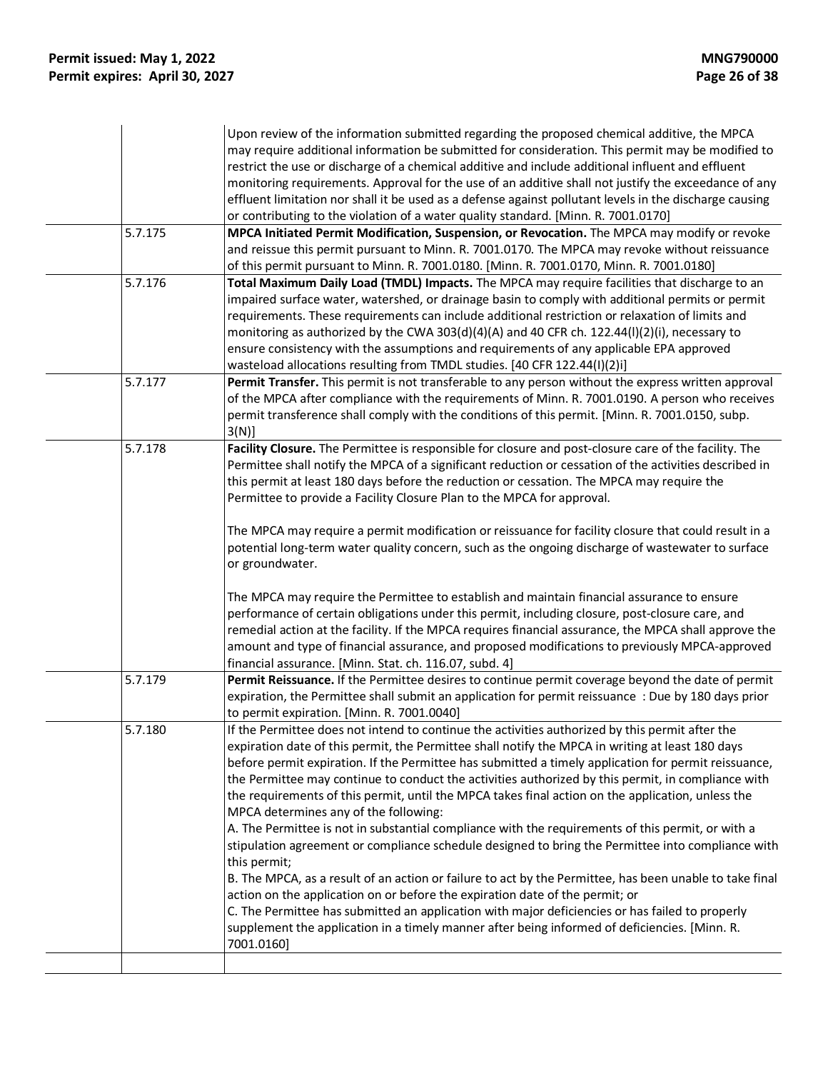| | | |
|---|---|---|
| | | Upon review of the information submitted regarding the proposed chemical additive, the MPCA may require additional information be submitted for consideration. This permit may be modified to restrict the use or discharge of a chemical additive and include additional influent and effluent monitoring requirements. Approval for the use of an additive shall not justify the exceedance of any effluent limitation nor shall it be used as a defense against pollutant levels in the discharge causing or contributing to the violation of a water quality standard. [Minn. R. 7001.0170] |
| | 5.7.175 | **MPCA Initiated Permit Modification, Suspension, or Revocation.** The MPCA may modify or revoke and reissue this permit pursuant to Minn. R. 7001.0170. The MPCA may revoke without reissuance of this permit pursuant to Minn. R. 7001.0180. [Minn. R. 7001.0170, Minn. R. 7001.0180] |
| | 5.7.176 | **Total Maximum Daily Load (TMDL) Impacts.** The MPCA may require facilities that discharge to an impaired surface water, watershed, or drainage basin to comply with additional permits or permit requirements. These requirements can include additional restriction or relaxation of limits and monitoring as authorized by the CWA 303(d)(4)(A) and 40 CFR ch. 122.44(l)(2)(i), necessary to ensure consistency with the assumptions and requirements of any applicable EPA approved wasteload allocations resulting from TMDL studies. [40 CFR 122.44(l)(2)i] |
| | 5.7.177 | **Permit Transfer.** This permit is not transferable to any person without the express written approval of the MPCA after compliance with the requirements of Minn. R. 7001.0190. A person who receives permit transference shall comply with the conditions of this permit. [Minn. R. 7001.0150, subp. 3(N)] |
| | 5.7.178 | **Facility Closure.** The Permittee is responsible for closure and post-closure care of the facility. The Permittee shall notify the MPCA of a significant reduction or cessation of the activities described in this permit at least 180 days before the reduction or cessation. The MPCA may require the Permittee to provide a Facility Closure Plan to the MPCA for approval.<br><br>The MPCA may require a permit modification or reissuance for facility closure that could result in a potential long-term water quality concern, such as the ongoing discharge of wastewater to surface or groundwater.<br><br>The MPCA may require the Permittee to establish and maintain financial assurance to ensure performance of certain obligations under this permit, including closure, post-closure care, and remedial action at the facility. If the MPCA requires financial assurance, the MPCA shall approve the amount and type of financial assurance, and proposed modifications to previously MPCA-approved financial assurance. [Minn. Stat. ch. 116.07, subd. 4] |
| | 5.7.179 | **Permit Reissuance.** If the Permittee desires to continue permit coverage beyond the date of permit expiration, the Permittee shall submit an application for permit reissuance : Due by 180 days prior to permit expiration. [Minn. R. 7001.0040] |
| | 5.7.180 | If the Permittee does not intend to continue the activities authorized by this permit after the expiration date of this permit, the Permittee shall notify the MPCA in writing at least 180 days before permit expiration. If the Permittee has submitted a timely application for permit reissuance, the Permittee may continue to conduct the activities authorized by this permit, in compliance with the requirements of this permit, until the MPCA takes final action on the application, unless the MPCA determines any of the following:<br>A. The Permittee is not in substantial compliance with the requirements of this permit, or with a stipulation agreement or compliance schedule designed to bring the Permittee into compliance with this permit;<br>B. The MPCA, as a result of an action or failure to act by the Permittee, has been unable to take final action on the application on or before the expiration date of the permit; or<br>C. The Permittee has submitted an application with major deficiencies or has failed to properly supplement the application in a timely manner after being informed of deficiencies. [Minn. R. 7001.0160] |
| | | |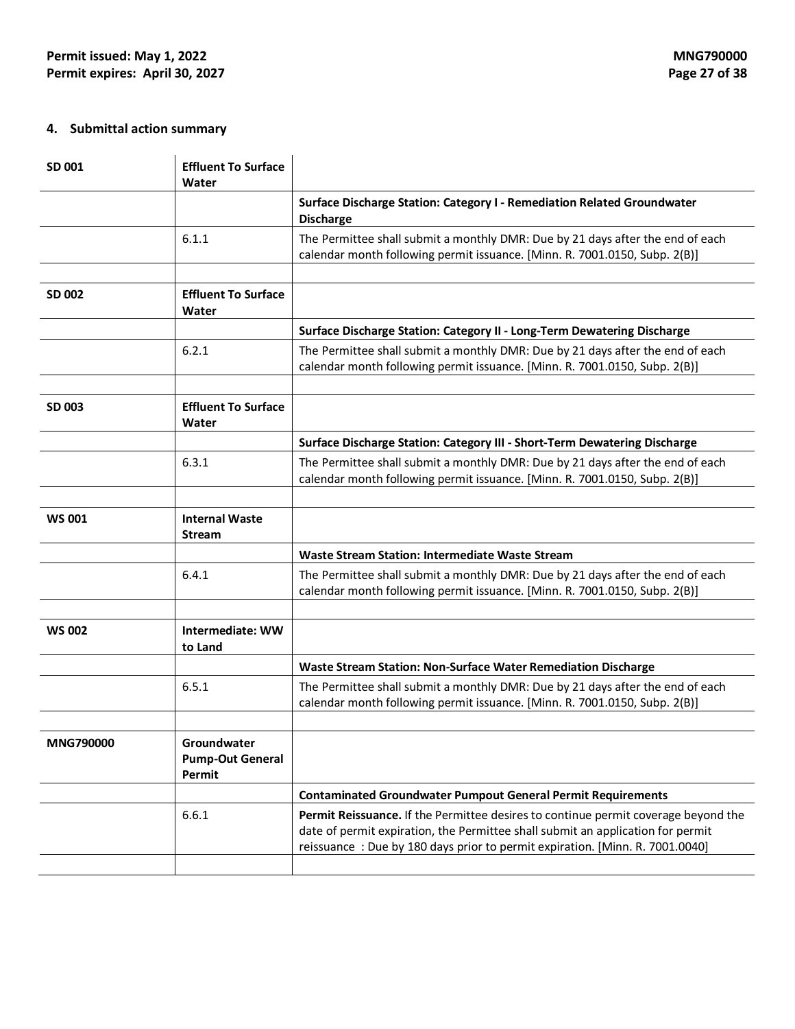## 4. Submittal action summary

| | | |
|---|---|---|
| **SD 001** | **Effluent To Surface Water** | |
| | | **Surface Discharge Station: Category I - Remediation Related Groundwater Discharge** |
| | 6.1.1 | The Permittee shall submit a monthly DMR: Due by 21 days after the end of each calendar month following permit issuance. [Minn. R. 7001.0150, Subp. 2(B)] |
| | | |
| **SD 002** | **Effluent To Surface Water** | |
| | | **Surface Discharge Station: Category II - Long-Term Dewatering Discharge** |
| | 6.2.1 | The Permittee shall submit a monthly DMR: Due by 21 days after the end of each calendar month following permit issuance. [Minn. R. 7001.0150, Subp. 2(B)] |
| | | |
| **SD 003** | **Effluent To Surface Water** | |
| | | **Surface Discharge Station: Category III - Short-Term Dewatering Discharge** |
| | 6.3.1 | The Permittee shall submit a monthly DMR: Due by 21 days after the end of each calendar month following permit issuance. [Minn. R. 7001.0150, Subp. 2(B)] |
| | | |
| **WS 001** | **Internal Waste Stream** | |
| | | **Waste Stream Station: Intermediate Waste Stream** |
| | 6.4.1 | The Permittee shall submit a monthly DMR: Due by 21 days after the end of each calendar month following permit issuance. [Minn. R. 7001.0150, Subp. 2(B)] |
| | | |
| **WS 002** | **Intermediate: WW to Land** | |
| | | **Waste Stream Station: Non-Surface Water Remediation Discharge** |
| | 6.5.1 | The Permittee shall submit a monthly DMR: Due by 21 days after the end of each calendar month following permit issuance. [Minn. R. 7001.0150, Subp. 2(B)] |
| | | |
| **MNG790000** | **Groundwater Pump-Out General Permit** | |
| | | **Contaminated Groundwater Pumpout General Permit Requirements** |
| | 6.6.1 | **Permit Reissuance.** If the Permittee desires to continue permit coverage beyond the date of permit expiration, the Permittee shall submit an application for permit reissuance : Due by 180 days prior to permit expiration. [Minn. R. 7001.0040] |
| | | |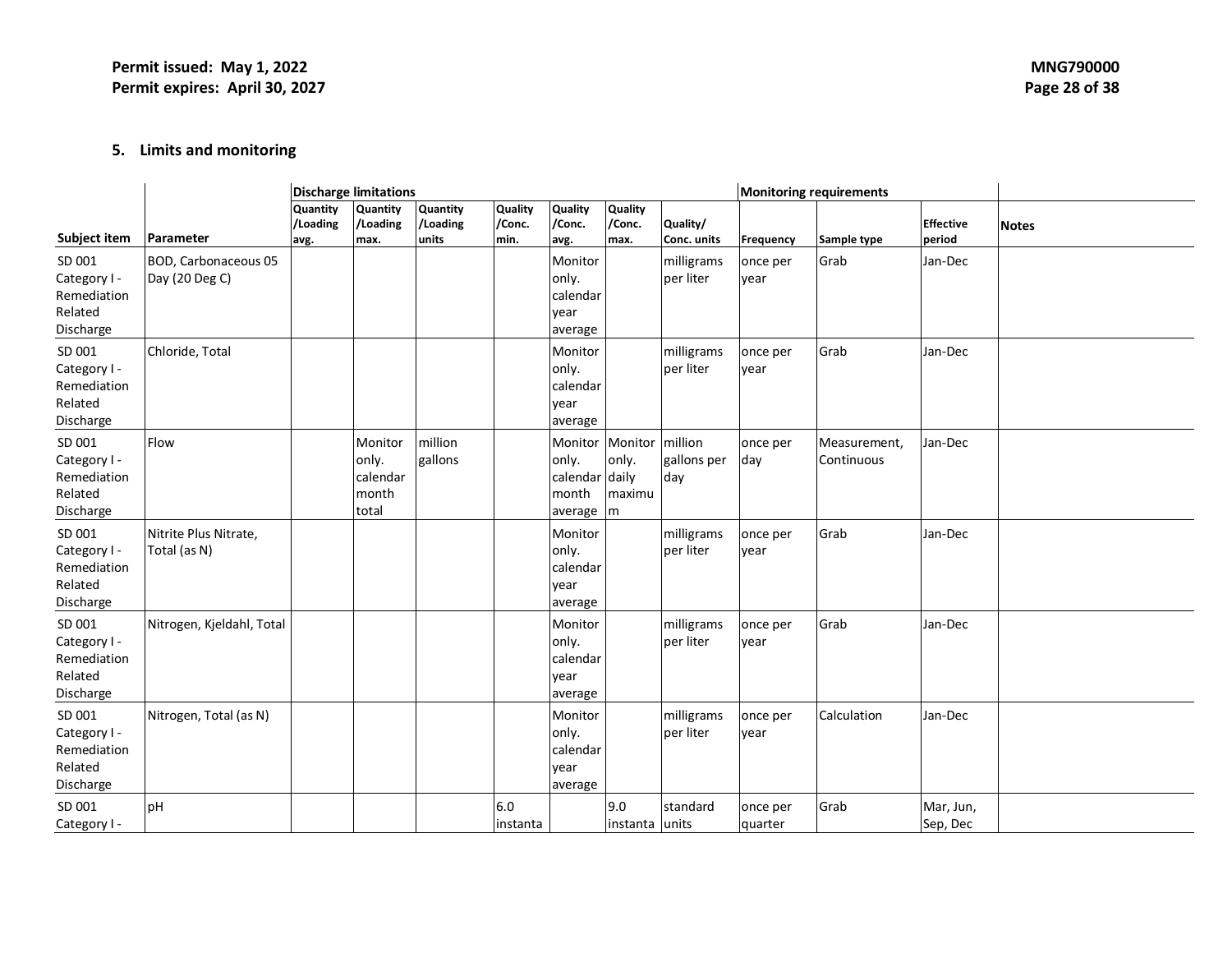## 5. Limits and monitoring

| | | Discharge limitations | | | | | | | Monitoring requirements | | | |
|---|---|---|---|---|---|---|---|---|---|---|---|---|
| Subject item | Parameter | Quantity /Loading avg. | Quantity /Loading max. | Quantity /Loading units | Quality /Conc. min. | Quality /Conc. avg. | Quality /Conc. max. | Quality/ Conc. units | Frequency | Sample type | Effective period | Notes |
| SD 001 Category I - Remediation Related Discharge | BOD, Carbonaceous 05 Day (20 Deg C) | | | | | Monitor only. calendar year average | | milligrams per liter | once per year | Grab | Jan-Dec | |
| SD 001 Category I - Remediation Related Discharge | Chloride, Total | | | | | Monitor only. calendar year average | | milligrams per liter | once per year | Grab | Jan-Dec | |
| SD 001 Category I - Remediation Related Discharge | Flow | | Monitor only. calendar month total | million gallons | | Monitor only. calendar month average | Monitor only. daily maximum | million gallons per day | once per day | Measurement, Continuous | Jan-Dec | |
| SD 001 Category I - Remediation Related Discharge | Nitrite Plus Nitrate, Total (as N) | | | | | Monitor only. calendar year average | | milligrams per liter | once per year | Grab | Jan-Dec | |
| SD 001 Category I - Remediation Related Discharge | Nitrogen, Kjeldahl, Total | | | | | Monitor only. calendar year average | | milligrams per liter | once per year | Grab | Jan-Dec | |
| SD 001 Category I - Remediation Related Discharge | Nitrogen, Total (as N) | | | | | Monitor only. calendar year average | | milligrams per liter | once per year | Calculation | Jan-Dec | |
| SD 001 Category I - | pH | | | | 6.0 instanta | | 9.0 instanta | standard units | once per quarter | Grab | Mar, Jun, Sep, Dec | |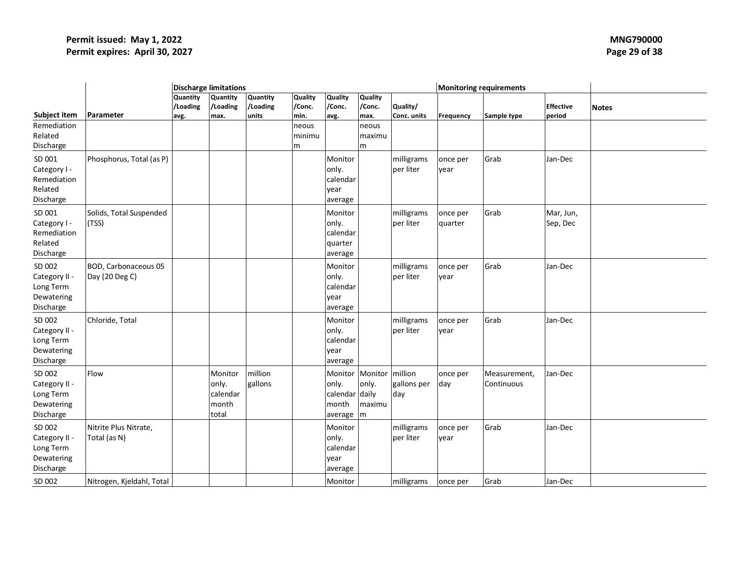| | | Discharge limitations | | | | | | | Monitoring requirements | | | |
|---|---|---|---|---|---|---|---|---|---|---|---|---|
| Subject item | Parameter | Quantity /Loading avg. | Quantity /Loading max. | Quantity /Loading units | Quality /Conc. min. | Quality /Conc. avg. | Quality /Conc. max. | Quality/ Conc. units | Frequency | Sample type | Effective period | Notes |
| Remediation Related Discharge | | | | | neous minimum | | neous maximum | | | | | |
| SD 001 Category I - Remediation Related Discharge | Phosphorus, Total (as P) | | | | | Monitor only. calendar year average | | milligrams per liter | once per year | Grab | Jan-Dec | |
| SD 001 Category I - Remediation Related Discharge | Solids, Total Suspended (TSS) | | | | | Monitor only. calendar quarter average | | milligrams per liter | once per quarter | Grab | Mar, Jun, Sep, Dec | |
| SD 002 Category II - Long Term Dewatering Discharge | BOD, Carbonaceous 05 Day (20 Deg C) | | | | | Monitor only. calendar year average | | milligrams per liter | once per year | Grab | Jan-Dec | |
| SD 002 Category II - Long Term Dewatering Discharge | Chloride, Total | | | | | Monitor only. calendar year average | | milligrams per liter | once per year | Grab | Jan-Dec | |
| SD 002 Category II - Long Term Dewatering Discharge | Flow | | Monitor only. calendar month total | million gallons | | Monitor only. calendar month average | Monitor only. daily maximum | million gallons per day | once per day | Measurement, Continuous | Jan-Dec | |
| SD 002 Category II - Long Term Dewatering Discharge | Nitrite Plus Nitrate, Total (as N) | | | | | Monitor only. calendar year average | | milligrams per liter | once per year | Grab | Jan-Dec | |
| SD 002 | Nitrogen, Kjeldahl, Total | | | | | Monitor | | milligrams | once per | Grab | Jan-Dec | |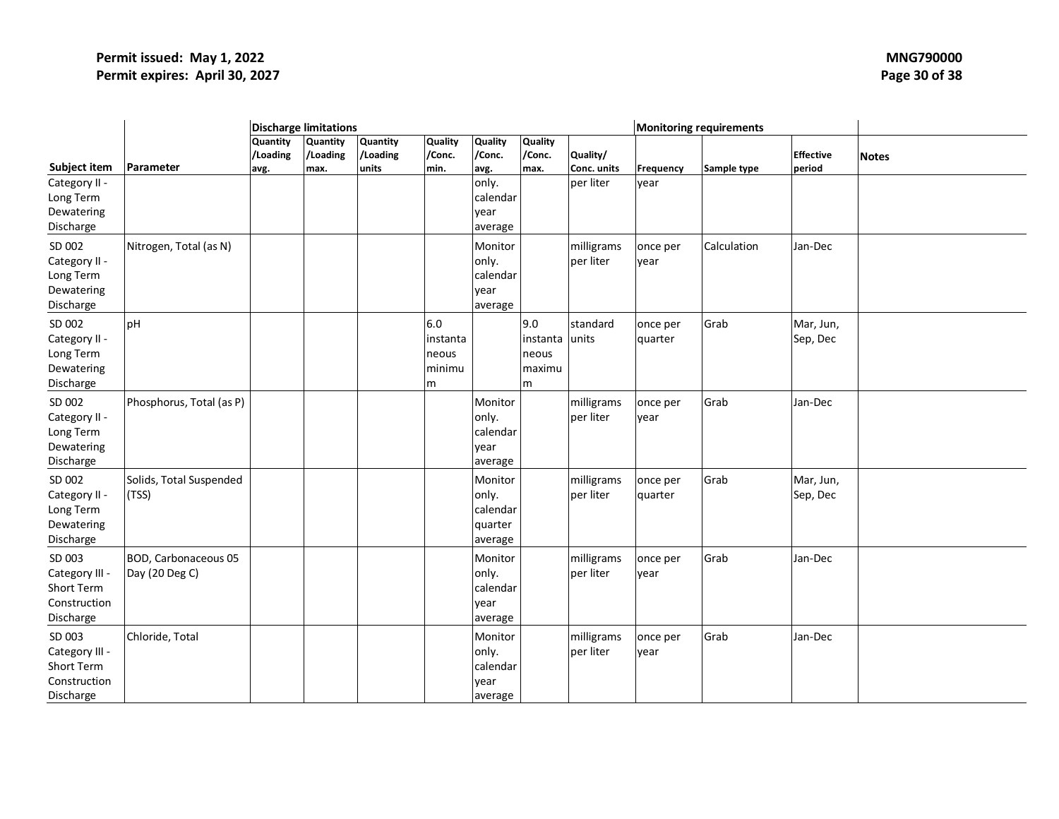| | | Discharge limitations | | | | | | | Monitoring requirements | | | |
|---|---|---|---|---|---|---|---|---|---|---|---|---|
| Subject item | Parameter | Quantity /Loading avg. | Quantity /Loading max. | Quantity /Loading units | Quality /Conc. min. | Quality /Conc. avg. | Quality /Conc. max. | Quality/ Conc. units | Frequency | Sample type | Effective period | Notes |
| Category II - Long Term Dewatering Discharge | | | | | | only. calendar year average | | per liter | year | | | |
| SD 002 Category II - Long Term Dewatering Discharge | Nitrogen, Total (as N) | | | | | Monitor only. calendar year average | | milligrams per liter | once per year | Calculation | Jan-Dec | |
| SD 002 Category II - Long Term Dewatering Discharge | pH | | | | 6.0 instantaneous minimum | | 9.0 instantaneous maximum | standard units | once per quarter | Grab | Mar, Jun, Sep, Dec | |
| SD 002 Category II - Long Term Dewatering Discharge | Phosphorus, Total (as P) | | | | | Monitor only. calendar year average | | milligrams per liter | once per year | Grab | Jan-Dec | |
| SD 002 Category II - Long Term Dewatering Discharge | Solids, Total Suspended (TSS) | | | | | Monitor only. calendar quarter average | | milligrams per liter | once per quarter | Grab | Mar, Jun, Sep, Dec | |
| SD 003 Category III - Short Term Construction Discharge | BOD, Carbonaceous 05 Day (20 Deg C) | | | | | Monitor only. calendar year average | | milligrams per liter | once per year | Grab | Jan-Dec | |
| SD 003 Category III - Short Term Construction Discharge | Chloride, Total | | | | | Monitor only. calendar year average | | milligrams per liter | once per year | Grab | Jan-Dec | |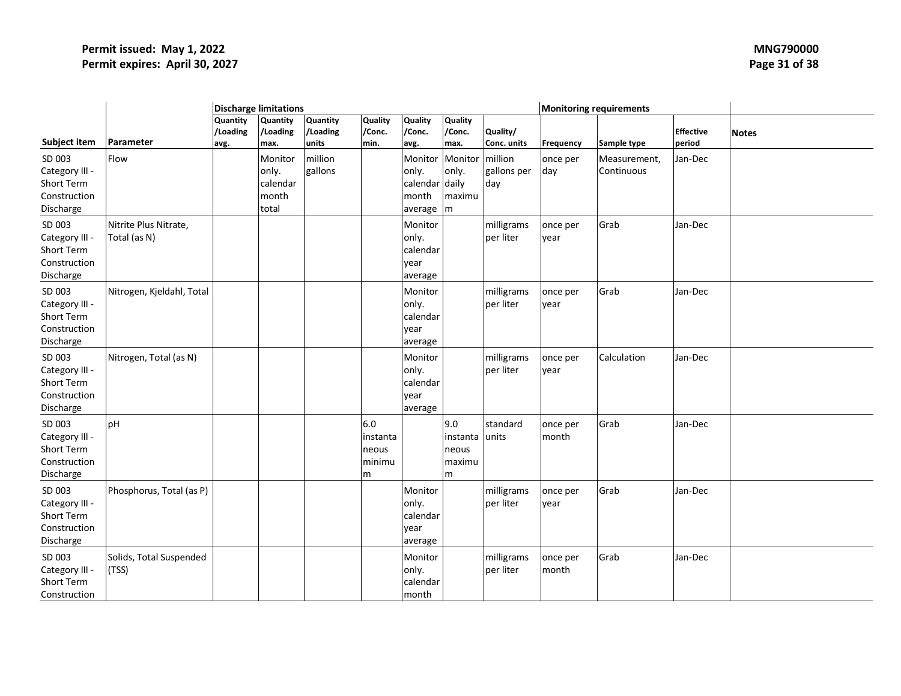| | | Discharge limitations | | | | | | | Monitoring requirements | | | |
|---|---|---|---|---|---|---|---|---|---|---|---|---|
| Subject item | Parameter | Quantity /Loading avg. | Quantity /Loading max. | Quantity /Loading units | Quality /Conc. min. | Quality /Conc. avg. | Quality /Conc. max. | Quality/ Conc. units | Frequency | Sample type | Effective period | Notes |
| SD 003 Category III - Short Term Construction Discharge | Flow | | Monitor only. calendar month total | million gallons | | Monitor only. calendar month average | Monitor only. daily maximum | million gallons per day | once per day | Measurement, Continuous | Jan-Dec | |
| SD 003 Category III - Short Term Construction Discharge | Nitrite Plus Nitrate, Total (as N) | | | | | Monitor only. calendar year average | | milligrams per liter | once per year | Grab | Jan-Dec | |
| SD 003 Category III - Short Term Construction Discharge | Nitrogen, Kjeldahl, Total | | | | | Monitor only. calendar year average | | milligrams per liter | once per year | Grab | Jan-Dec | |
| SD 003 Category III - Short Term Construction Discharge | Nitrogen, Total (as N) | | | | | Monitor only. calendar year average | | milligrams per liter | once per year | Calculation | Jan-Dec | |
| SD 003 Category III - Short Term Construction Discharge | pH | | | | 6.0 instantaneous minimum | | 9.0 instantaneous maximum | standard units | once per month | Grab | Jan-Dec | |
| SD 003 Category III - Short Term Construction Discharge | Phosphorus, Total (as P) | | | | | Monitor only. calendar year average | | milligrams per liter | once per year | Grab | Jan-Dec | |
| SD 003 Category III - Short Term Construction | Solids, Total Suspended (TSS) | | | | | Monitor only. calendar month | | milligrams per liter | once per month | Grab | Jan-Dec | |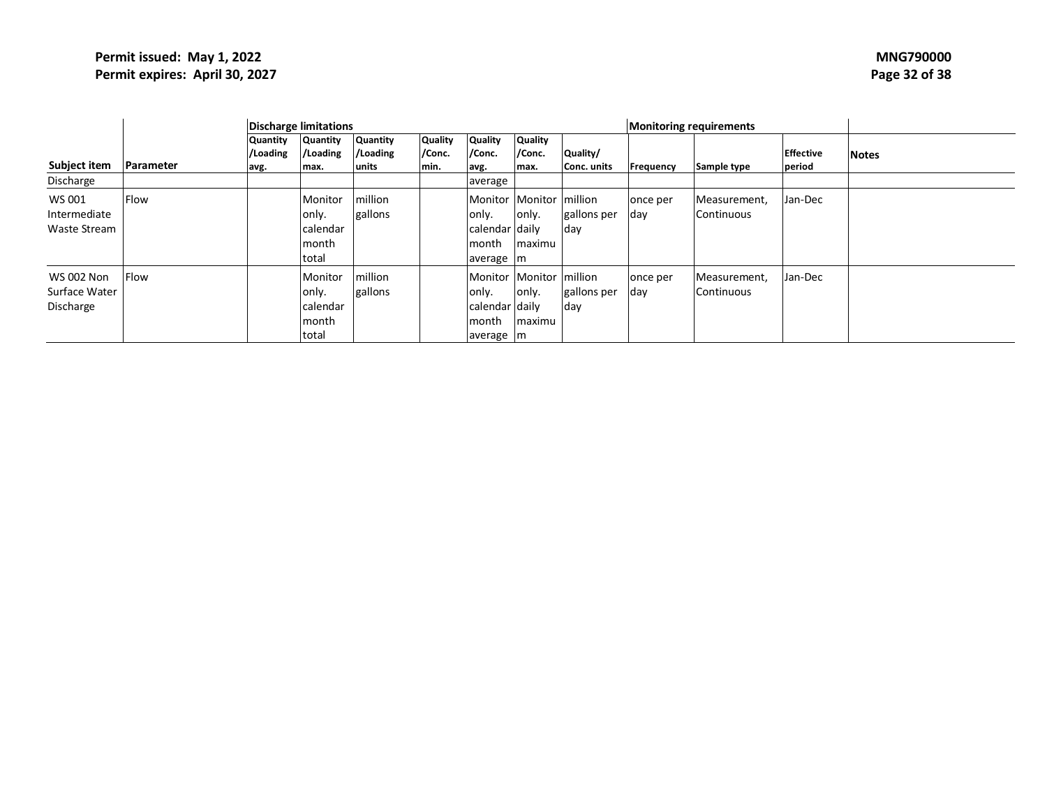| | | Discharge limitations | | | | | | | Monitoring requirements | | | |
|---|---|---|---|---|---|---|---|---|---|---|---|---|
| Subject item | Parameter | Quantity /Loading avg. | Quantity /Loading max. | Quantity /Loading units | Quality /Conc. min. | Quality /Conc. avg. | Quality /Conc. max. | Quality/ Conc. units | Frequency | Sample type | Effective period | Notes |
| Discharge | | | | | | average | | | | | | |
| WS 001 Intermediate Waste Stream | Flow | | Monitor only. calendar month total | million gallons | | Monitor only. calendar month average | Monitor only. daily maximum | million gallons per day | once per day | Measurement, Continuous | Jan-Dec | |
| WS 002 Non Surface Water Discharge | Flow | | Monitor only. calendar month total | million gallons | | Monitor only. calendar month average | Monitor only. daily maximum | million gallons per day | once per day | Measurement, Continuous | Jan-Dec | |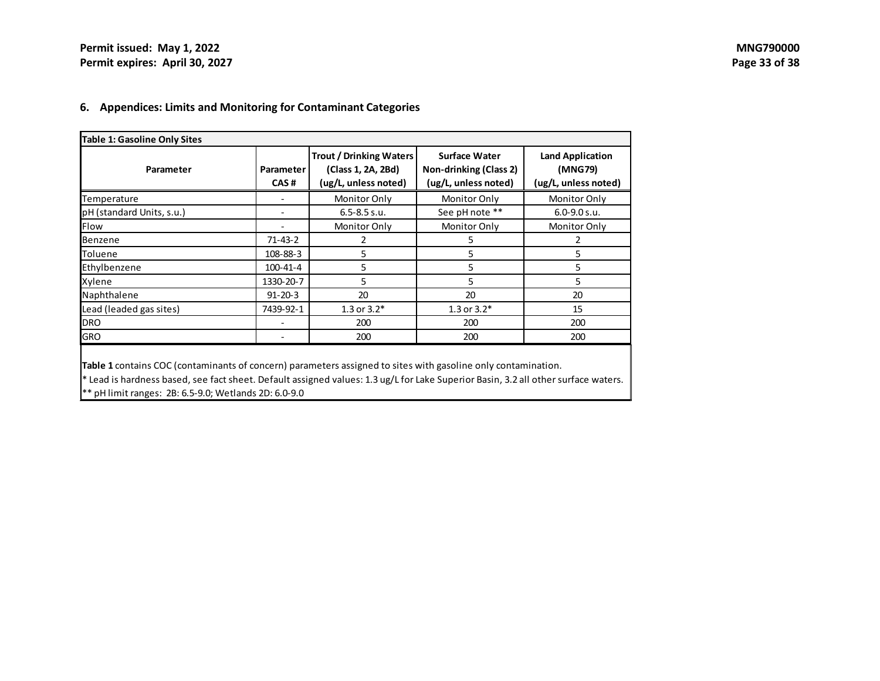## 6. Appendices: Limits and Monitoring for Contaminant Categories

**Table 1: Gasoline Only Sites**

| Parameter | Parameter CAS # | Trout / Drinking Waters (Class 1, 2A, 2Bd) (ug/L, unless noted) | Surface Water Non-drinking (Class 2) (ug/L, unless noted) | Land Application (MNG79) (ug/L, unless noted) |
|---|---|---|---|---|
| Temperature | - | Monitor Only | Monitor Only | Monitor Only |
| pH (standard Units, s.u.) | - | 6.5-8.5 s.u. | See pH note ** | 6.0-9.0 s.u. |
| Flow | - | Monitor Only | Monitor Only | Monitor Only |
| Benzene | 71-43-2 | 2 | 5 | 2 |
| Toluene | 108-88-3 | 5 | 5 | 5 |
| Ethylbenzene | 100-41-4 | 5 | 5 | 5 |
| Xylene | 1330-20-7 | 5 | 5 | 5 |
| Naphthalene | 91-20-3 | 20 | 20 | 20 |
| Lead (leaded gas sites) | 7439-92-1 | 1.3 or 3.2* | 1.3 or 3.2* | 15 |
| DRO | - | 200 | 200 | 200 |
| GRO | - | 200 | 200 | 200 |

**Table 1** contains COC (contaminants of concern) parameters assigned to sites with gasoline only contamination.

* Lead is hardness based, see fact sheet. Default assigned values: 1.3 ug/L for Lake Superior Basin, 3.2 all other surface waters.

** pH limit ranges: 2B: 6.5-9.0; Wetlands 2D: 6.0-9.0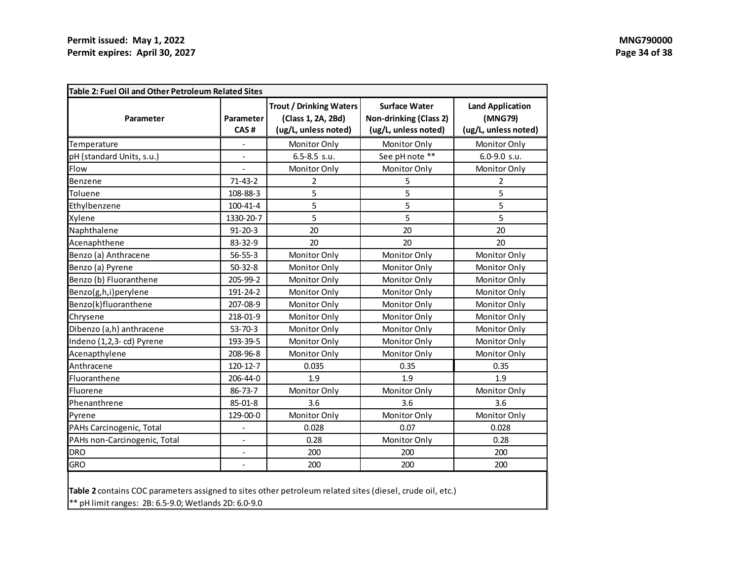| Table 2: Fuel Oil and Other Petroleum Related Sites | | | | |
|---|---|---|---|---|
| Parameter | Parameter CAS # | Trout / Drinking Waters (Class 1, 2A, 2Bd) (ug/L, unless noted) | Surface Water Non-drinking (Class 2) (ug/L, unless noted) | Land Application (MNG79) (ug/L, unless noted) |
| Temperature | - | Monitor Only | Monitor Only | Monitor Only |
| pH (standard Units, s.u.) | - | 6.5-8.5 s.u. | See pH note ** | 6.0-9.0 s.u. |
| Flow | - | Monitor Only | Monitor Only | Monitor Only |
| Benzene | 71-43-2 | 2 | 5 | 2 |
| Toluene | 108-88-3 | 5 | 5 | 5 |
| Ethylbenzene | 100-41-4 | 5 | 5 | 5 |
| Xylene | 1330-20-7 | 5 | 5 | 5 |
| Naphthalene | 91-20-3 | 20 | 20 | 20 |
| Acenaphthene | 83-32-9 | 20 | 20 | 20 |
| Benzo (a) Anthracene | 56-55-3 | Monitor Only | Monitor Only | Monitor Only |
| Benzo (a) Pyrene | 50-32-8 | Monitor Only | Monitor Only | Monitor Only |
| Benzo (b) Fluoranthene | 205-99-2 | Monitor Only | Monitor Only | Monitor Only |
| Benzo(g,h,i)perylene | 191-24-2 | Monitor Only | Monitor Only | Monitor Only |
| Benzo(k)fluoranthene | 207-08-9 | Monitor Only | Monitor Only | Monitor Only |
| Chrysene | 218-01-9 | Monitor Only | Monitor Only | Monitor Only |
| Dibenzo (a,h) anthracene | 53-70-3 | Monitor Only | Monitor Only | Monitor Only |
| Indeno (1,2,3- cd) Pyrene | 193-39-5 | Monitor Only | Monitor Only | Monitor Only |
| Acenapthylene | 208-96-8 | Monitor Only | Monitor Only | Monitor Only |
| Anthracene | 120-12-7 | 0.035 | 0.35 | 0.35 |
| Fluoranthene | 206-44-0 | 1.9 | 1.9 | 1.9 |
| Fluorene | 86-73-7 | Monitor Only | Monitor Only | Monitor Only |
| Phenanthrene | 85-01-8 | 3.6 | 3.6 | 3.6 |
| Pyrene | 129-00-0 | Monitor Only | Monitor Only | Monitor Only |
| PAHs Carcinogenic, Total | - | 0.028 | 0.07 | 0.028 |
| PAHs non-Carcinogenic, Total | - | 0.28 | Monitor Only | 0.28 |
| DRO | - | 200 | 200 | 200 |
| GRO | - | 200 | 200 | 200 |

**Table 2** contains COC parameters assigned to sites other petroleum related sites (diesel, crude oil, etc.)

** pH limit ranges: 2B: 6.5-9.0; Wetlands 2D: 6.0-9.0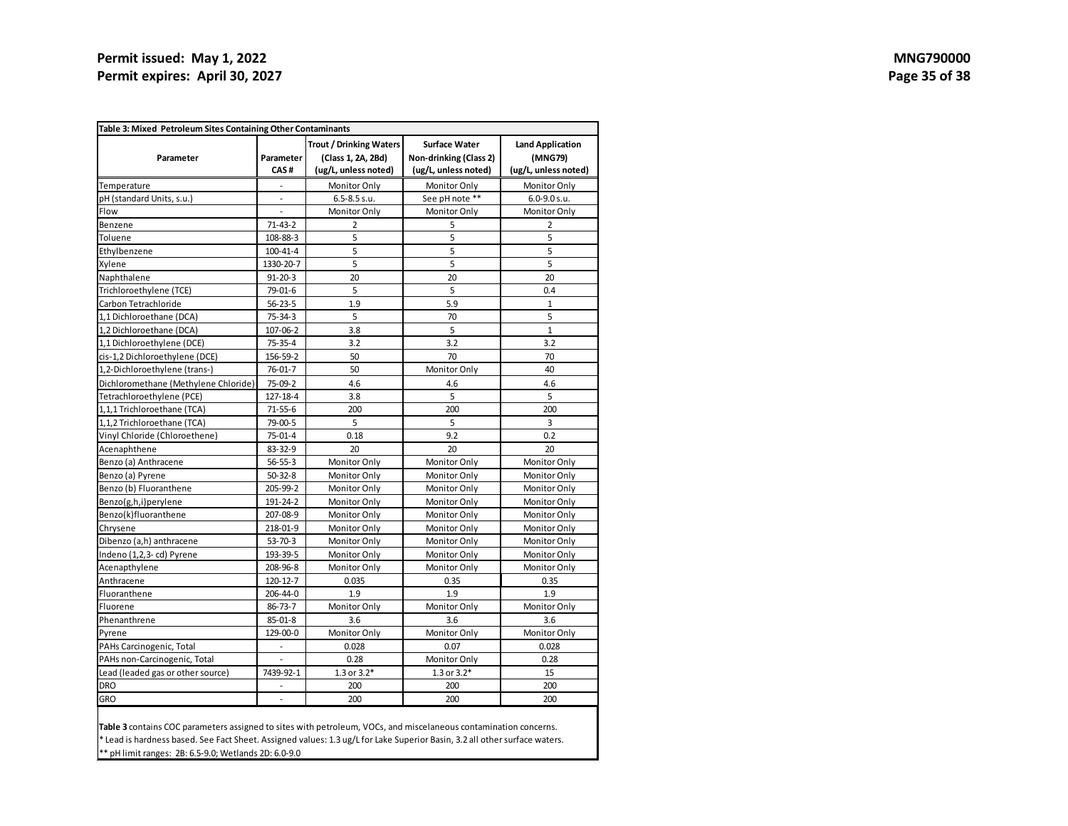**Table 3: Mixed Petroleum Sites Containing Other Contaminants**

| Parameter | Parameter CAS # | Trout / Drinking Waters (Class 1, 2A, 2Bd) (ug/L, unless noted) | Surface Water Non-drinking (Class 2) (ug/L, unless noted) | Land Application (MNG79) (ug/L, unless noted) |
|---|---|---|---|---|
| Temperature | - | Monitor Only | Monitor Only | Monitor Only |
| pH (standard Units, s.u.) | - | 6.5-8.5 s.u. | See pH note ** | 6.0-9.0 s.u. |
| Flow | - | Monitor Only | Monitor Only | Monitor Only |
| Benzene | 71-43-2 | 2 | 5 | 2 |
| Toluene | 108-88-3 | 5 | 5 | 5 |
| Ethylbenzene | 100-41-4 | 5 | 5 | 5 |
| Xylene | 1330-20-7 | 5 | 5 | 5 |
| Naphthalene | 91-20-3 | 20 | 20 | 20 |
| Trichloroethylene (TCE) | 79-01-6 | 5 | 5 | 0.4 |
| Carbon Tetrachloride | 56-23-5 | 1.9 | 5.9 | 1 |
| 1,1 Dichloroethane (DCA) | 75-34-3 | 5 | 70 | 5 |
| 1,2 Dichloroethane (DCA) | 107-06-2 | 3.8 | 5 | 1 |
| 1,1 Dichloroethylene (DCE) | 75-35-4 | 3.2 | 3.2 | 3.2 |
| cis-1,2 Dichloroethylene (DCE) | 156-59-2 | 50 | 70 | 70 |
| 1,2-Dichloroethylene (trans-) | 76-01-7 | 50 | Monitor Only | 40 |
| Dichloromethane (Methylene Chloride) | 75-09-2 | 4.6 | 4.6 | 4.6 |
| Tetrachloroethylene (PCE) | 127-18-4 | 3.8 | 5 | 5 |
| 1,1,1 Trichloroethane (TCA) | 71-55-6 | 200 | 200 | 200 |
| 1,1,2 Trichloroethane (TCA) | 79-00-5 | 5 | 5 | 3 |
| Vinyl Chloride (Chloroethene) | 75-01-4 | 0.18 | 9.2 | 0.2 |
| Acenaphthene | 83-32-9 | 20 | 20 | 20 |
| Benzo (a) Anthracene | 56-55-3 | Monitor Only | Monitor Only | Monitor Only |
| Benzo (a) Pyrene | 50-32-8 | Monitor Only | Monitor Only | Monitor Only |
| Benzo (b) Fluoranthene | 205-99-2 | Monitor Only | Monitor Only | Monitor Only |
| Benzo(g,h,i)perylene | 191-24-2 | Monitor Only | Monitor Only | Monitor Only |
| Benzo(k)fluoranthene | 207-08-9 | Monitor Only | Monitor Only | Monitor Only |
| Chrysene | 218-01-9 | Monitor Only | Monitor Only | Monitor Only |
| Dibenzo (a,h) anthracene | 53-70-3 | Monitor Only | Monitor Only | Monitor Only |
| Indeno (1,2,3- cd) Pyrene | 193-39-5 | Monitor Only | Monitor Only | Monitor Only |
| Acenapthylene | 208-96-8 | Monitor Only | Monitor Only | Monitor Only |
| Anthracene | 120-12-7 | 0.035 | 0.35 | 0.35 |
| Fluoranthene | 206-44-0 | 1.9 | 1.9 | 1.9 |
| Fluorene | 86-73-7 | Monitor Only | Monitor Only | Monitor Only |
| Phenanthrene | 85-01-8 | 3.6 | 3.6 | 3.6 |
| Pyrene | 129-00-0 | Monitor Only | Monitor Only | Monitor Only |
| PAHs Carcinogenic, Total | - | 0.028 | 0.07 | 0.028 |
| PAHs non-Carcinogenic, Total | - | 0.28 | Monitor Only | 0.28 |
| Lead (leaded gas or other source) | 7439-92-1 | 1.3 or 3.2* | 1.3 or 3.2* | 15 |
| DRO | - | 200 | 200 | 200 |
| GRO | - | 200 | 200 | 200 |

**Table 3** contains COC parameters assigned to sites with petroleum, VOCs, and miscelaneous contamination concerns.

* Lead is hardness based. See Fact Sheet. Assigned values: 1.3 ug/L for Lake Superior Basin, 3.2 all other surface waters.

** pH limit ranges: 2B: 6.5-9.0; Wetlands 2D: 6.0-9.0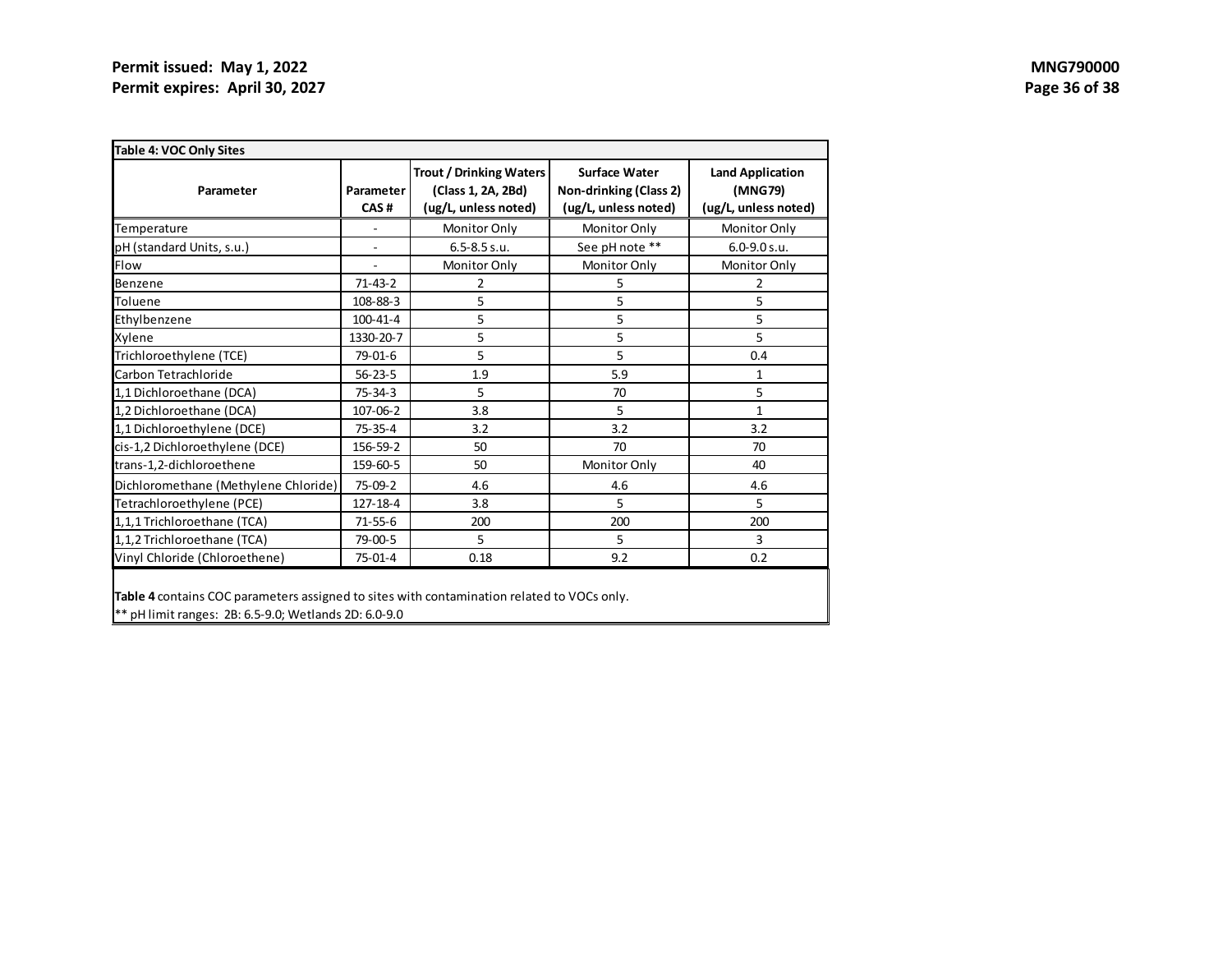**Table 4: VOC Only Sites**

| Parameter | Parameter CAS # | Trout / Drinking Waters (Class 1, 2A, 2Bd) (ug/L, unless noted) | Surface Water Non-drinking (Class 2) (ug/L, unless noted) | Land Application (MNG79) (ug/L, unless noted) |
|---|---|---|---|---|
| Temperature | - | Monitor Only | Monitor Only | Monitor Only |
| pH (standard Units, s.u.) | - | 6.5-8.5 s.u. | See pH note ** | 6.0-9.0 s.u. |
| Flow | - | Monitor Only | Monitor Only | Monitor Only |
| Benzene | 71-43-2 | 2 | 5 | 2 |
| Toluene | 108-88-3 | 5 | 5 | 5 |
| Ethylbenzene | 100-41-4 | 5 | 5 | 5 |
| Xylene | 1330-20-7 | 5 | 5 | 5 |
| Trichloroethylene (TCE) | 79-01-6 | 5 | 5 | 0.4 |
| Carbon Tetrachloride | 56-23-5 | 1.9 | 5.9 | 1 |
| 1,1 Dichloroethane (DCA) | 75-34-3 | 5 | 70 | 5 |
| 1,2 Dichloroethane (DCA) | 107-06-2 | 3.8 | 5 | 1 |
| 1,1 Dichloroethylene (DCE) | 75-35-4 | 3.2 | 3.2 | 3.2 |
| cis-1,2 Dichloroethylene (DCE) | 156-59-2 | 50 | 70 | 70 |
| trans-1,2-dichloroethene | 159-60-5 | 50 | Monitor Only | 40 |
| Dichloromethane (Methylene Chloride) | 75-09-2 | 4.6 | 4.6 | 4.6 |
| Tetrachloroethylene (PCE) | 127-18-4 | 3.8 | 5 | 5 |
| 1,1,1 Trichloroethane (TCA) | 71-55-6 | 200 | 200 | 200 |
| 1,1,2 Trichloroethane (TCA) | 79-00-5 | 5 | 5 | 3 |
| Vinyl Chloride (Chloroethene) | 75-01-4 | 0.18 | 9.2 | 0.2 |

**Table 4** contains COC parameters assigned to sites with contamination related to VOCs only.
** pH limit ranges: 2B: 6.5-9.0; Wetlands 2D: 6.0-9.0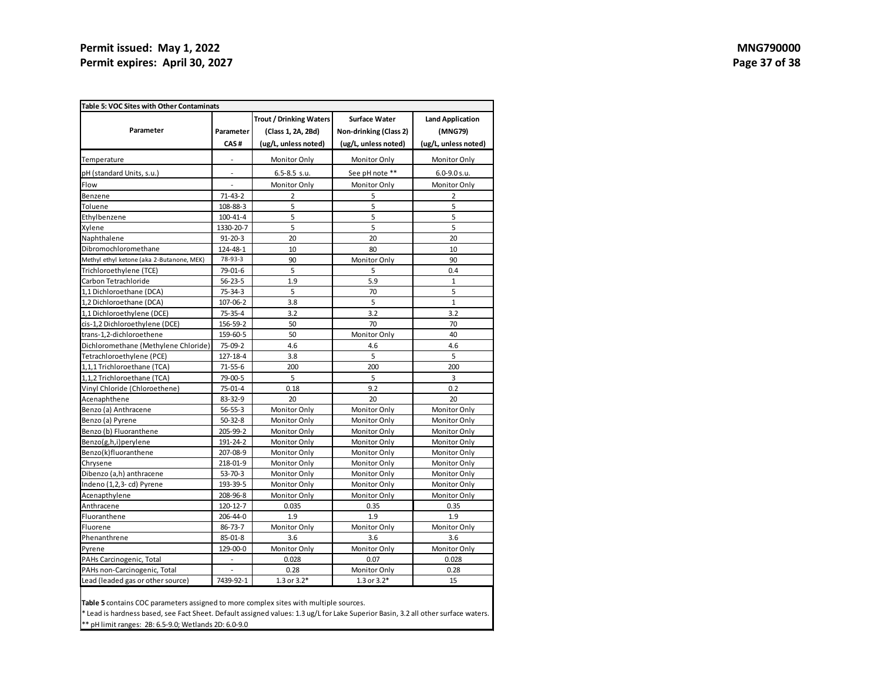**Table 5: VOC Sites with Other Contaminats**

| Parameter | Parameter CAS # | Trout / Drinking Waters (Class 1, 2A, 2Bd) (ug/L, unless noted) | Surface Water Non-drinking (Class 2) (ug/L, unless noted) | Land Application (MNG79) (ug/L, unless noted) |
|---|---|---|---|---|
| Temperature | - | Monitor Only | Monitor Only | Monitor Only |
| pH (standard Units, s.u.) | - | 6.5-8.5 s.u. | See pH note ** | 6.0-9.0 s.u. |
| Flow | - | Monitor Only | Monitor Only | Monitor Only |
| Benzene | 71-43-2 | 2 | 5 | 2 |
| Toluene | 108-88-3 | 5 | 5 | 5 |
| Ethylbenzene | 100-41-4 | 5 | 5 | 5 |
| Xylene | 1330-20-7 | 5 | 5 | 5 |
| Naphthalene | 91-20-3 | 20 | 20 | 20 |
| Dibromochloromethane | 124-48-1 | 10 | 80 | 10 |
| Methyl ethyl ketone (aka 2-Butanone, MEK) | 78-93-3 | 90 | Monitor Only | 90 |
| Trichloroethylene (TCE) | 79-01-6 | 5 | 5 | 0.4 |
| Carbon Tetrachloride | 56-23-5 | 1.9 | 5.9 | 1 |
| 1,1 Dichloroethane (DCA) | 75-34-3 | 5 | 70 | 5 |
| 1,2 Dichloroethane (DCA) | 107-06-2 | 3.8 | 5 | 1 |
| 1,1 Dichloroethylene (DCE) | 75-35-4 | 3.2 | 3.2 | 3.2 |
| cis-1,2 Dichloroethylene (DCE) | 156-59-2 | 50 | 70 | 70 |
| trans-1,2-dichloroethene | 159-60-5 | 50 | Monitor Only | 40 |
| Dichloromethane (Methylene Chloride) | 75-09-2 | 4.6 | 4.6 | 4.6 |
| Tetrachloroethylene (PCE) | 127-18-4 | 3.8 | 5 | 5 |
| 1,1,1 Trichloroethane (TCA) | 71-55-6 | 200 | 200 | 200 |
| 1,1,2 Trichloroethane (TCA) | 79-00-5 | 5 | 5 | 3 |
| Vinyl Chloride (Chloroethene) | 75-01-4 | 0.18 | 9.2 | 0.2 |
| Acenaphthene | 83-32-9 | 20 | 20 | 20 |
| Benzo (a) Anthracene | 56-55-3 | Monitor Only | Monitor Only | Monitor Only |
| Benzo (a) Pyrene | 50-32-8 | Monitor Only | Monitor Only | Monitor Only |
| Benzo (b) Fluoranthene | 205-99-2 | Monitor Only | Monitor Only | Monitor Only |
| Benzo(g,h,i)perylene | 191-24-2 | Monitor Only | Monitor Only | Monitor Only |
| Benzo(k)fluoranthene | 207-08-9 | Monitor Only | Monitor Only | Monitor Only |
| Chrysene | 218-01-9 | Monitor Only | Monitor Only | Monitor Only |
| Dibenzo (a,h) anthracene | 53-70-3 | Monitor Only | Monitor Only | Monitor Only |
| Indeno (1,2,3- cd) Pyrene | 193-39-5 | Monitor Only | Monitor Only | Monitor Only |
| Acenapthylene | 208-96-8 | Monitor Only | Monitor Only | Monitor Only |
| Anthracene | 120-12-7 | 0.035 | 0.35 | 0.35 |
| Fluoranthene | 206-44-0 | 1.9 | 1.9 | 1.9 |
| Fluorene | 86-73-7 | Monitor Only | Monitor Only | Monitor Only |
| Phenanthrene | 85-01-8 | 3.6 | 3.6 | 3.6 |
| Pyrene | 129-00-0 | Monitor Only | Monitor Only | Monitor Only |
| PAHs Carcinogenic, Total | - | 0.028 | 0.07 | 0.028 |
| PAHs non-Carcinogenic, Total | - | 0.28 | Monitor Only | 0.28 |
| Lead (leaded gas or other source) | 7439-92-1 | 1.3 or 3.2* | 1.3 or 3.2* | 15 |

**Table 5** contains COC parameters assigned to more complex sites with multiple sources.

* Lead is hardness based, see Fact Sheet. Default assigned values: 1.3 ug/L for Lake Superior Basin, 3.2 all other surface waters.

** pH limit ranges: 2B: 6.5-9.0; Wetlands 2D: 6.0-9.0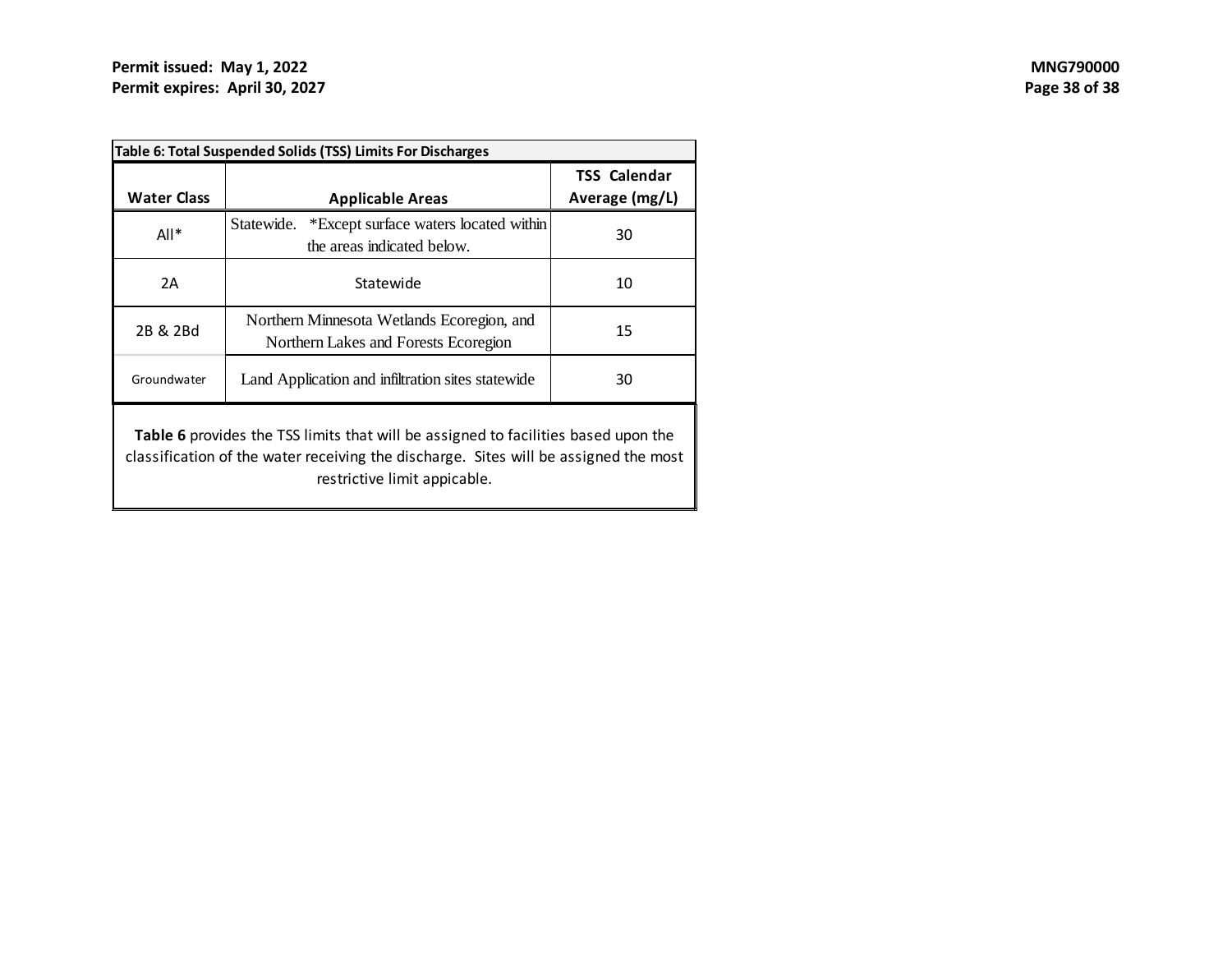**Table 6: Total Suspended Solids (TSS) Limits For Discharges**

| Water Class | Applicable Areas | TSS Calendar Average (mg/L) |
|---|---|---|
| All* | Statewide. *Except surface waters located within the areas indicated below. | 30 |
| 2A | Statewide | 10 |
| 2B & 2Bd | Northern Minnesota Wetlands Ecoregion, and Northern Lakes and Forests Ecoregion | 15 |
| Groundwater | Land Application and infiltration sites statewide | 30 |

**Table 6** provides the TSS limits that will be assigned to facilities based upon the classification of the water receiving the discharge. Sites will be assigned the most restrictive limit appicable.